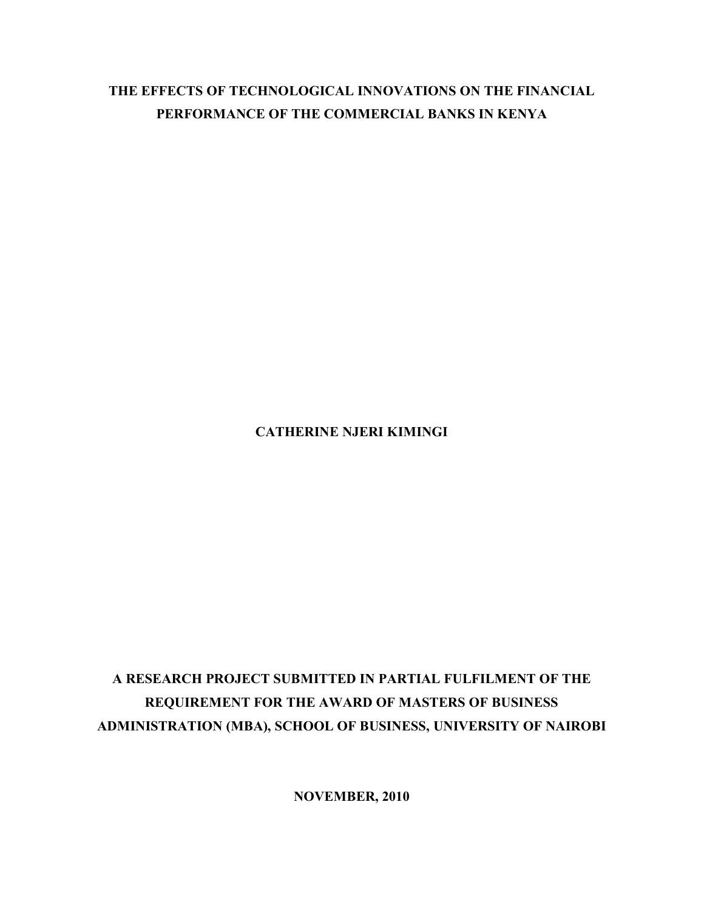# THE EFFECTS OF TECHNOLOGICAL INNOVATIONS ON THE FINANCIAL PERFORMANCE OF THE COMMERCIAL BANKS IN KENYA

**CATHERINE NJERI KIMINGI**

**A RESEARCH PROJECT SUBMITTED IN PARTIAL FULFILMENT OF THE REQUIREMENT FOR THE AWARD OF MASTERS OF BUSINESS ADMINISTRATION (MBA), SCHOOL OF BUSINESS, UNIVERSITY OF NAIROBI**

**NOVEMBER, 2010**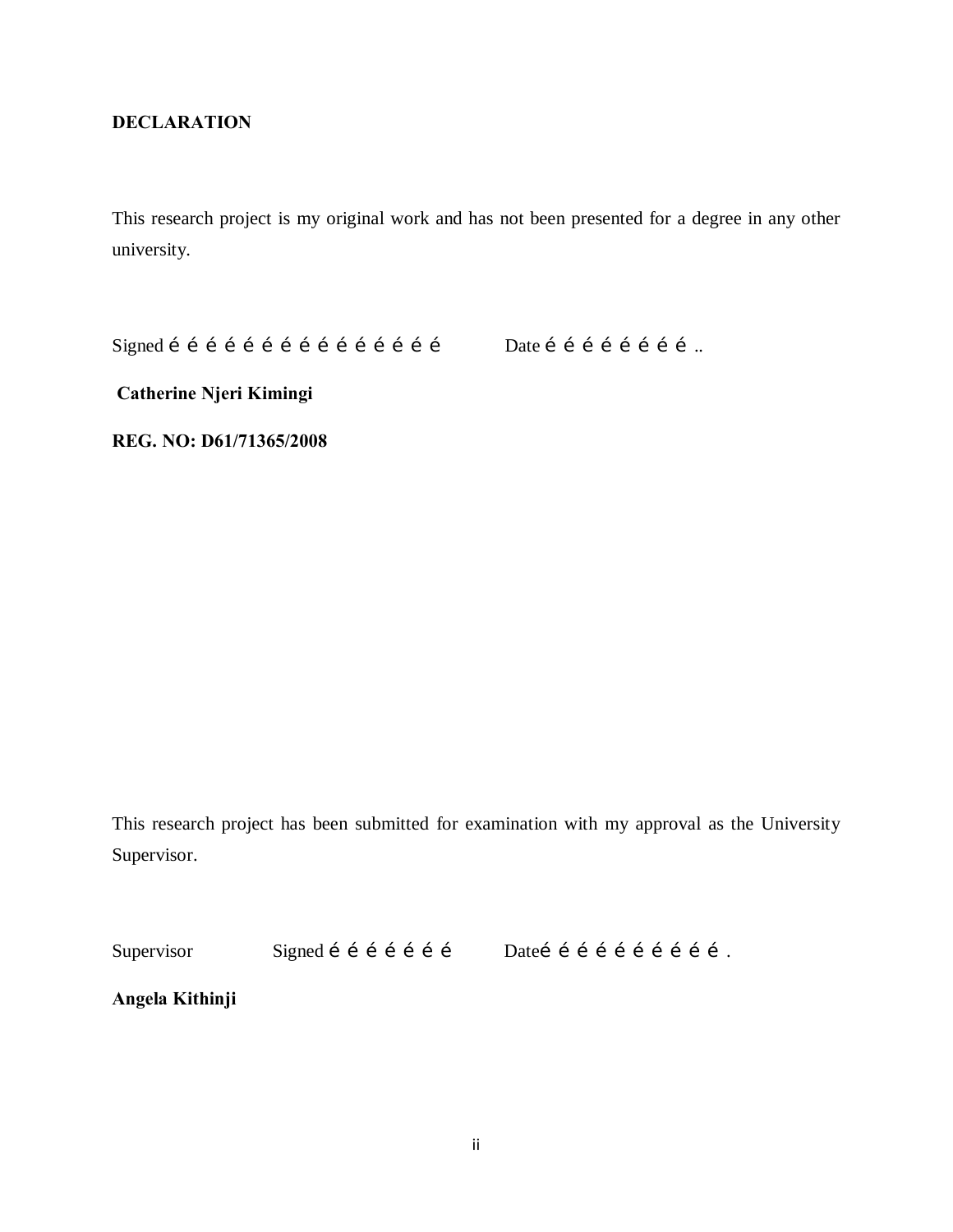# DECLARATION

This research project is my original work and has not been presented for a degree in any other university.

Signed é é é é é é é é é é é é é é é é é        Date é é é é é é é é é ..

**Catherine Njeri Kimingi**

**REG. NO: D61/71365/2008**

This research project has been submitted for examination with my approval as the University Supervisor.

Supervisor        Signed é é é é é é é        Dateé é é é é é é é é é .

**Angela Kithinji**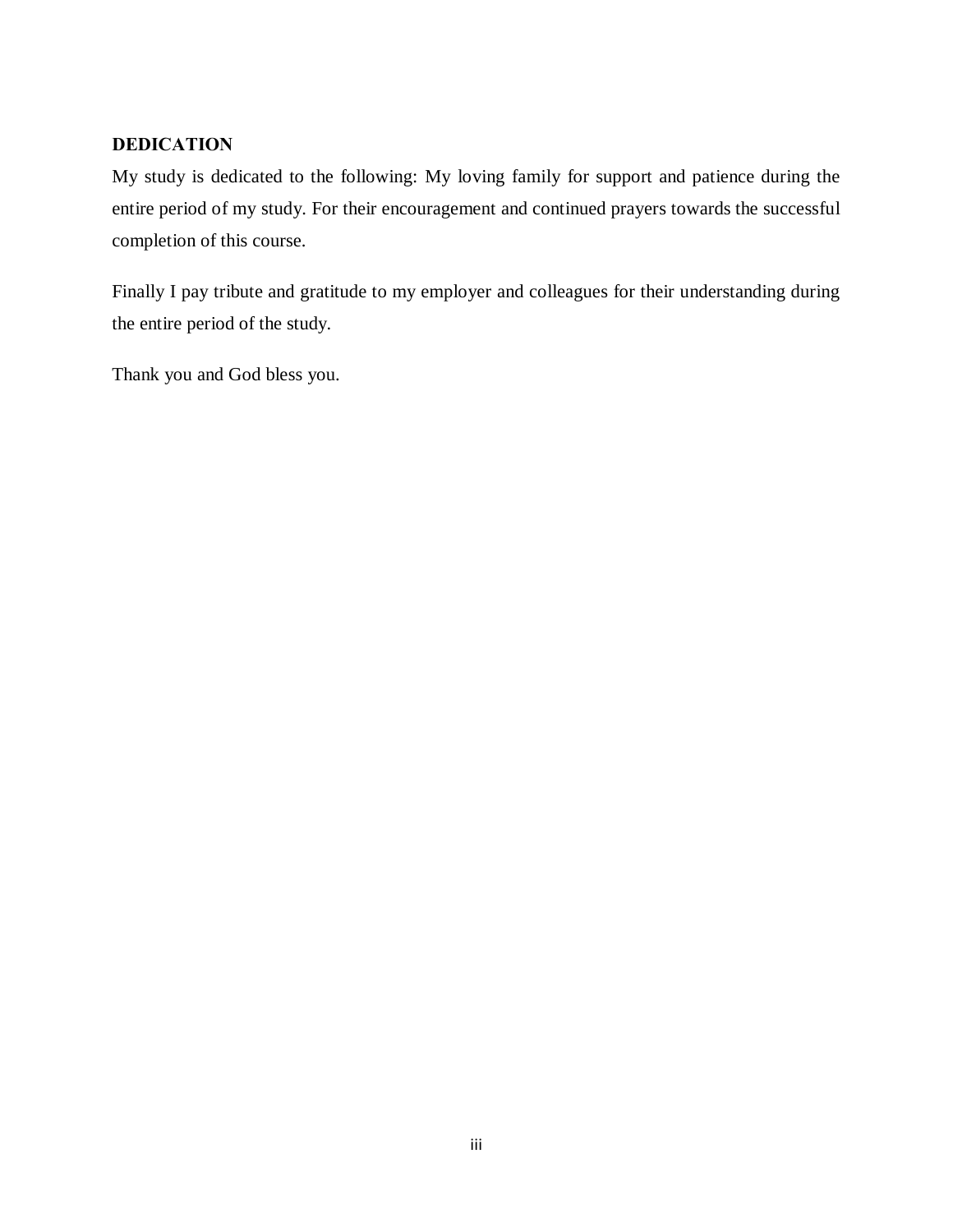## DEDICATION

My study is dedicated to the following: My loving family for support and patience during the entire period of my study. For their encouragement and continued prayers towards the successful completion of this course.

Finally I pay tribute and gratitude to my employer and colleagues for their understanding during the entire period of the study.

Thank you and God bless you.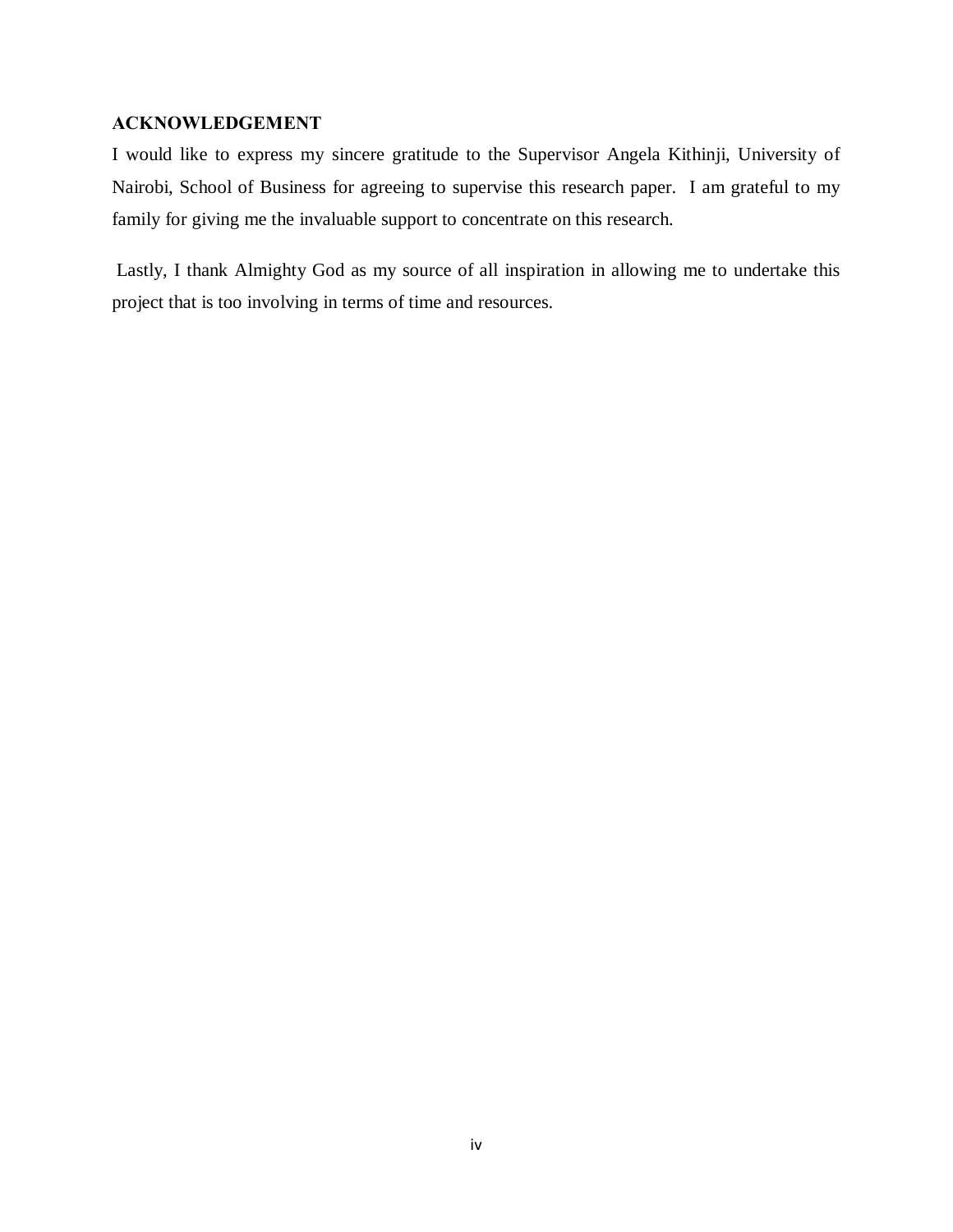## ACKNOWLEDGEMENT

I would like to express my sincere gratitude to the Supervisor Angela Kithinji, University of Nairobi, School of Business for agreeing to supervise this research paper. I am grateful to my family for giving me the invaluable support to concentrate on this research.

Lastly, I thank Almighty God as my source of all inspiration in allowing me to undertake this project that is too involving in terms of time and resources.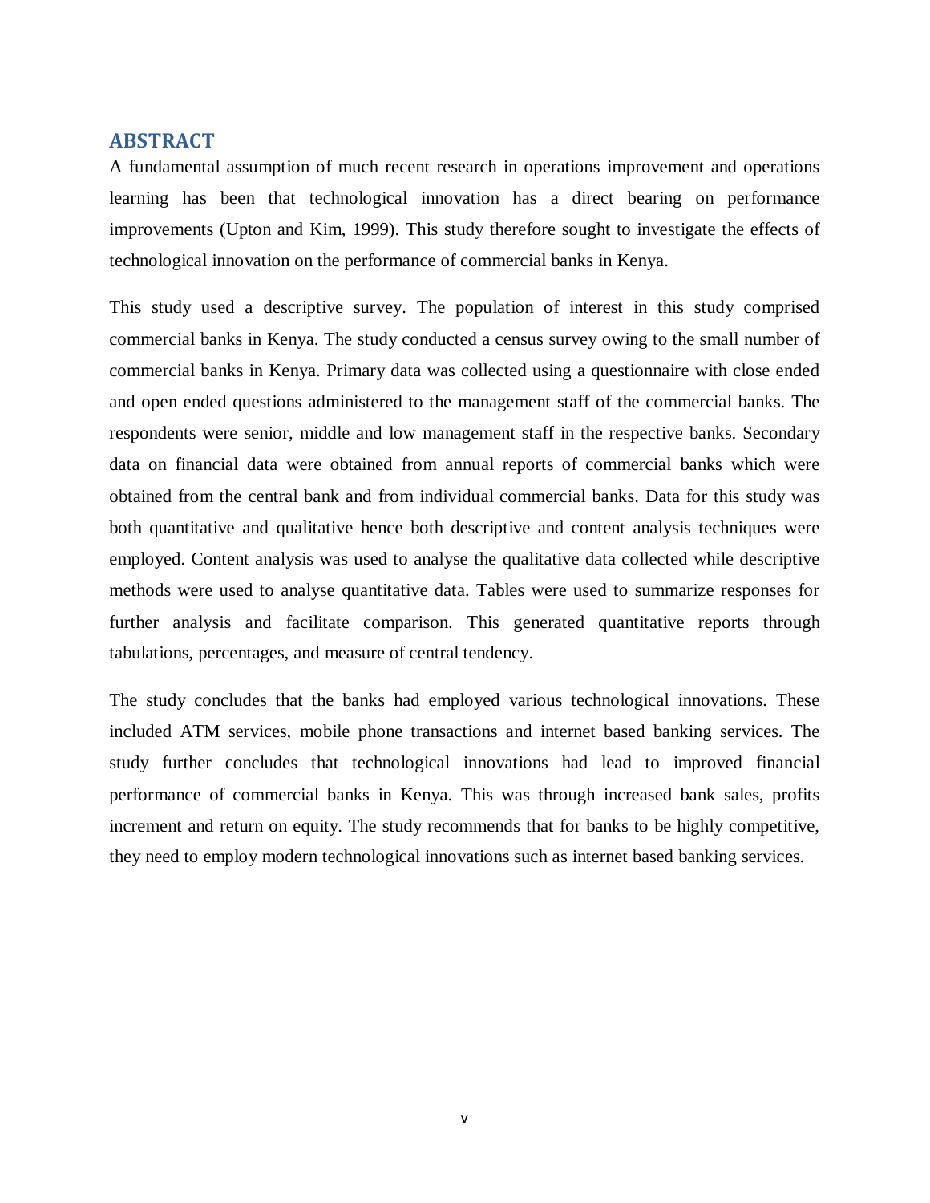## ABSTRACT

A fundamental assumption of much recent research in operations improvement and operations learning has been that technological innovation has a direct bearing on performance improvements (Upton and Kim, 1999). This study therefore sought to investigate the effects of technological innovation on the performance of commercial banks in Kenya.

This study used a descriptive survey. The population of interest in this study comprised commercial banks in Kenya. The study conducted a census survey owing to the small number of commercial banks in Kenya. Primary data was collected using a questionnaire with close ended and open ended questions administered to the management staff of the commercial banks. The respondents were senior, middle and low management staff in the respective banks. Secondary data on financial data were obtained from annual reports of commercial banks which were obtained from the central bank and from individual commercial banks. Data for this study was both quantitative and qualitative hence both descriptive and content analysis techniques were employed. Content analysis was used to analyse the qualitative data collected while descriptive methods were used to analyse quantitative data. Tables were used to summarize responses for further analysis and facilitate comparison. This generated quantitative reports through tabulations, percentages, and measure of central tendency.

The study concludes that the banks had employed various technological innovations. These included ATM services, mobile phone transactions and internet based banking services. The study further concludes that technological innovations had lead to improved financial performance of commercial banks in Kenya. This was through increased bank sales, profits increment and return on equity. The study recommends that for banks to be highly competitive, they need to employ modern technological innovations such as internet based banking services.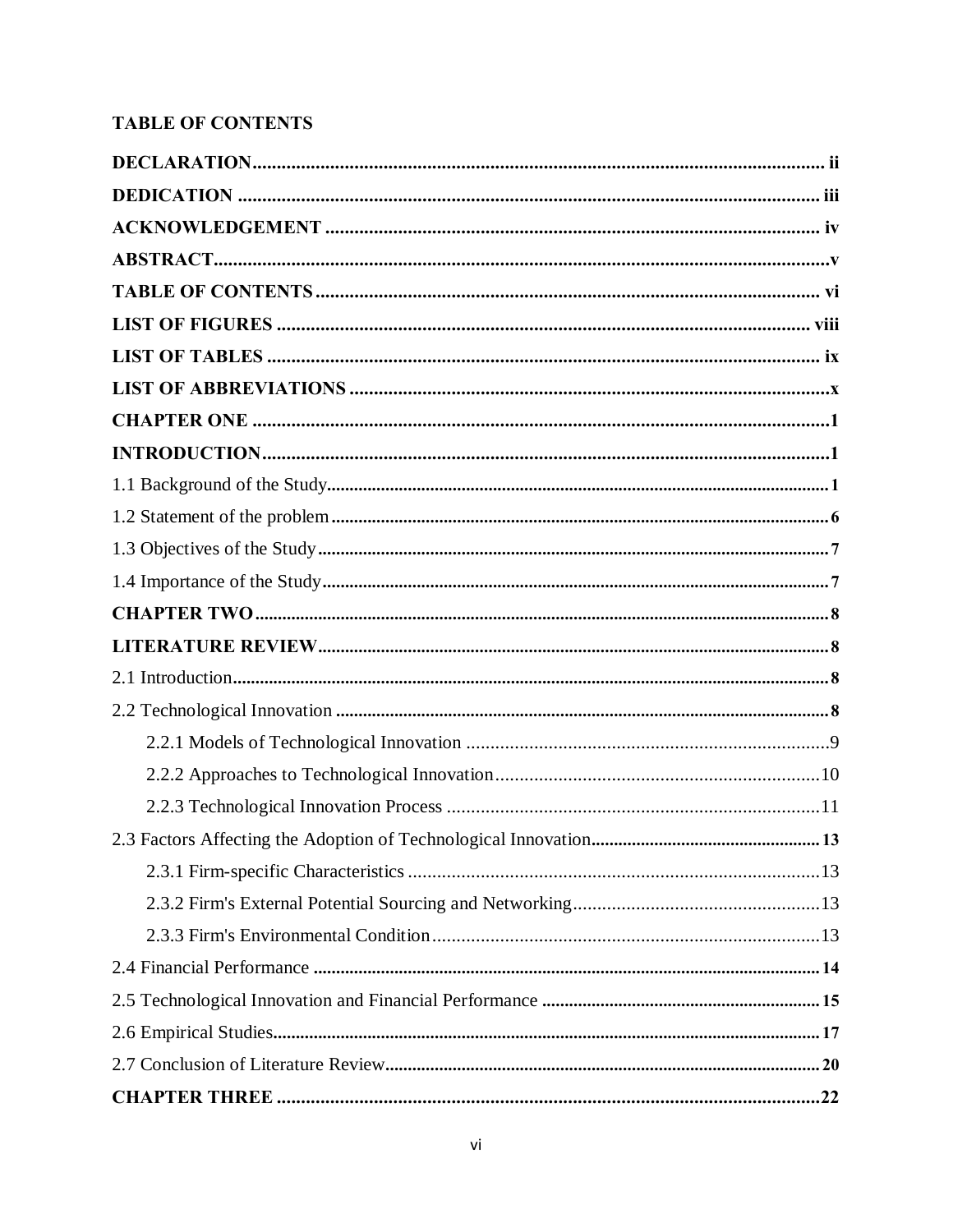# TABLE OF CONTENTS

**DECLARATION** ..... ii

**DEDICATION** ..... iii

**ACKNOWLEDGEMENT** ..... iv

**ABSTRACT** ..... v

**TABLE OF CONTENTS** ..... vi

**LIST OF FIGURES** ..... viii

**LIST OF TABLES** ..... ix

**LIST OF ABBREVIATIONS** ..... x

**CHAPTER ONE** ..... 1

**INTRODUCTION** ..... 1

1.1 Background of the Study ..... 1

1.2 Statement of the problem ..... 6

1.3 Objectives of the Study ..... 7

1.4 Importance of the Study ..... 7

**CHAPTER TWO** ..... 8

**LITERATURE REVIEW** ..... 8

2.1 Introduction ..... 8

2.2 Technological Innovation ..... 8

- 2.2.1 Models of Technological Innovation ..... 9
- 2.2.2 Approaches to Technological Innovation ..... 10
- 2.2.3 Technological Innovation Process ..... 11

2.3 Factors Affecting the Adoption of Technological Innovation ..... 13

- 2.3.1 Firm-specific Characteristics ..... 13
- 2.3.2 Firm's External Potential Sourcing and Networking ..... 13
- 2.3.3 Firm's Environmental Condition ..... 13

2.4 Financial Performance ..... 14

2.5 Technological Innovation and Financial Performance ..... 15

2.6 Empirical Studies ..... 17

2.7 Conclusion of Literature Review ..... 20

**CHAPTER THREE** ..... 22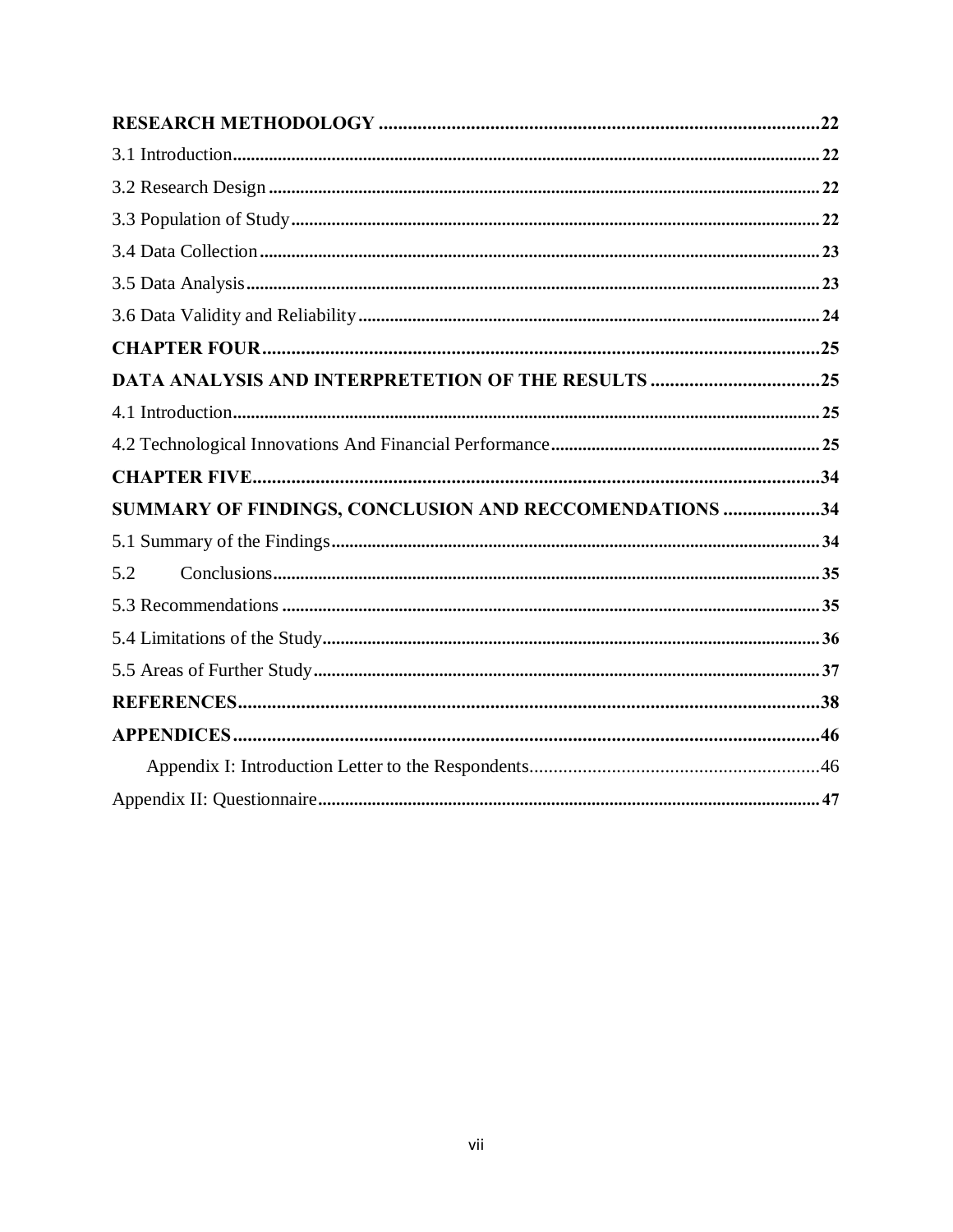**RESEARCH METHODOLOGY** .......................................................................................... **22**

3.1 Introduction.................................................................................................................. 22

3.2 Research Design .......................................................................................................... 22

3.3 Population of Study..................................................................................................... 22

3.4 Data Collection............................................................................................................ 23

3.5 Data Analysis............................................................................................................... 23

3.6 Data Validity and Reliability ....................................................................................... 24

**CHAPTER FOUR**.................................................................................................... **25**

**DATA ANALYSIS AND INTERPRETETION OF THE RESULTS** .................................. **25**

4.1 Introduction.................................................................................................................. 25

4.2 Technological Innovations And Financial Performance............................................. 25

**CHAPTER FIVE**...................................................................................................... **34**

**SUMMARY OF FINDINGS, CONCLUSION AND RECCOMENDATIONS** .................... **34**

5.1 Summary of the Findings............................................................................................. 34

5.2 Conclusions.................................................................................................................. 35

5.3 Recommendations ....................................................................................................... 35

5.4 Limitations of the Study............................................................................................... 36

5.5 Areas of Further Study................................................................................................. 37

**REFERENCES**.......................................................................................................... **38**

**APPENDICES**........................................................................................................... **46**

Appendix I: Introduction Letter to the Respondents............................................................ 46

Appendix II: Questionnaire................................................................................................. 47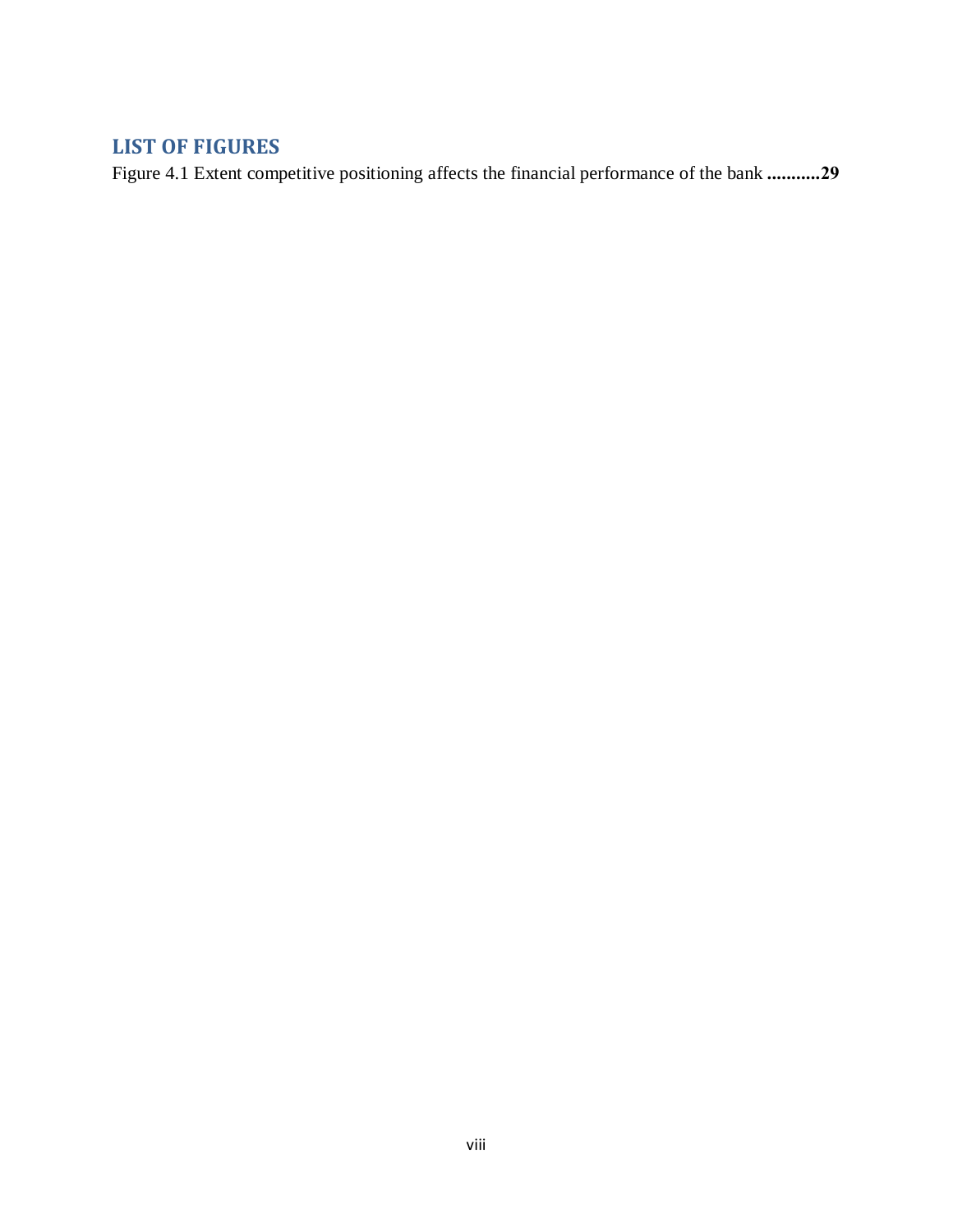## LIST OF FIGURES

Figure 4.1 Extent competitive positioning affects the financial performance of the bank **...........29**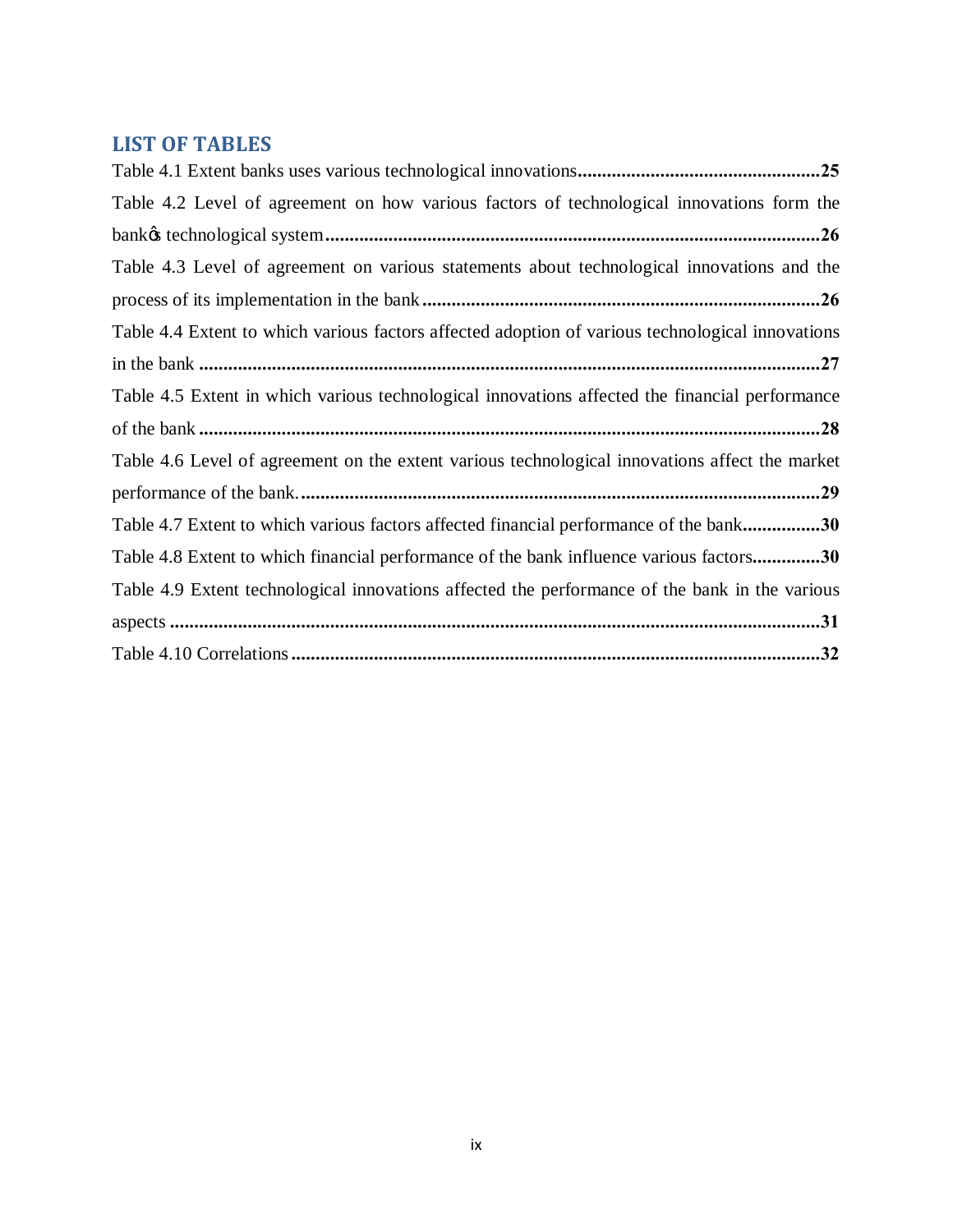## LIST OF TABLES

Table 4.1 Extent banks uses various technological innovations....................................................25

Table 4.2 Level of agreement on how various factors of technological innovations form the bankǿs technological system......................................................................................................26

Table 4.3 Level of agreement on various statements about technological innovations and the process of its implementation in the bank ..................................................................................26

Table 4.4 Extent to which various factors affected adoption of various technological innovations in the bank ....................................................................................................................................27

Table 4.5 Extent in which various technological innovations affected the financial performance of the bank ...................................................................................................................................28

Table 4.6 Level of agreement on the extent various technological innovations affect the market performance of the bank. ...........................................................................................................29

Table 4.7 Extent to which various factors affected financial performance of the bank................30

Table 4.8 Extent to which financial performance of the bank influence various factors..............30

Table 4.9 Extent technological innovations affected the performance of the bank in the various aspects .........................................................................................................................................31

Table 4.10 Correlations ..............................................................................................................32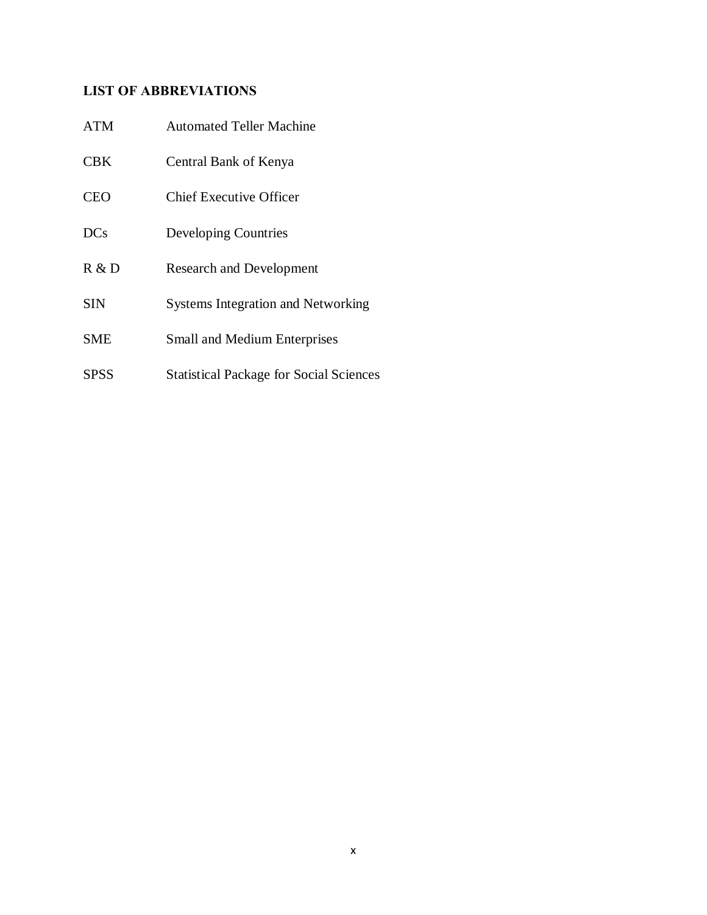## LIST OF ABBREVIATIONS

| | |
|---|---|
| ATM | Automated Teller Machine |
| CBK | Central Bank of Kenya |
| CEO | Chief Executive Officer |
| DCs | Developing Countries |
| R & D | Research and Development |
| SIN | Systems Integration and Networking |
| SME | Small and Medium Enterprises |
| SPSS | Statistical Package for Social Sciences |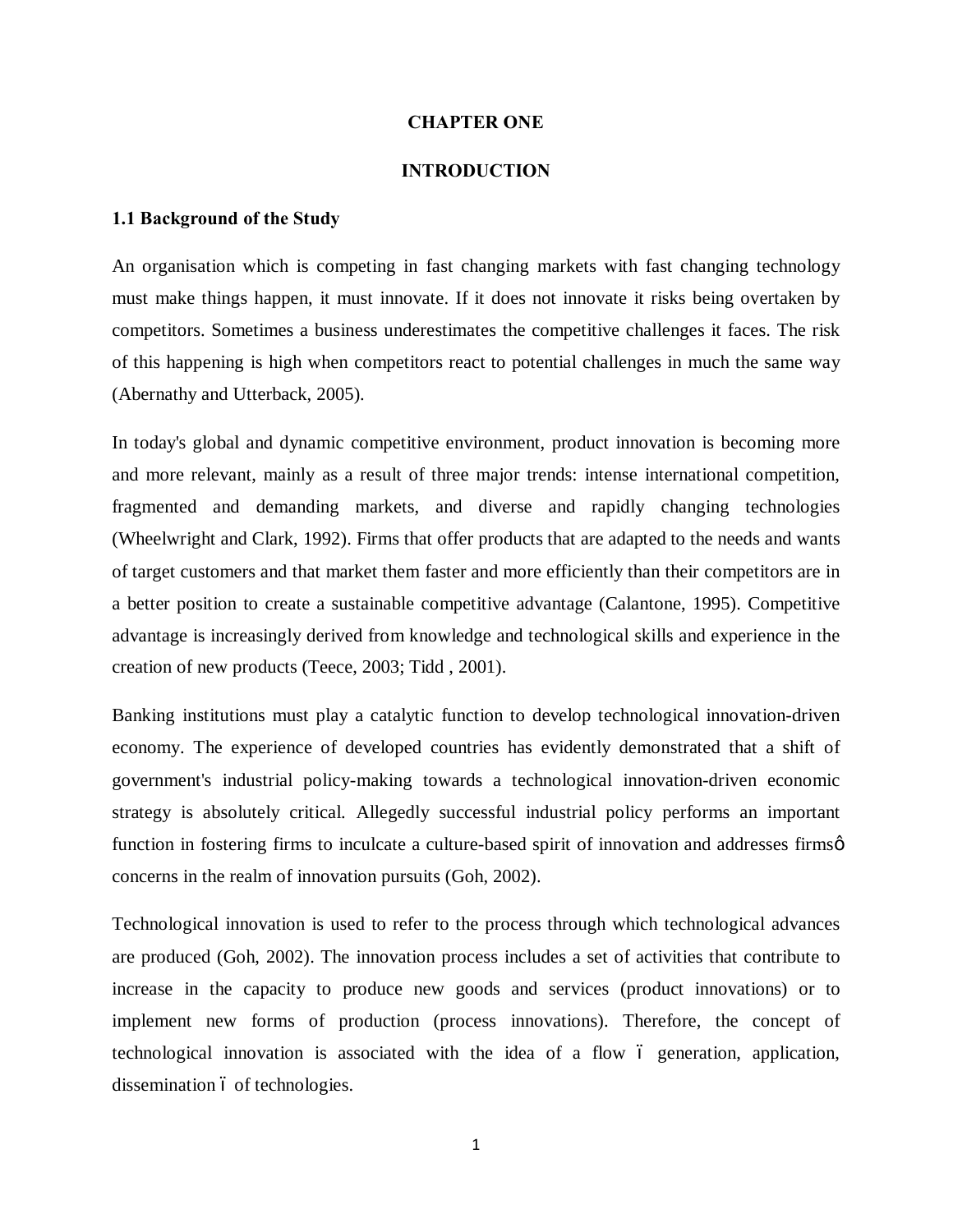# CHAPTER ONE

# INTRODUCTION

## 1.1 Background of the Study

An organisation which is competing in fast changing markets with fast changing technology must make things happen, it must innovate. If it does not innovate it risks being overtaken by competitors. Sometimes a business underestimates the competitive challenges it faces. The risk of this happening is high when competitors react to potential challenges in much the same way (Abernathy and Utterback, 2005).

In today's global and dynamic competitive environment, product innovation is becoming more and more relevant, mainly as a result of three major trends: intense international competition, fragmented and demanding markets, and diverse and rapidly changing technologies (Wheelwright and Clark, 1992). Firms that offer products that are adapted to the needs and wants of target customers and that market them faster and more efficiently than their competitors are in a better position to create a sustainable competitive advantage (Calantone, 1995). Competitive advantage is increasingly derived from knowledge and technological skills and experience in the creation of new products (Teece, 2003; Tidd , 2001).

Banking institutions must play a catalytic function to develop technological innovation-driven economy. The experience of developed countries has evidently demonstrated that a shift of government's industrial policy-making towards a technological innovation-driven economic strategy is absolutely critical. Allegedly successful industrial policy performs an important function in fostering firms to inculcate a culture-based spirit of innovation and addresses firmsô concerns in the realm of innovation pursuits (Goh, 2002).

Technological innovation is used to refer to the process through which technological advances are produced (Goh, 2002). The innovation process includes a set of activities that contribute to increase in the capacity to produce new goods and services (product innovations) or to implement new forms of production (process innovations). Therefore, the concept of technological innovation is associated with the idea of a flow ó generation, application, dissemination ó of technologies.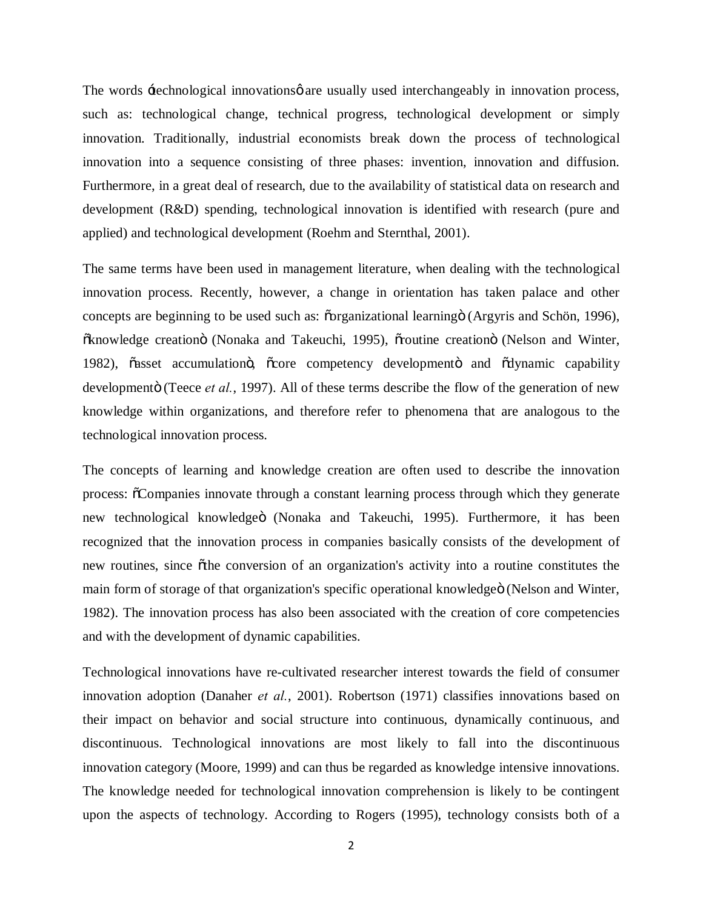The words ‘technological innovations’ are usually used interchangeably in innovation process, such as: technological change, technical progress, technological development or simply innovation. Traditionally, industrial economists break down the process of technological innovation into a sequence consisting of three phases: invention, innovation and diffusion. Furthermore, in a great deal of research, due to the availability of statistical data on research and development (R&D) spending, technological innovation is identified with research (pure and applied) and technological development (Roehm and Sternthal, 2001).

The same terms have been used in management literature, when dealing with the technological innovation process. Recently, however, a change in orientation has taken palace and other concepts are beginning to be used such as: “organizational learning” (Argyris and Schön, 1996), “knowledge creation” (Nonaka and Takeuchi, 1995), “routine creation” (Nelson and Winter, 1982), “asset accumulation”, “core competency development” and “dynamic capability development” (Teece *et al.*, 1997). All of these terms describe the flow of the generation of new knowledge within organizations, and therefore refer to phenomena that are analogous to the technological innovation process.

The concepts of learning and knowledge creation are often used to describe the innovation process: “Companies innovate through a constant learning process through which they generate new technological knowledge” (Nonaka and Takeuchi, 1995). Furthermore, it has been recognized that the innovation process in companies basically consists of the development of new routines, since “the conversion of an organization's activity into a routine constitutes the main form of storage of that organization's specific operational knowledge” (Nelson and Winter, 1982). The innovation process has also been associated with the creation of core competencies and with the development of dynamic capabilities.

Technological innovations have re-cultivated researcher interest towards the field of consumer innovation adoption (Danaher *et al.*, 2001). Robertson (1971) classifies innovations based on their impact on behavior and social structure into continuous, dynamically continuous, and discontinuous. Technological innovations are most likely to fall into the discontinuous innovation category (Moore, 1999) and can thus be regarded as knowledge intensive innovations. The knowledge needed for technological innovation comprehension is likely to be contingent upon the aspects of technology. According to Rogers (1995), technology consists both of a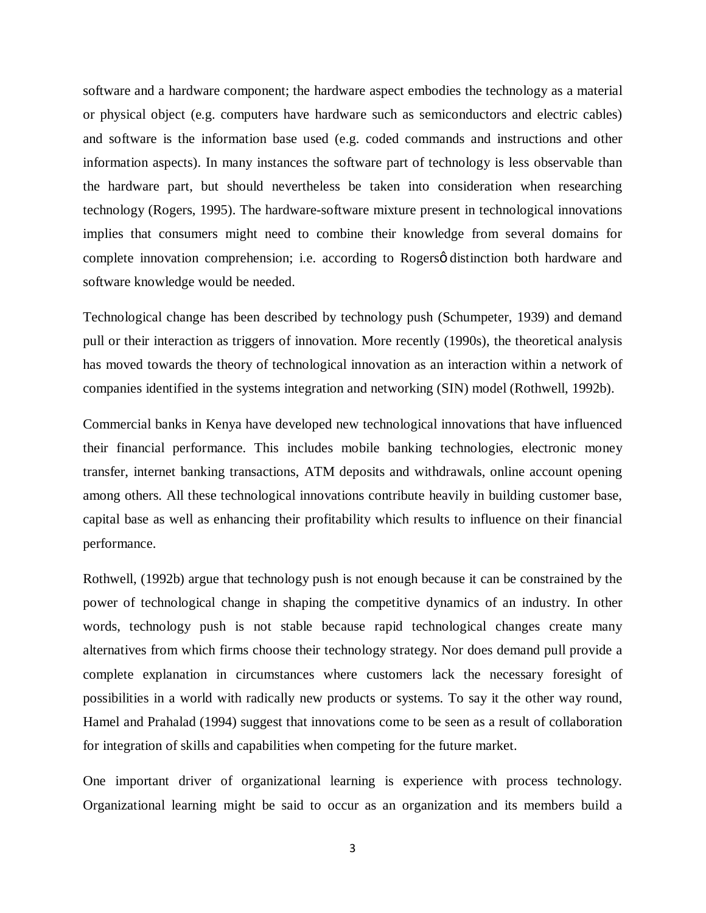software and a hardware component; the hardware aspect embodies the technology as a material or physical object (e.g. computers have hardware such as semiconductors and electric cables) and software is the information base used (e.g. coded commands and instructions and other information aspects). In many instances the software part of technology is less observable than the hardware part, but should nevertheless be taken into consideration when researching technology (Rogers, 1995). The hardware-software mixture present in technological innovations implies that consumers might need to combine their knowledge from several domains for complete innovation comprehension; i.e. according to Rogersô distinction both hardware and software knowledge would be needed.

Technological change has been described by technology push (Schumpeter, 1939) and demand pull or their interaction as triggers of innovation. More recently (1990s), the theoretical analysis has moved towards the theory of technological innovation as an interaction within a network of companies identified in the systems integration and networking (SIN) model (Rothwell, 1992b).

Commercial banks in Kenya have developed new technological innovations that have influenced their financial performance. This includes mobile banking technologies, electronic money transfer, internet banking transactions, ATM deposits and withdrawals, online account opening among others. All these technological innovations contribute heavily in building customer base, capital base as well as enhancing their profitability which results to influence on their financial performance.

Rothwell, (1992b) argue that technology push is not enough because it can be constrained by the power of technological change in shaping the competitive dynamics of an industry. In other words, technology push is not stable because rapid technological changes create many alternatives from which firms choose their technology strategy. Nor does demand pull provide a complete explanation in circumstances where customers lack the necessary foresight of possibilities in a world with radically new products or systems. To say it the other way round, Hamel and Prahalad (1994) suggest that innovations come to be seen as a result of collaboration for integration of skills and capabilities when competing for the future market.

One important driver of organizational learning is experience with process technology. Organizational learning might be said to occur as an organization and its members build a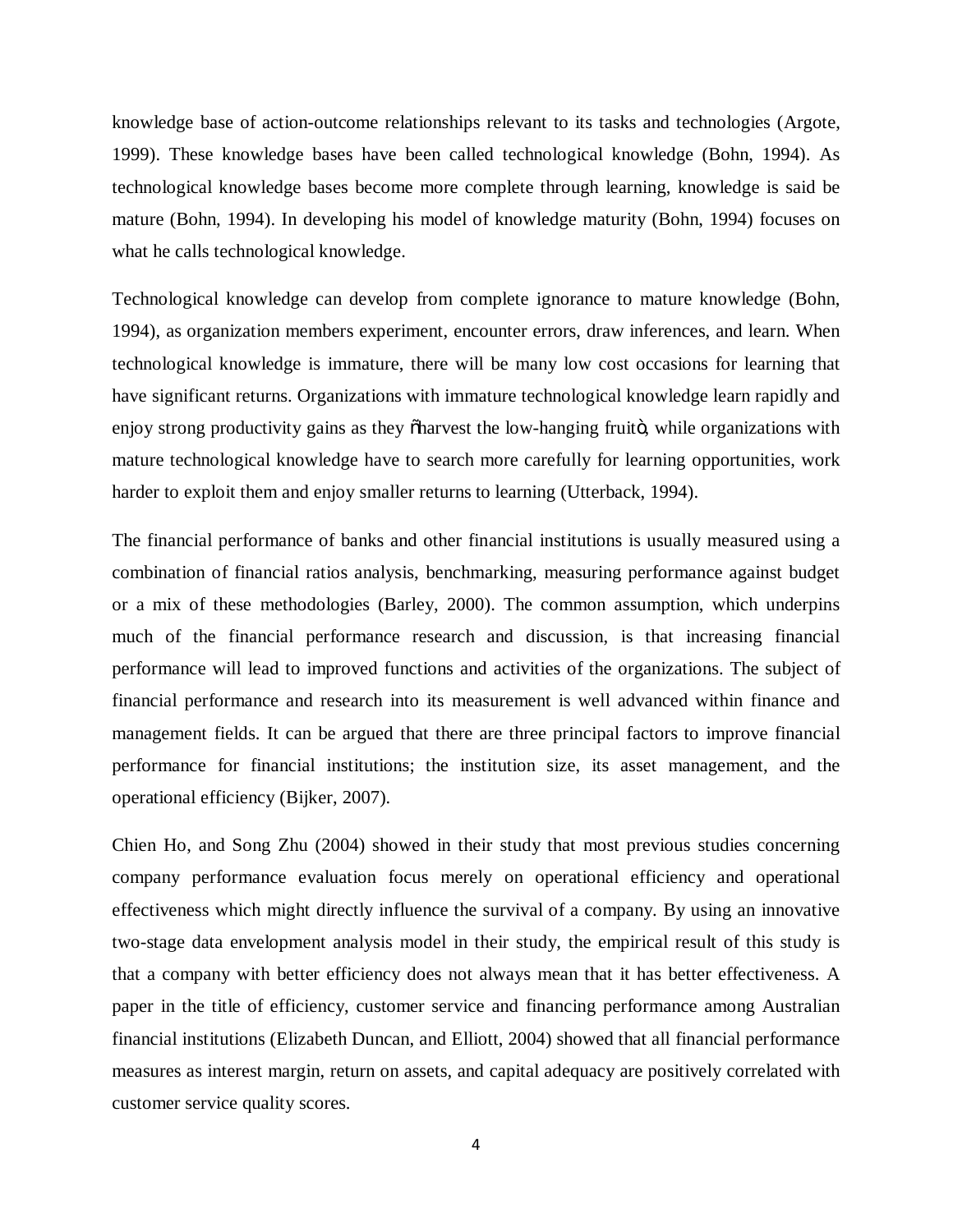knowledge base of action-outcome relationships relevant to its tasks and technologies (Argote, 1999). These knowledge bases have been called technological knowledge (Bohn, 1994). As technological knowledge bases become more complete through learning, knowledge is said be mature (Bohn, 1994). In developing his model of knowledge maturity (Bohn, 1994) focuses on what he calls technological knowledge.

Technological knowledge can develop from complete ignorance to mature knowledge (Bohn, 1994), as organization members experiment, encounter errors, draw inferences, and learn. When technological knowledge is immature, there will be many low cost occasions for learning that have significant returns. Organizations with immature technological knowledge learn rapidly and enjoy strong productivity gains as they "harvest the low-hanging fruit", while organizations with mature technological knowledge have to search more carefully for learning opportunities, work harder to exploit them and enjoy smaller returns to learning (Utterback, 1994).

The financial performance of banks and other financial institutions is usually measured using a combination of financial ratios analysis, benchmarking, measuring performance against budget or a mix of these methodologies (Barley, 2000). The common assumption, which underpins much of the financial performance research and discussion, is that increasing financial performance will lead to improved functions and activities of the organizations. The subject of financial performance and research into its measurement is well advanced within finance and management fields. It can be argued that there are three principal factors to improve financial performance for financial institutions; the institution size, its asset management, and the operational efficiency (Bijker, 2007).

Chien Ho, and Song Zhu (2004) showed in their study that most previous studies concerning company performance evaluation focus merely on operational efficiency and operational effectiveness which might directly influence the survival of a company. By using an innovative two-stage data envelopment analysis model in their study, the empirical result of this study is that a company with better efficiency does not always mean that it has better effectiveness. A paper in the title of efficiency, customer service and financing performance among Australian financial institutions (Elizabeth Duncan, and Elliott, 2004) showed that all financial performance measures as interest margin, return on assets, and capital adequacy are positively correlated with customer service quality scores.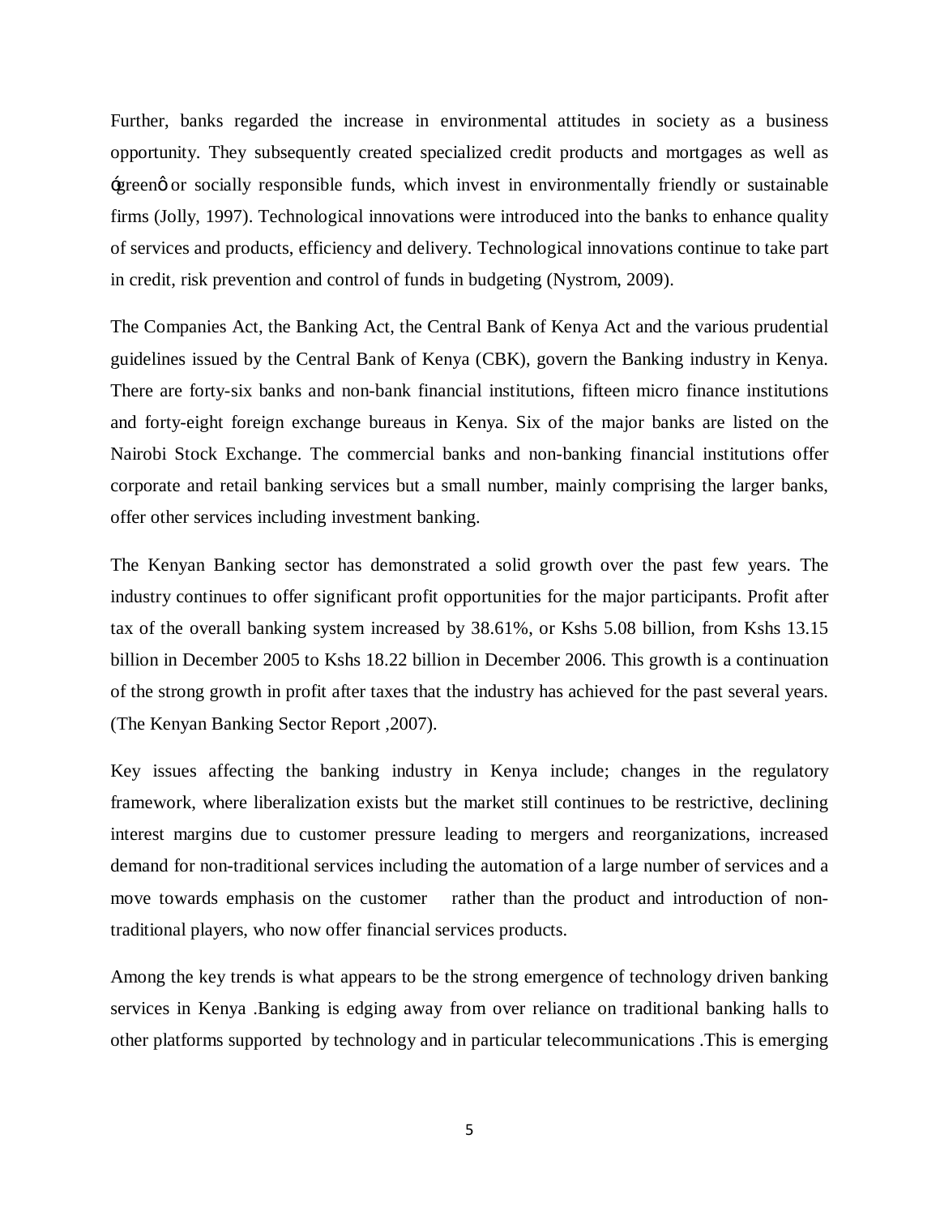Further, banks regarded the increase in environmental attitudes in society as a business opportunity. They subsequently created specialized credit products and mortgages as well as ógreenô or socially responsible funds, which invest in environmentally friendly or sustainable firms (Jolly, 1997). Technological innovations were introduced into the banks to enhance quality of services and products, efficiency and delivery. Technological innovations continue to take part in credit, risk prevention and control of funds in budgeting (Nystrom, 2009).

The Companies Act, the Banking Act, the Central Bank of Kenya Act and the various prudential guidelines issued by the Central Bank of Kenya (CBK), govern the Banking industry in Kenya. There are forty-six banks and non-bank financial institutions, fifteen micro finance institutions and forty-eight foreign exchange bureaus in Kenya. Six of the major banks are listed on the Nairobi Stock Exchange. The commercial banks and non-banking financial institutions offer corporate and retail banking services but a small number, mainly comprising the larger banks, offer other services including investment banking.

The Kenyan Banking sector has demonstrated a solid growth over the past few years. The industry continues to offer significant profit opportunities for the major participants. Profit after tax of the overall banking system increased by 38.61%, or Kshs 5.08 billion, from Kshs 13.15 billion in December 2005 to Kshs 18.22 billion in December 2006. This growth is a continuation of the strong growth in profit after taxes that the industry has achieved for the past several years. (The Kenyan Banking Sector Report ,2007).

Key issues affecting the banking industry in Kenya include; changes in the regulatory framework, where liberalization exists but the market still continues to be restrictive, declining interest margins due to customer pressure leading to mergers and reorganizations, increased demand for non-traditional services including the automation of a large number of services and a move towards emphasis on the customer rather than the product and introduction of non-traditional players, who now offer financial services products.

Among the key trends is what appears to be the strong emergence of technology driven banking services in Kenya .Banking is edging away from over reliance on traditional banking halls to other platforms supported by technology and in particular telecommunications .This is emerging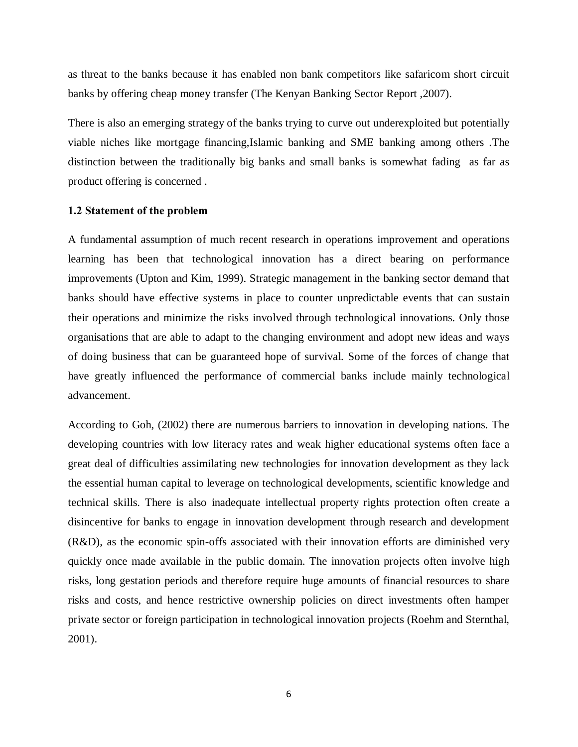as threat to the banks because it has enabled non bank competitors like safaricom short circuit banks by offering cheap money transfer (The Kenyan Banking Sector Report ,2007).

There is also an emerging strategy of the banks trying to curve out underexploited but potentially viable niches like mortgage financing,Islamic banking and SME banking among others .The distinction between the traditionally big banks and small banks is somewhat fading as far as product offering is concerned .

### 1.2 Statement of the problem

A fundamental assumption of much recent research in operations improvement and operations learning has been that technological innovation has a direct bearing on performance improvements (Upton and Kim, 1999). Strategic management in the banking sector demand that banks should have effective systems in place to counter unpredictable events that can sustain their operations and minimize the risks involved through technological innovations. Only those organisations that are able to adapt to the changing environment and adopt new ideas and ways of doing business that can be guaranteed hope of survival. Some of the forces of change that have greatly influenced the performance of commercial banks include mainly technological advancement.

According to Goh, (2002) there are numerous barriers to innovation in developing nations. The developing countries with low literacy rates and weak higher educational systems often face a great deal of difficulties assimilating new technologies for innovation development as they lack the essential human capital to leverage on technological developments, scientific knowledge and technical skills. There is also inadequate intellectual property rights protection often create a disincentive for banks to engage in innovation development through research and development (R&D), as the economic spin-offs associated with their innovation efforts are diminished very quickly once made available in the public domain. The innovation projects often involve high risks, long gestation periods and therefore require huge amounts of financial resources to share risks and costs, and hence restrictive ownership policies on direct investments often hamper private sector or foreign participation in technological innovation projects (Roehm and Sternthal, 2001).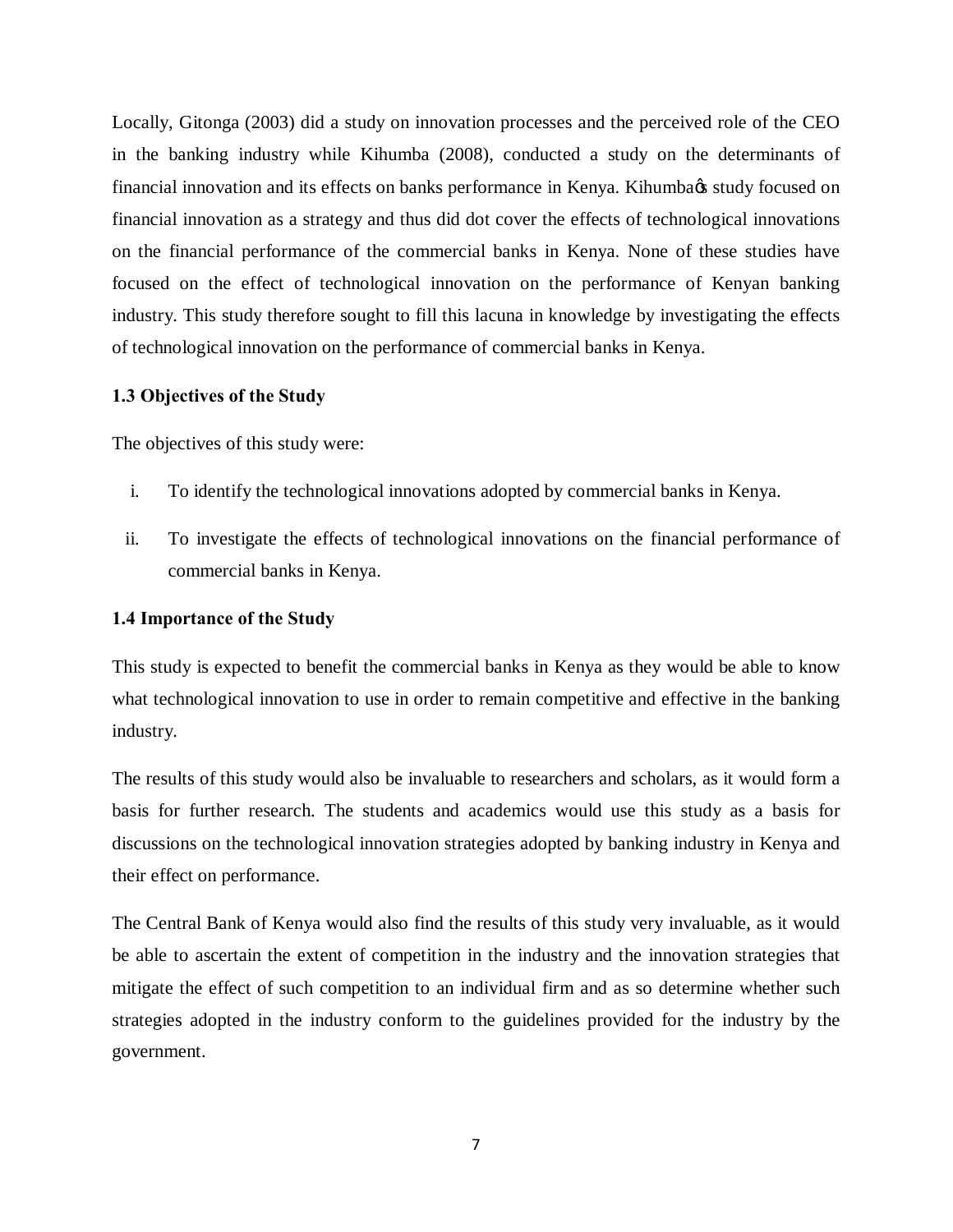Locally, Gitonga (2003) did a study on innovation processes and the perceived role of the CEO in the banking industry while Kihumba (2008), conducted a study on the determinants of financial innovation and its effects on banks performance in Kenya. Kihumba's study focused on financial innovation as a strategy and thus did dot cover the effects of technological innovations on the financial performance of the commercial banks in Kenya. None of these studies have focused on the effect of technological innovation on the performance of Kenyan banking industry. This study therefore sought to fill this lacuna in knowledge by investigating the effects of technological innovation on the performance of commercial banks in Kenya.

### 1.3 Objectives of the Study

The objectives of this study were:

i. To identify the technological innovations adopted by commercial banks in Kenya.

ii. To investigate the effects of technological innovations on the financial performance of commercial banks in Kenya.

### 1.4 Importance of the Study

This study is expected to benefit the commercial banks in Kenya as they would be able to know what technological innovation to use in order to remain competitive and effective in the banking industry.

The results of this study would also be invaluable to researchers and scholars, as it would form a basis for further research. The students and academics would use this study as a basis for discussions on the technological innovation strategies adopted by banking industry in Kenya and their effect on performance.

The Central Bank of Kenya would also find the results of this study very invaluable, as it would be able to ascertain the extent of competition in the industry and the innovation strategies that mitigate the effect of such competition to an individual firm and as so determine whether such strategies adopted in the industry conform to the guidelines provided for the industry by the government.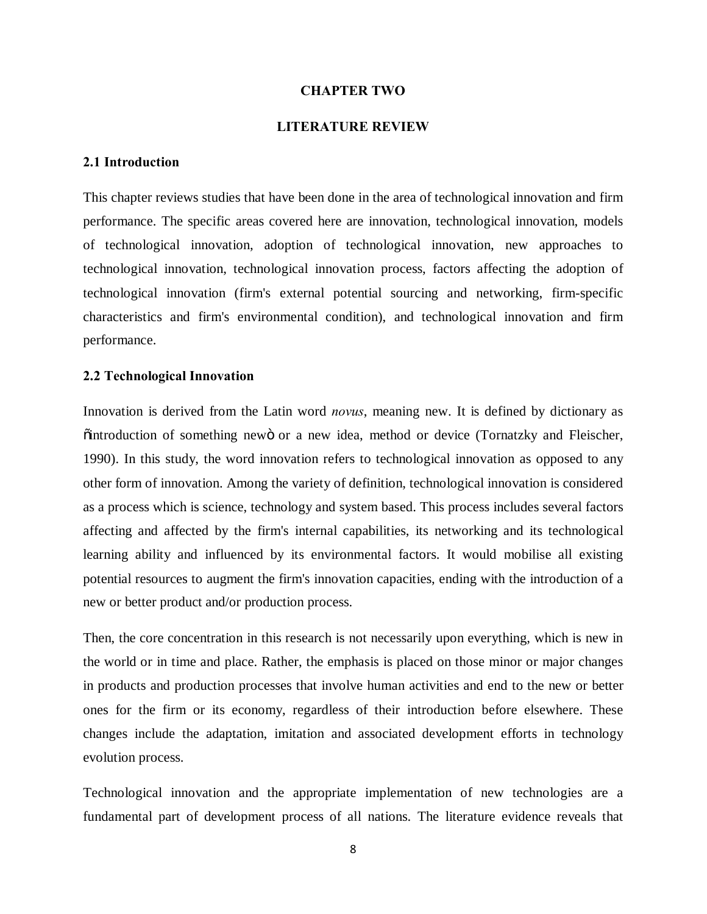# CHAPTER TWO

# LITERATURE REVIEW

## 2.1 Introduction

This chapter reviews studies that have been done in the area of technological innovation and firm performance. The specific areas covered here are innovation, technological innovation, models of technological innovation, adoption of technological innovation, new approaches to technological innovation, technological innovation process, factors affecting the adoption of technological innovation (firm's external potential sourcing and networking, firm-specific characteristics and firm's environmental condition), and technological innovation and firm performance.

## 2.2 Technological Innovation

Innovation is derived from the Latin word *novus*, meaning new. It is defined by dictionary as "introduction of something new" or a new idea, method or device (Tornatzky and Fleischer, 1990). In this study, the word innovation refers to technological innovation as opposed to any other form of innovation. Among the variety of definition, technological innovation is considered as a process which is science, technology and system based. This process includes several factors affecting and affected by the firm's internal capabilities, its networking and its technological learning ability and influenced by its environmental factors. It would mobilise all existing potential resources to augment the firm's innovation capacities, ending with the introduction of a new or better product and/or production process.

Then, the core concentration in this research is not necessarily upon everything, which is new in the world or in time and place. Rather, the emphasis is placed on those minor or major changes in products and production processes that involve human activities and end to the new or better ones for the firm or its economy, regardless of their introduction before elsewhere. These changes include the adaptation, imitation and associated development efforts in technology evolution process.

Technological innovation and the appropriate implementation of new technologies are a fundamental part of development process of all nations. The literature evidence reveals that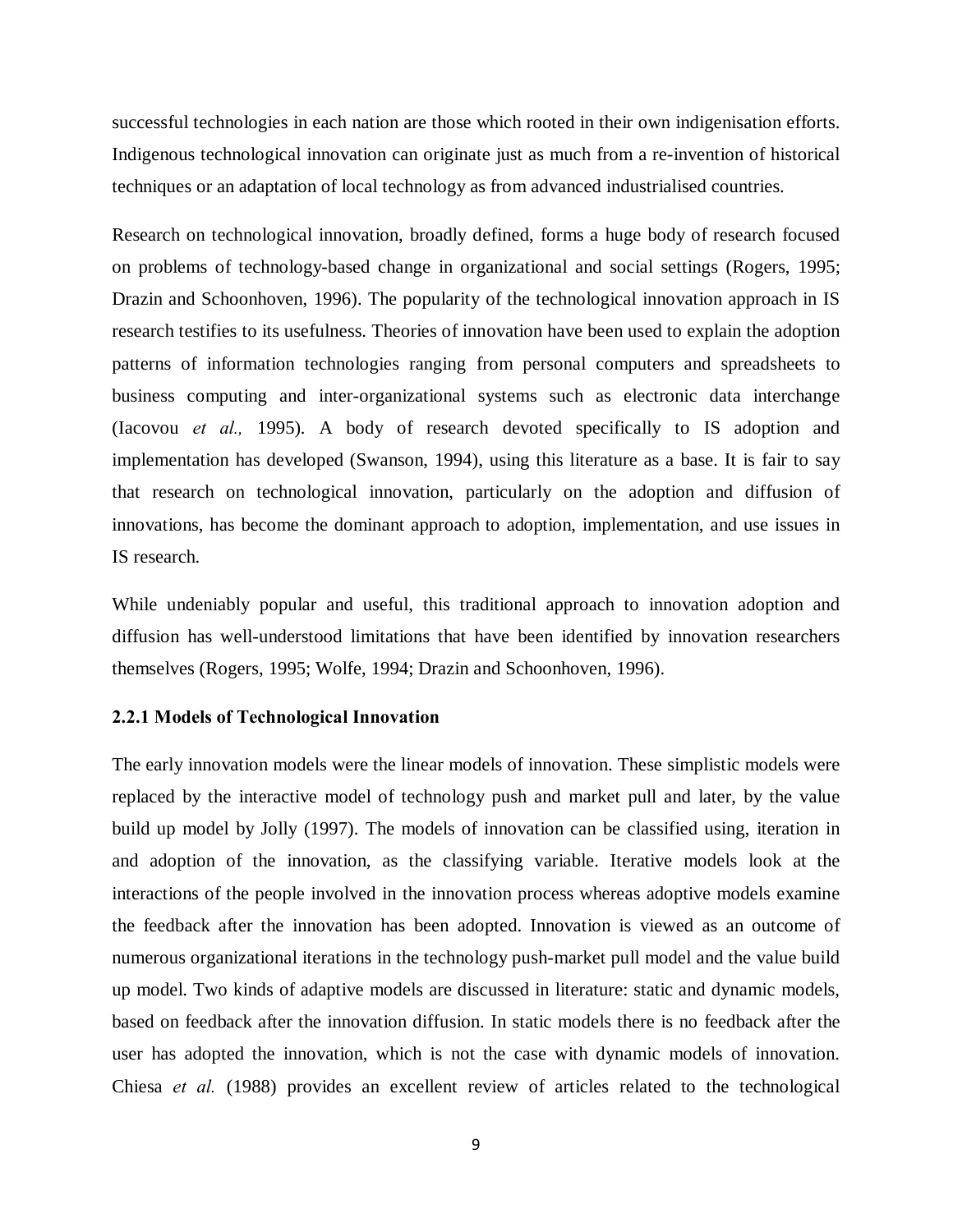successful technologies in each nation are those which rooted in their own indigenisation efforts. Indigenous technological innovation can originate just as much from a re-invention of historical techniques or an adaptation of local technology as from advanced industrialised countries.

Research on technological innovation, broadly defined, forms a huge body of research focused on problems of technology-based change in organizational and social settings (Rogers, 1995; Drazin and Schoonhoven, 1996). The popularity of the technological innovation approach in IS research testifies to its usefulness. Theories of innovation have been used to explain the adoption patterns of information technologies ranging from personal computers and spreadsheets to business computing and inter-organizational systems such as electronic data interchange (Iacovou *et al.,* 1995). A body of research devoted specifically to IS adoption and implementation has developed (Swanson, 1994), using this literature as a base. It is fair to say that research on technological innovation, particularly on the adoption and diffusion of innovations, has become the dominant approach to adoption, implementation, and use issues in IS research.

While undeniably popular and useful, this traditional approach to innovation adoption and diffusion has well-understood limitations that have been identified by innovation researchers themselves (Rogers, 1995; Wolfe, 1994; Drazin and Schoonhoven, 1996).

### 2.2.1 Models of Technological Innovation

The early innovation models were the linear models of innovation. These simplistic models were replaced by the interactive model of technology push and market pull and later, by the value build up model by Jolly (1997). The models of innovation can be classified using, iteration in and adoption of the innovation, as the classifying variable. Iterative models look at the interactions of the people involved in the innovation process whereas adoptive models examine the feedback after the innovation has been adopted. Innovation is viewed as an outcome of numerous organizational iterations in the technology push-market pull model and the value build up model. Two kinds of adaptive models are discussed in literature: static and dynamic models, based on feedback after the innovation diffusion. In static models there is no feedback after the user has adopted the innovation, which is not the case with dynamic models of innovation. Chiesa *et al.* (1988) provides an excellent review of articles related to the technological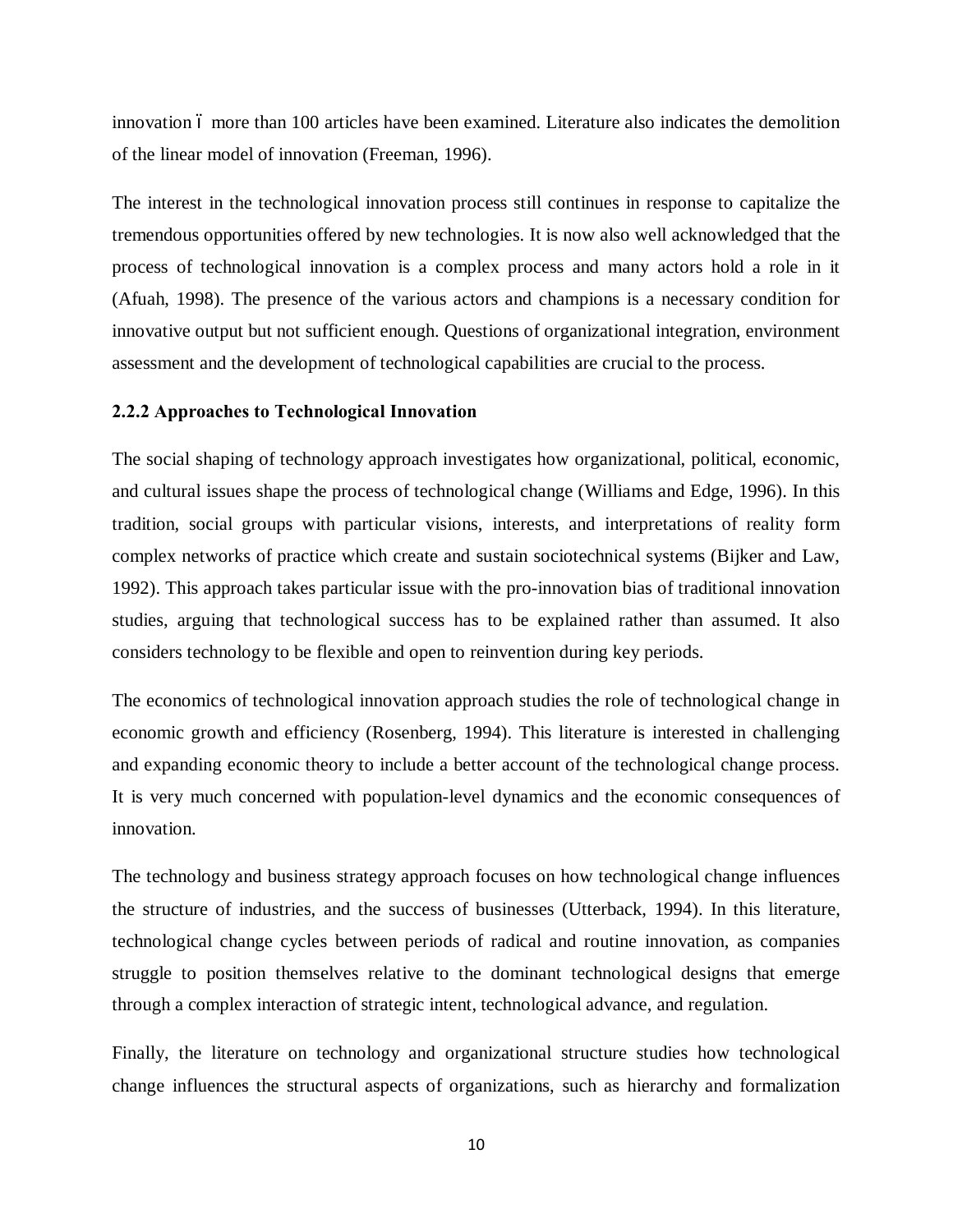innovation – more than 100 articles have been examined. Literature also indicates the demolition of the linear model of innovation (Freeman, 1996).

The interest in the technological innovation process still continues in response to capitalize the tremendous opportunities offered by new technologies. It is now also well acknowledged that the process of technological innovation is a complex process and many actors hold a role in it (Afuah, 1998). The presence of the various actors and champions is a necessary condition for innovative output but not sufficient enough. Questions of organizational integration, environment assessment and the development of technological capabilities are crucial to the process.

### 2.2.2 Approaches to Technological Innovation

The social shaping of technology approach investigates how organizational, political, economic, and cultural issues shape the process of technological change (Williams and Edge, 1996). In this tradition, social groups with particular visions, interests, and interpretations of reality form complex networks of practice which create and sustain sociotechnical systems (Bijker and Law, 1992). This approach takes particular issue with the pro-innovation bias of traditional innovation studies, arguing that technological success has to be explained rather than assumed. It also considers technology to be flexible and open to reinvention during key periods.

The economics of technological innovation approach studies the role of technological change in economic growth and efficiency (Rosenberg, 1994). This literature is interested in challenging and expanding economic theory to include a better account of the technological change process. It is very much concerned with population-level dynamics and the economic consequences of innovation.

The technology and business strategy approach focuses on how technological change influences the structure of industries, and the success of businesses (Utterback, 1994). In this literature, technological change cycles between periods of radical and routine innovation, as companies struggle to position themselves relative to the dominant technological designs that emerge through a complex interaction of strategic intent, technological advance, and regulation.

Finally, the literature on technology and organizational structure studies how technological change influences the structural aspects of organizations, such as hierarchy and formalization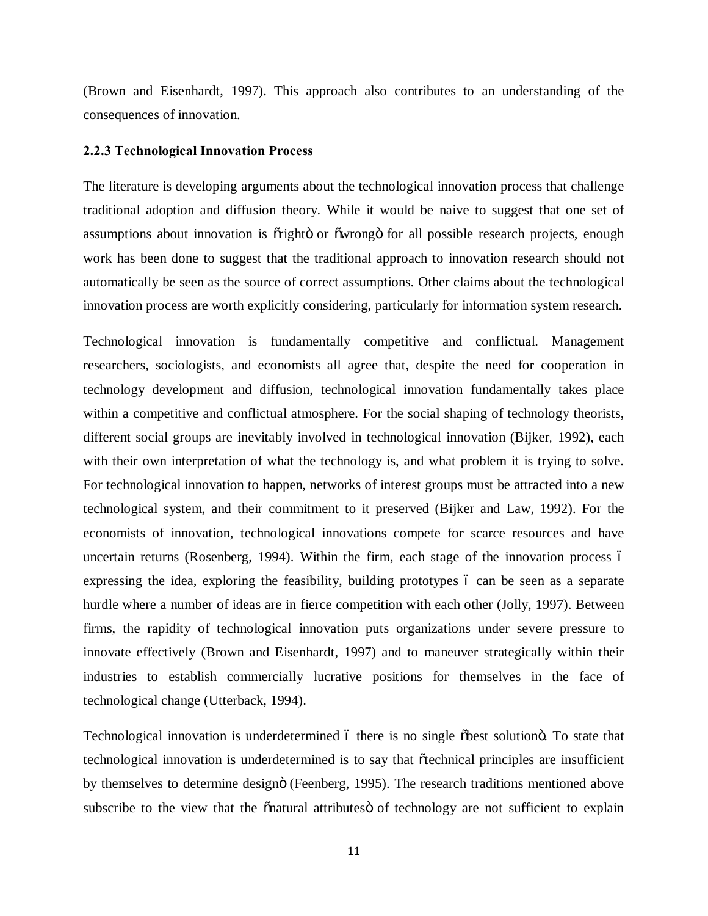(Brown and Eisenhardt, 1997). This approach also contributes to an understanding of the consequences of innovation.

### 2.2.3 Technological Innovation Process

The literature is developing arguments about the technological innovation process that challenge traditional adoption and diffusion theory. While it would be naive to suggest that one set of assumptions about innovation is "right" or "wrong" for all possible research projects, enough work has been done to suggest that the traditional approach to innovation research should not automatically be seen as the source of correct assumptions. Other claims about the technological innovation process are worth explicitly considering, particularly for information system research.

Technological innovation is fundamentally competitive and conflictual. Management researchers, sociologists, and economists all agree that, despite the need for cooperation in technology development and diffusion, technological innovation fundamentally takes place within a competitive and conflictual atmosphere. For the social shaping of technology theorists, different social groups are inevitably involved in technological innovation (Bijker, 1992), each with their own interpretation of what the technology is, and what problem it is trying to solve. For technological innovation to happen, networks of interest groups must be attracted into a new technological system, and their commitment to it preserved (Bijker and Law, 1992). For the economists of innovation, technological innovations compete for scarce resources and have uncertain returns (Rosenberg, 1994). Within the firm, each stage of the innovation process – expressing the idea, exploring the feasibility, building prototypes – can be seen as a separate hurdle where a number of ideas are in fierce competition with each other (Jolly, 1997). Between firms, the rapidity of technological innovation puts organizations under severe pressure to innovate effectively (Brown and Eisenhardt, 1997) and to maneuver strategically within their industries to establish commercially lucrative positions for themselves in the face of technological change (Utterback, 1994).

Technological innovation is underdetermined – there is no single "best solution". To state that technological innovation is underdetermined is to say that "technical principles are insufficient by themselves to determine design" (Feenberg, 1995). The research traditions mentioned above subscribe to the view that the "natural attributes" of technology are not sufficient to explain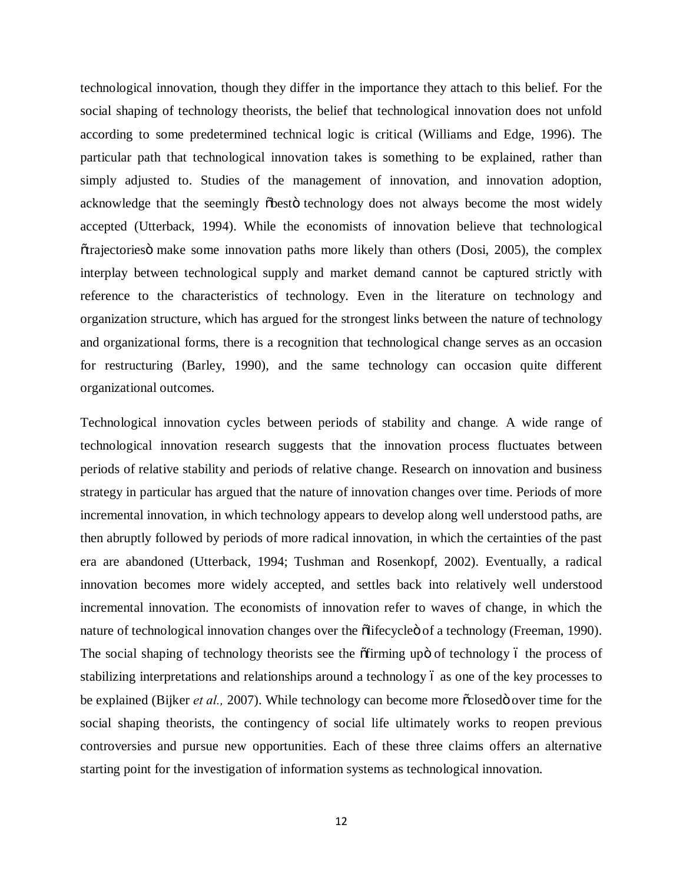technological innovation, though they differ in the importance they attach to this belief. For the social shaping of technology theorists, the belief that technological innovation does not unfold according to some predetermined technical logic is critical (Williams and Edge, 1996). The particular path that technological innovation takes is something to be explained, rather than simply adjusted to. Studies of the management of innovation, and innovation adoption, acknowledge that the seemingly "best" technology does not always become the most widely accepted (Utterback, 1994). While the economists of innovation believe that technological "trajectories" make some innovation paths more likely than others (Dosi, 2005), the complex interplay between technological supply and market demand cannot be captured strictly with reference to the characteristics of technology. Even in the literature on technology and organization structure, which has argued for the strongest links between the nature of technology and organizational forms, there is a recognition that technological change serves as an occasion for restructuring (Barley, 1990), and the same technology can occasion quite different organizational outcomes.

*Technological innovation cycles between periods of stability and change.* A wide range of technological innovation research suggests that the innovation process fluctuates between periods of relative stability and periods of relative change. Research on innovation and business strategy in particular has argued that the nature of innovation changes over time. Periods of more incremental innovation, in which technology appears to develop along well understood paths, are then abruptly followed by periods of more radical innovation, in which the certainties of the past era are abandoned (Utterback, 1994; Tushman and Rosenkopf, 2002). Eventually, a radical innovation becomes more widely accepted, and settles back into relatively well understood incremental innovation. The economists of innovation refer to waves of change, in which the nature of technological innovation changes over the "lifecycle" of a technology (Freeman, 1990). The social shaping of technology theorists see the "firming up" of technology – the process of stabilizing interpretations and relationships around a technology – as one of the key processes to be explained (Bijker *et al.,* 2007). While technology can become more "closed" over time for the social shaping theorists, the contingency of social life ultimately works to reopen previous controversies and pursue new opportunities. Each of these three claims offers an alternative starting point for the investigation of information systems as technological innovation.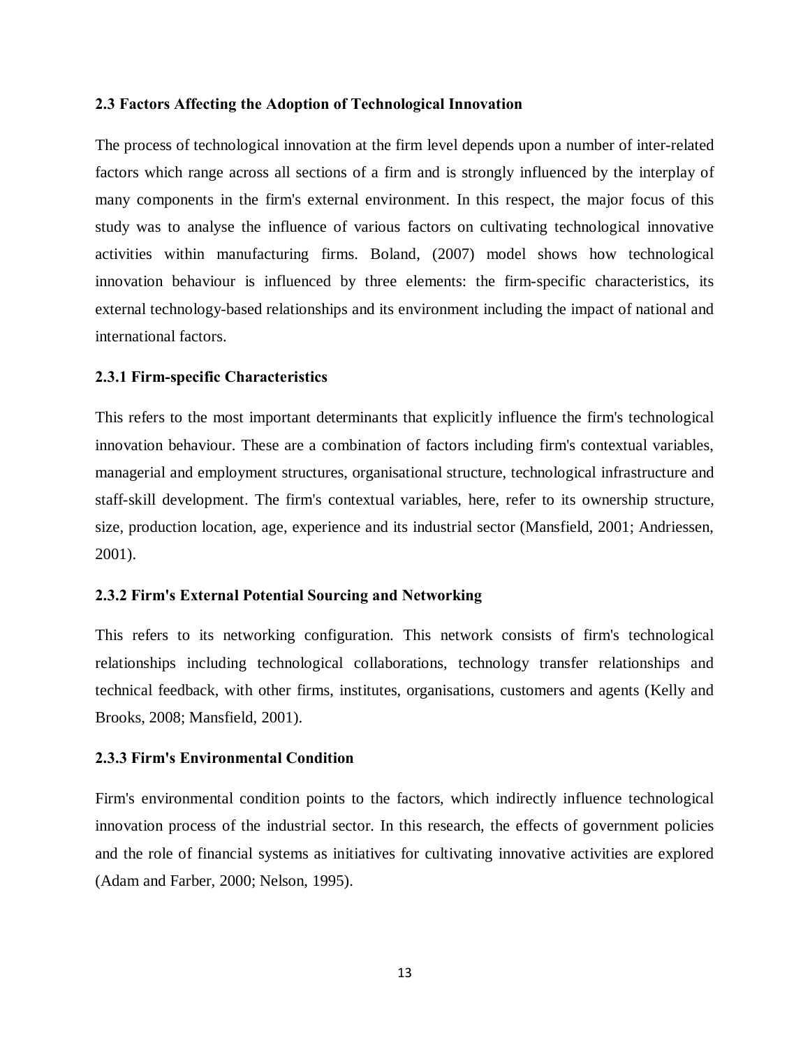## 2.3 Factors Affecting the Adoption of Technological Innovation

The process of technological innovation at the firm level depends upon a number of inter-related factors which range across all sections of a firm and is strongly influenced by the interplay of many components in the firm's external environment. In this respect, the major focus of this study was to analyse the influence of various factors on cultivating technological innovative activities within manufacturing firms. Boland, (2007) model shows how technological innovation behaviour is influenced by three elements: the firm-specific characteristics, its external technology-based relationships and its environment including the impact of national and international factors.

### 2.3.1 Firm-specific Characteristics

This refers to the most important determinants that explicitly influence the firm's technological innovation behaviour. These are a combination of factors including firm's contextual variables, managerial and employment structures, organisational structure, technological infrastructure and staff-skill development. The firm's contextual variables, here, refer to its ownership structure, size, production location, age, experience and its industrial sector (Mansfield, 2001; Andriessen, 2001).

### 2.3.2 Firm's External Potential Sourcing and Networking

This refers to its networking configuration. This network consists of firm's technological relationships including technological collaborations, technology transfer relationships and technical feedback, with other firms, institutes, organisations, customers and agents (Kelly and Brooks, 2008; Mansfield, 2001).

### 2.3.3 Firm's Environmental Condition

Firm's environmental condition points to the factors, which indirectly influence technological innovation process of the industrial sector. In this research, the effects of government policies and the role of financial systems as initiatives for cultivating innovative activities are explored (Adam and Farber, 2000; Nelson, 1995).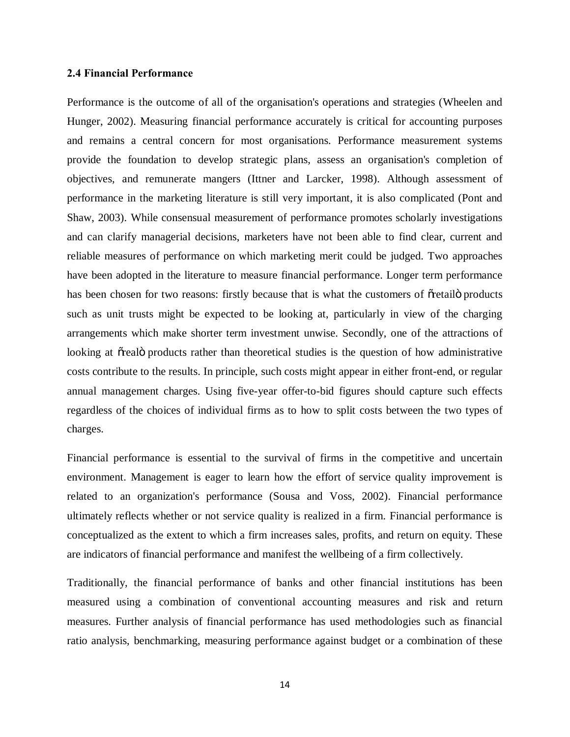### 2.4 Financial Performance

Performance is the outcome of all of the organisation's operations and strategies (Wheelen and Hunger, 2002). Measuring financial performance accurately is critical for accounting purposes and remains a central concern for most organisations. Performance measurement systems provide the foundation to develop strategic plans, assess an organisation's completion of objectives, and remunerate mangers (Ittner and Larcker, 1998). Although assessment of performance in the marketing literature is still very important, it is also complicated (Pont and Shaw, 2003). While consensual measurement of performance promotes scholarly investigations and can clarify managerial decisions, marketers have not been able to find clear, current and reliable measures of performance on which marketing merit could be judged. Two approaches have been adopted in the literature to measure financial performance. Longer term performance has been chosen for two reasons: firstly because that is what the customers of õretailö products such as unit trusts might be expected to be looking at, particularly in view of the charging arrangements which make shorter term investment unwise. Secondly, one of the attractions of looking at õrealö products rather than theoretical studies is the question of how administrative costs contribute to the results. In principle, such costs might appear in either front-end, or regular annual management charges. Using five-year offer-to-bid figures should capture such effects regardless of the choices of individual firms as to how to split costs between the two types of charges.

Financial performance is essential to the survival of firms in the competitive and uncertain environment. Management is eager to learn how the effort of service quality improvement is related to an organization's performance (Sousa and Voss, 2002). Financial performance ultimately reflects whether or not service quality is realized in a firm. Financial performance is conceptualized as the extent to which a firm increases sales, profits, and return on equity. These are indicators of financial performance and manifest the wellbeing of a firm collectively.

Traditionally, the financial performance of banks and other financial institutions has been measured using a combination of conventional accounting measures and risk and return measures. Further analysis of financial performance has used methodologies such as financial ratio analysis, benchmarking, measuring performance against budget or a combination of these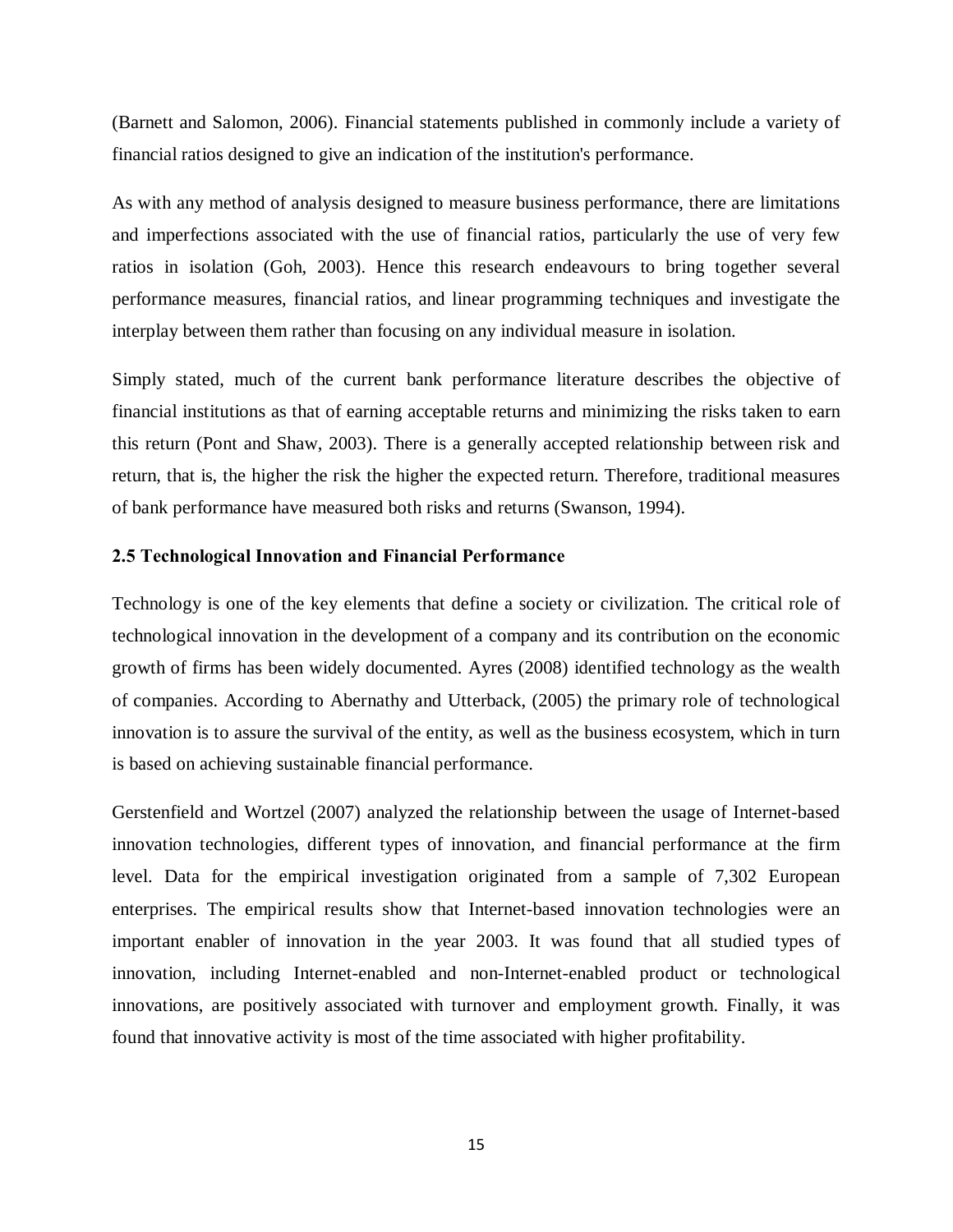(Barnett and Salomon, 2006). Financial statements published in commonly include a variety of financial ratios designed to give an indication of the institution's performance.

As with any method of analysis designed to measure business performance, there are limitations and imperfections associated with the use of financial ratios, particularly the use of very few ratios in isolation (Goh, 2003). Hence this research endeavours to bring together several performance measures, financial ratios, and linear programming techniques and investigate the interplay between them rather than focusing on any individual measure in isolation.

Simply stated, much of the current bank performance literature describes the objective of financial institutions as that of earning acceptable returns and minimizing the risks taken to earn this return (Pont and Shaw, 2003). There is a generally accepted relationship between risk and return, that is, the higher the risk the higher the expected return. Therefore, traditional measures of bank performance have measured both risks and returns (Swanson, 1994).

### 2.5 Technological Innovation and Financial Performance

Technology is one of the key elements that define a society or civilization. The critical role of technological innovation in the development of a company and its contribution on the economic growth of firms has been widely documented. Ayres (2008) identified technology as the wealth of companies. According to Abernathy and Utterback, (2005) the primary role of technological innovation is to assure the survival of the entity, as well as the business ecosystem, which in turn is based on achieving sustainable financial performance.

Gerstenfield and Wortzel (2007) analyzed the relationship between the usage of Internet-based innovation technologies, different types of innovation, and financial performance at the firm level. Data for the empirical investigation originated from a sample of 7,302 European enterprises. The empirical results show that Internet-based innovation technologies were an important enabler of innovation in the year 2003. It was found that all studied types of innovation, including Internet-enabled and non-Internet-enabled product or technological innovations, are positively associated with turnover and employment growth. Finally, it was found that innovative activity is most of the time associated with higher profitability.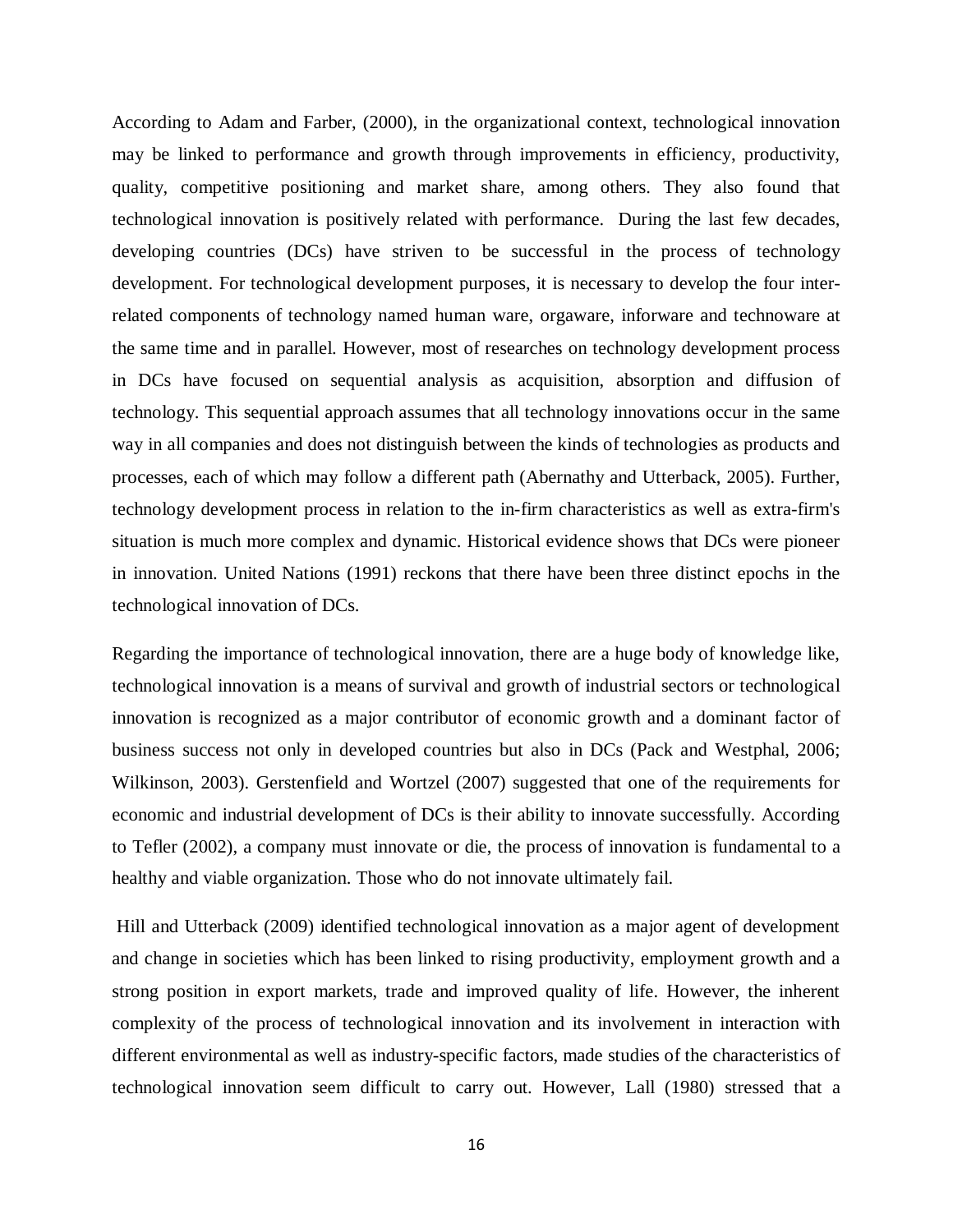According to Adam and Farber, (2000), in the organizational context, technological innovation may be linked to performance and growth through improvements in efficiency, productivity, quality, competitive positioning and market share, among others. They also found that technological innovation is positively related with performance. During the last few decades, developing countries (DCs) have striven to be successful in the process of technology development. For technological development purposes, it is necessary to develop the four inter-related components of technology named human ware, orgaware, inforware and technoware at the same time and in parallel. However, most of researches on technology development process in DCs have focused on sequential analysis as acquisition, absorption and diffusion of technology. This sequential approach assumes that all technology innovations occur in the same way in all companies and does not distinguish between the kinds of technologies as products and processes, each of which may follow a different path (Abernathy and Utterback, 2005). Further, technology development process in relation to the in-firm characteristics as well as extra-firm's situation is much more complex and dynamic. Historical evidence shows that DCs were pioneer in innovation. United Nations (1991) reckons that there have been three distinct epochs in the technological innovation of DCs.

Regarding the importance of technological innovation, there are a huge body of knowledge like, technological innovation is a means of survival and growth of industrial sectors or technological innovation is recognized as a major contributor of economic growth and a dominant factor of business success not only in developed countries but also in DCs (Pack and Westphal, 2006; Wilkinson, 2003). Gerstenfield and Wortzel (2007) suggested that one of the requirements for economic and industrial development of DCs is their ability to innovate successfully. According to Tefler (2002), a company must innovate or die, the process of innovation is fundamental to a healthy and viable organization. Those who do not innovate ultimately fail.

Hill and Utterback (2009) identified technological innovation as a major agent of development and change in societies which has been linked to rising productivity, employment growth and a strong position in export markets, trade and improved quality of life. However, the inherent complexity of the process of technological innovation and its involvement in interaction with different environmental as well as industry-specific factors, made studies of the characteristics of technological innovation seem difficult to carry out. However, Lall (1980) stressed that a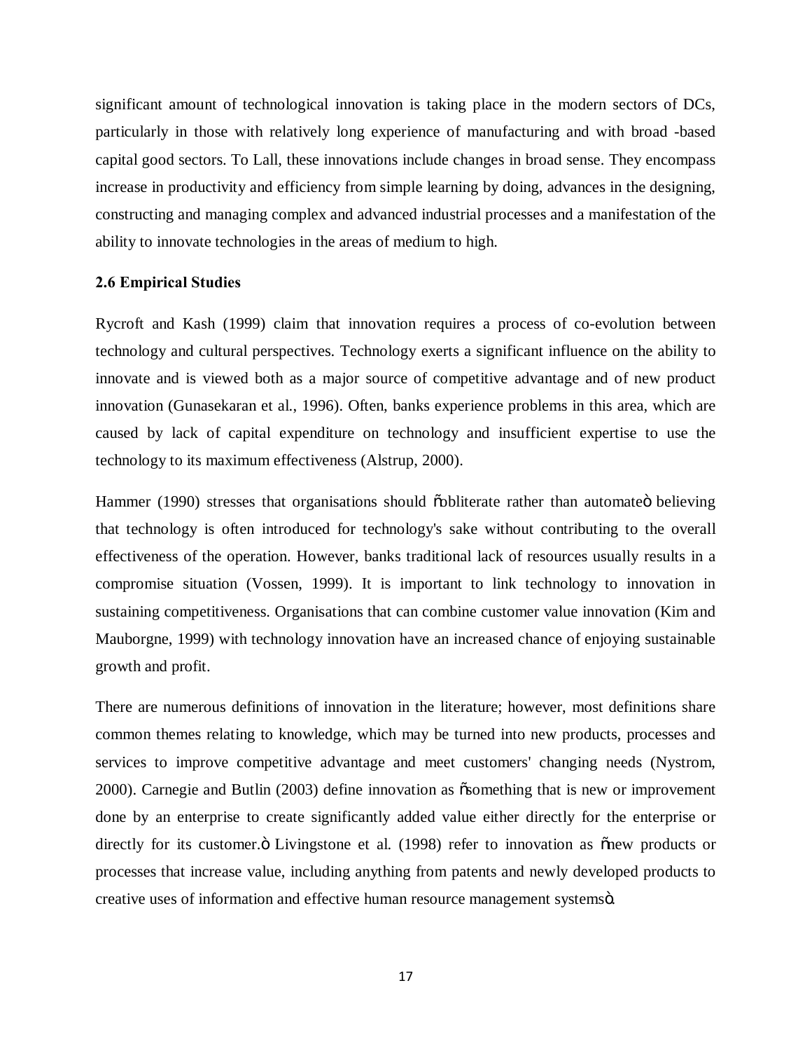significant amount of technological innovation is taking place in the modern sectors of DCs, particularly in those with relatively long experience of manufacturing and with broad -based capital good sectors. To Lall, these innovations include changes in broad sense. They encompass increase in productivity and efficiency from simple learning by doing, advances in the designing, constructing and managing complex and advanced industrial processes and a manifestation of the ability to innovate technologies in the areas of medium to high.

**2.6 Empirical Studies**

Rycroft and Kash (1999) claim that innovation requires a process of co-evolution between technology and cultural perspectives. Technology exerts a significant influence on the ability to innovate and is viewed both as a major source of competitive advantage and of new product innovation (Gunasekaran et al., 1996). Often, banks experience problems in this area, which are caused by lack of capital expenditure on technology and insufficient expertise to use the technology to its maximum effectiveness (Alstrup, 2000).

Hammer (1990) stresses that organisations should "obliterate rather than automate" believing that technology is often introduced for technology's sake without contributing to the overall effectiveness of the operation. However, banks traditional lack of resources usually results in a compromise situation (Vossen, 1999). It is important to link technology to innovation in sustaining competitiveness. Organisations that can combine customer value innovation (Kim and Mauborgne, 1999) with technology innovation have an increased chance of enjoying sustainable growth and profit.

There are numerous definitions of innovation in the literature; however, most definitions share common themes relating to knowledge, which may be turned into new products, processes and services to improve competitive advantage and meet customers' changing needs (Nystrom, 2000). Carnegie and Butlin (2003) define innovation as "something that is new or improvement done by an enterprise to create significantly added value either directly for the enterprise or directly for its customer." Livingstone et al. (1998) refer to innovation as "new products or processes that increase value, including anything from patents and newly developed products to creative uses of information and effective human resource management systems".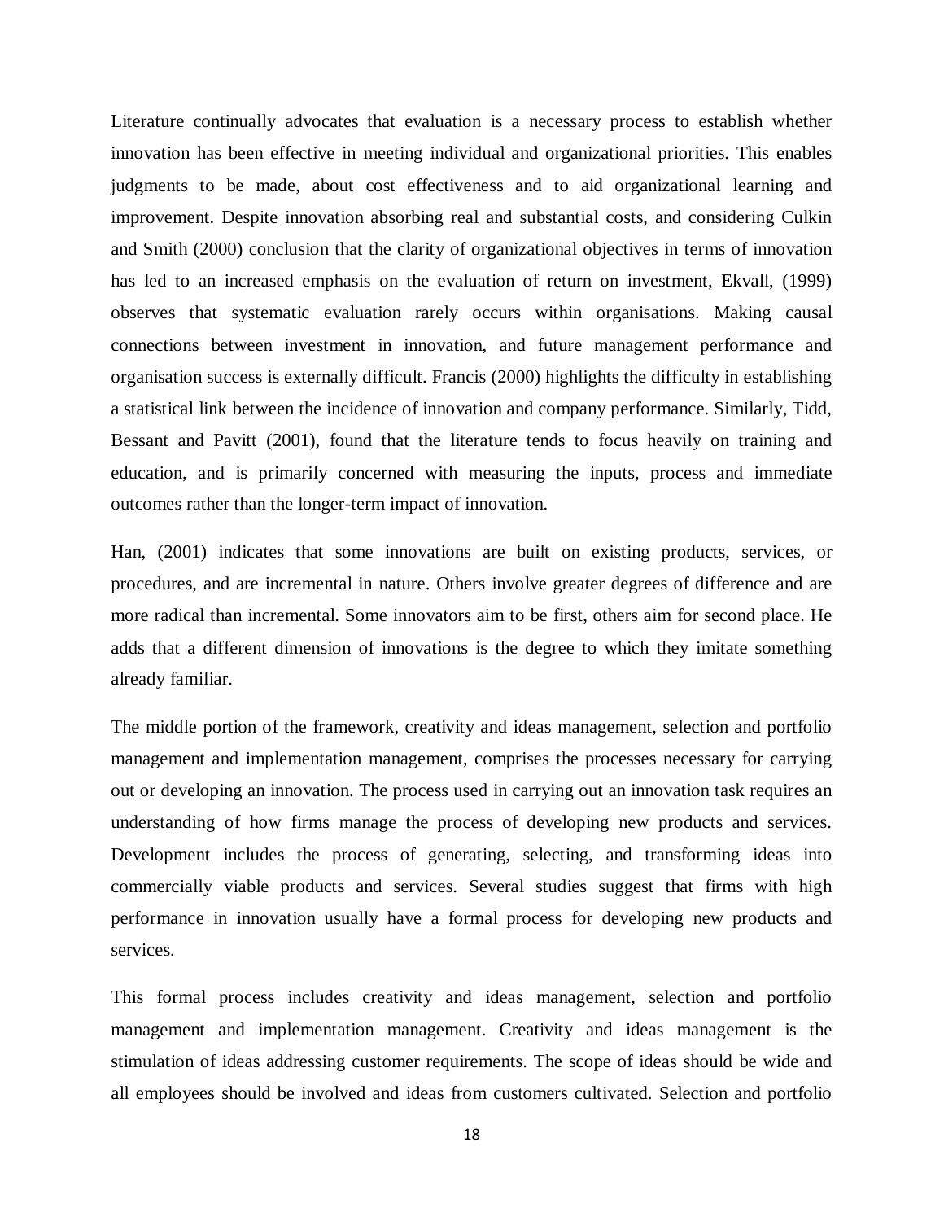Literature continually advocates that evaluation is a necessary process to establish whether innovation has been effective in meeting individual and organizational priorities. This enables judgments to be made, about cost effectiveness and to aid organizational learning and improvement. Despite innovation absorbing real and substantial costs, and considering Culkin and Smith (2000) conclusion that the clarity of organizational objectives in terms of innovation has led to an increased emphasis on the evaluation of return on investment, Ekvall, (1999) observes that systematic evaluation rarely occurs within organisations. Making causal connections between investment in innovation, and future management performance and organisation success is externally difficult. Francis (2000) highlights the difficulty in establishing a statistical link between the incidence of innovation and company performance. Similarly, Tidd, Bessant and Pavitt (2001), found that the literature tends to focus heavily on training and education, and is primarily concerned with measuring the inputs, process and immediate outcomes rather than the longer-term impact of innovation.

Han, (2001) indicates that some innovations are built on existing products, services, or procedures, and are incremental in nature. Others involve greater degrees of difference and are more radical than incremental. Some innovators aim to be first, others aim for second place. He adds that a different dimension of innovations is the degree to which they imitate something already familiar.

The middle portion of the framework, creativity and ideas management, selection and portfolio management and implementation management, comprises the processes necessary for carrying out or developing an innovation. The process used in carrying out an innovation task requires an understanding of how firms manage the process of developing new products and services. Development includes the process of generating, selecting, and transforming ideas into commercially viable products and services. Several studies suggest that firms with high performance in innovation usually have a formal process for developing new products and services.

This formal process includes creativity and ideas management, selection and portfolio management and implementation management. Creativity and ideas management is the stimulation of ideas addressing customer requirements. The scope of ideas should be wide and all employees should be involved and ideas from customers cultivated. Selection and portfolio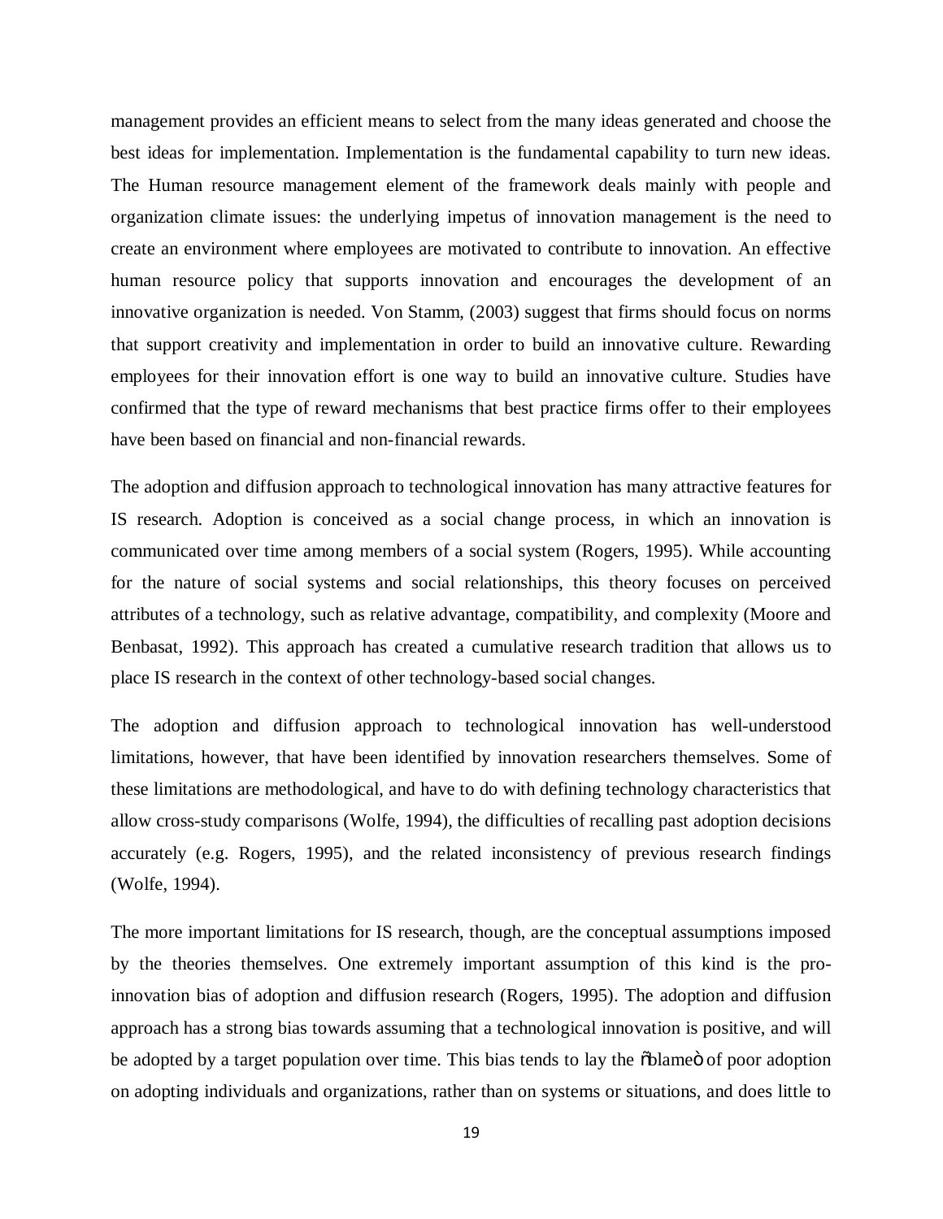management provides an efficient means to select from the many ideas generated and choose the best ideas for implementation. Implementation is the fundamental capability to turn new ideas. The Human resource management element of the framework deals mainly with people and organization climate issues: the underlying impetus of innovation management is the need to create an environment where employees are motivated to contribute to innovation. An effective human resource policy that supports innovation and encourages the development of an innovative organization is needed. Von Stamm, (2003) suggest that firms should focus on norms that support creativity and implementation in order to build an innovative culture. Rewarding employees for their innovation effort is one way to build an innovative culture. Studies have confirmed that the type of reward mechanisms that best practice firms offer to their employees have been based on financial and non-financial rewards.

The adoption and diffusion approach to technological innovation has many attractive features for IS research. Adoption is conceived as a social change process, in which an innovation is communicated over time among members of a social system (Rogers, 1995). While accounting for the nature of social systems and social relationships, this theory focuses on perceived attributes of a technology, such as relative advantage, compatibility, and complexity (Moore and Benbasat, 1992). This approach has created a cumulative research tradition that allows us to place IS research in the context of other technology-based social changes.

The adoption and diffusion approach to technological innovation has well-understood limitations, however, that have been identified by innovation researchers themselves. Some of these limitations are methodological, and have to do with defining technology characteristics that allow cross-study comparisons (Wolfe, 1994), the difficulties of recalling past adoption decisions accurately (e.g. Rogers, 1995), and the related inconsistency of previous research findings (Wolfe, 1994).

The more important limitations for IS research, though, are the conceptual assumptions imposed by the theories themselves. One extremely important assumption of this kind is the pro-innovation bias of adoption and diffusion research (Rogers, 1995). The adoption and diffusion approach has a strong bias towards assuming that a technological innovation is positive, and will be adopted by a target population over time. This bias tends to lay the õblameö of poor adoption on adopting individuals and organizations, rather than on systems or situations, and does little to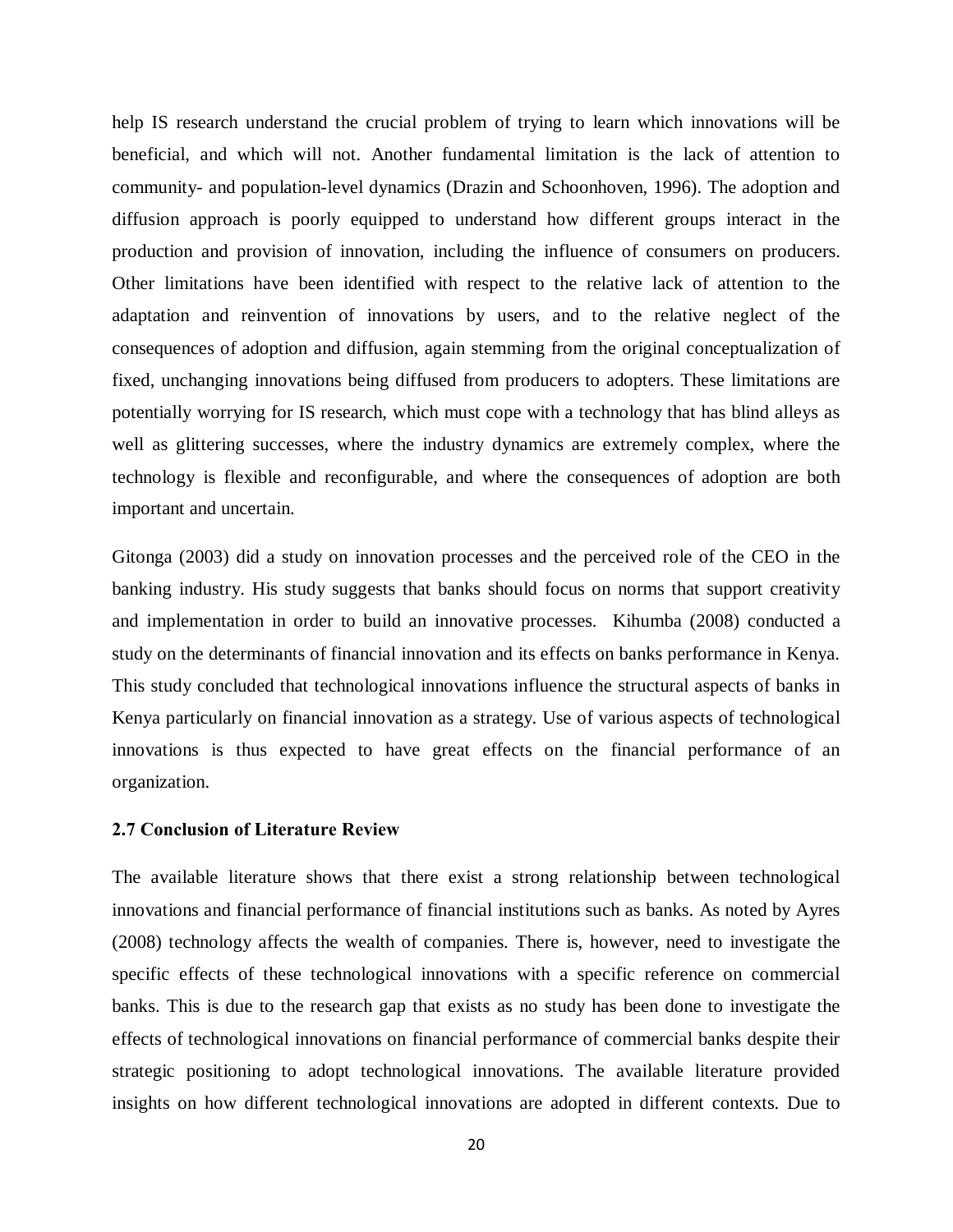help IS research understand the crucial problem of trying to learn which innovations will be beneficial, and which will not. Another fundamental limitation is the lack of attention to community- and population-level dynamics (Drazin and Schoonhoven, 1996). The adoption and diffusion approach is poorly equipped to understand how different groups interact in the production and provision of innovation, including the influence of consumers on producers. Other limitations have been identified with respect to the relative lack of attention to the adaptation and reinvention of innovations by users, and to the relative neglect of the consequences of adoption and diffusion, again stemming from the original conceptualization of fixed, unchanging innovations being diffused from producers to adopters. These limitations are potentially worrying for IS research, which must cope with a technology that has blind alleys as well as glittering successes, where the industry dynamics are extremely complex, where the technology is flexible and reconfigurable, and where the consequences of adoption are both important and uncertain.

Gitonga (2003) did a study on innovation processes and the perceived role of the CEO in the banking industry. His study suggests that banks should focus on norms that support creativity and implementation in order to build an innovative processes. Kihumba (2008) conducted a study on the determinants of financial innovation and its effects on banks performance in Kenya. This study concluded that technological innovations influence the structural aspects of banks in Kenya particularly on financial innovation as a strategy. Use of various aspects of technological innovations is thus expected to have great effects on the financial performance of an organization.

### 2.7 Conclusion of Literature Review

The available literature shows that there exist a strong relationship between technological innovations and financial performance of financial institutions such as banks. As noted by Ayres (2008) technology affects the wealth of companies. There is, however, need to investigate the specific effects of these technological innovations with a specific reference on commercial banks. This is due to the research gap that exists as no study has been done to investigate the effects of technological innovations on financial performance of commercial banks despite their strategic positioning to adopt technological innovations. The available literature provided insights on how different technological innovations are adopted in different contexts. Due to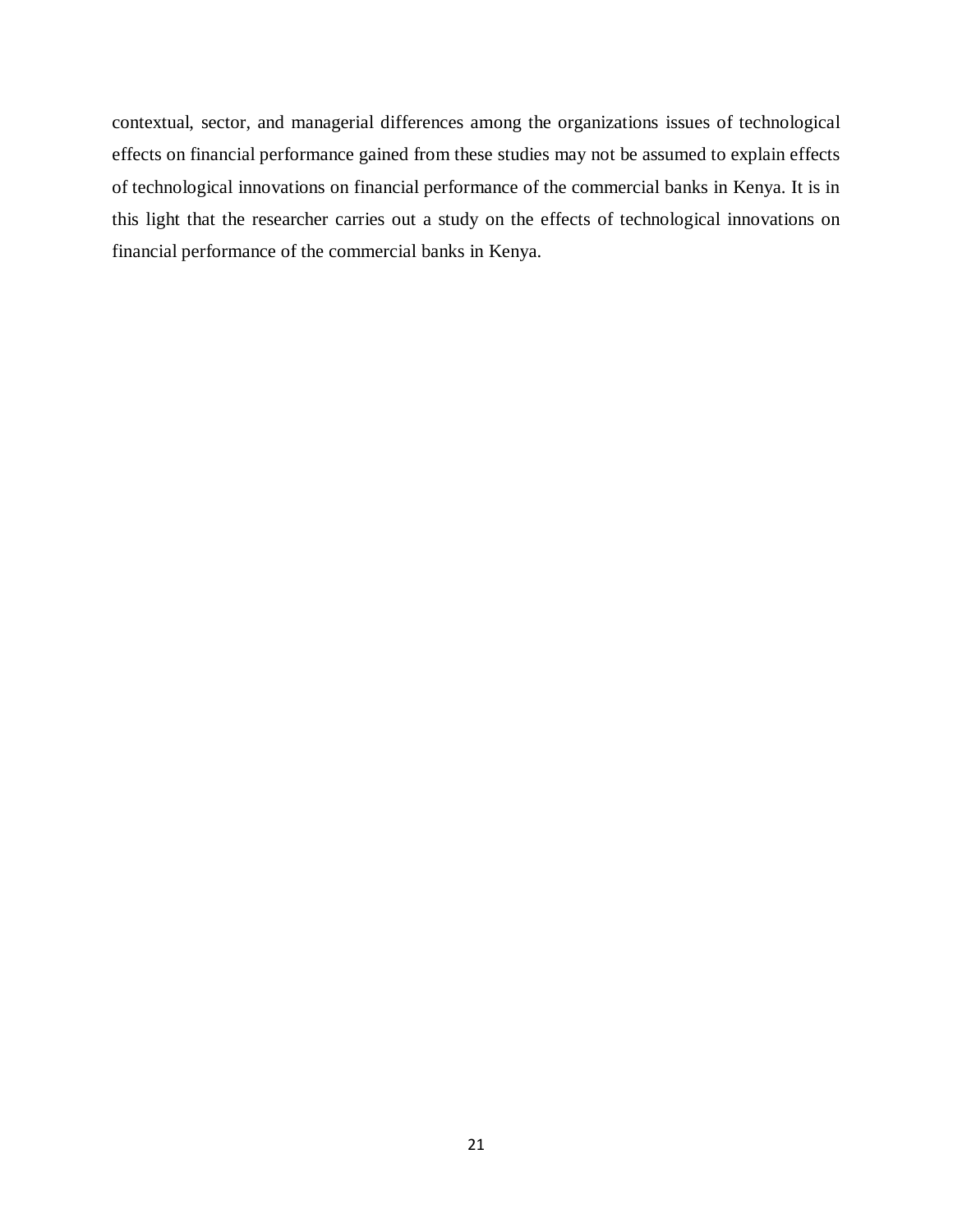contextual, sector, and managerial differences among the organizations issues of technological effects on financial performance gained from these studies may not be assumed to explain effects of technological innovations on financial performance of the commercial banks in Kenya. It is in this light that the researcher carries out a study on the effects of technological innovations on financial performance of the commercial banks in Kenya.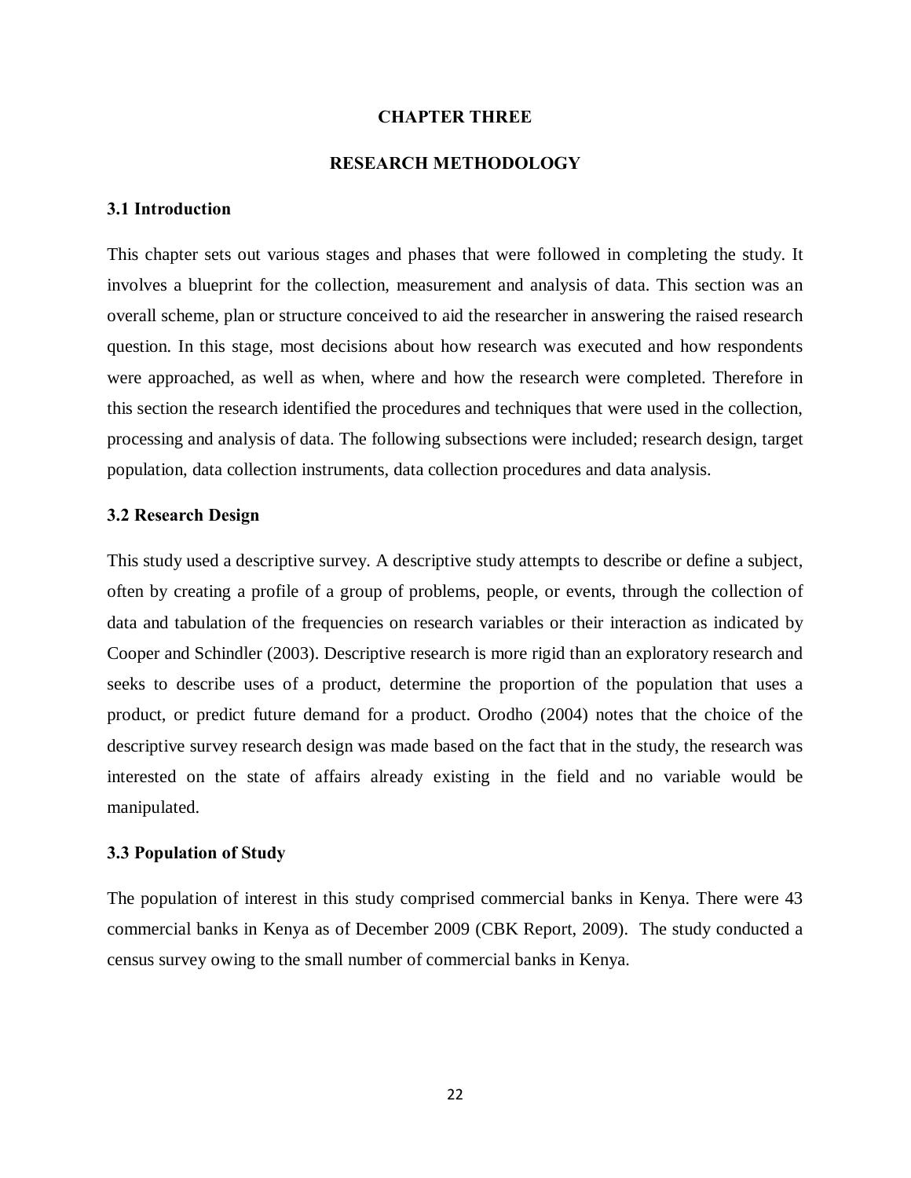# CHAPTER THREE

# RESEARCH METHODOLOGY

## 3.1 Introduction

This chapter sets out various stages and phases that were followed in completing the study. It involves a blueprint for the collection, measurement and analysis of data. This section was an overall scheme, plan or structure conceived to aid the researcher in answering the raised research question. In this stage, most decisions about how research was executed and how respondents were approached, as well as when, where and how the research were completed. Therefore in this section the research identified the procedures and techniques that were used in the collection, processing and analysis of data. The following subsections were included; research design, target population, data collection instruments, data collection procedures and data analysis.

## 3.2 Research Design

This study used a descriptive survey. A descriptive study attempts to describe or define a subject, often by creating a profile of a group of problems, people, or events, through the collection of data and tabulation of the frequencies on research variables or their interaction as indicated by Cooper and Schindler (2003). Descriptive research is more rigid than an exploratory research and seeks to describe uses of a product, determine the proportion of the population that uses a product, or predict future demand for a product. Orodho (2004) notes that the choice of the descriptive survey research design was made based on the fact that in the study, the research was interested on the state of affairs already existing in the field and no variable would be manipulated.

## 3.3 Population of Study

The population of interest in this study comprised commercial banks in Kenya. There were 43 commercial banks in Kenya as of December 2009 (CBK Report, 2009). The study conducted a census survey owing to the small number of commercial banks in Kenya.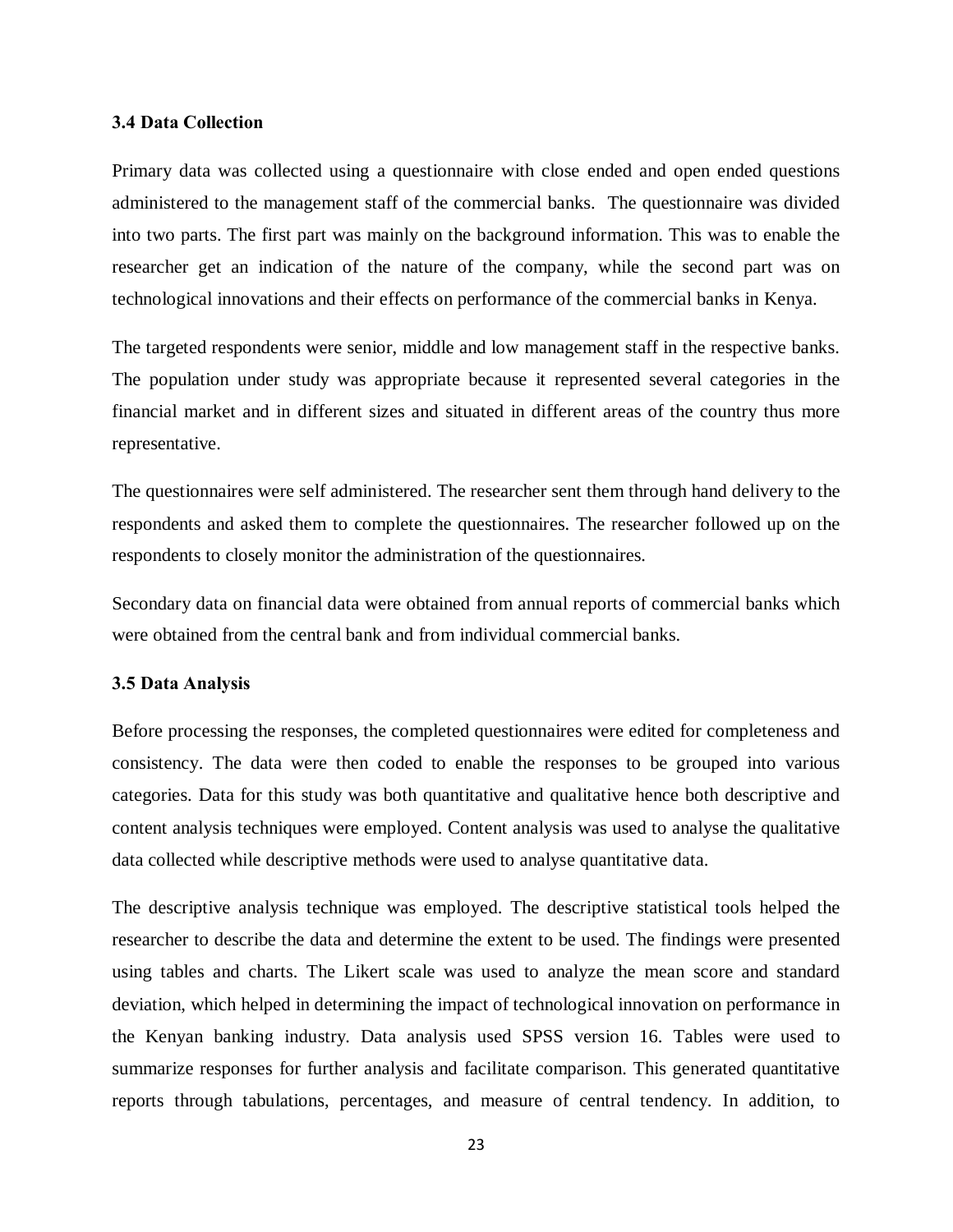### 3.4 Data Collection

Primary data was collected using a questionnaire with close ended and open ended questions administered to the management staff of the commercial banks. The questionnaire was divided into two parts. The first part was mainly on the background information. This was to enable the researcher get an indication of the nature of the company, while the second part was on technological innovations and their effects on performance of the commercial banks in Kenya.

The targeted respondents were senior, middle and low management staff in the respective banks. The population under study was appropriate because it represented several categories in the financial market and in different sizes and situated in different areas of the country thus more representative.

The questionnaires were self administered. The researcher sent them through hand delivery to the respondents and asked them to complete the questionnaires. The researcher followed up on the respondents to closely monitor the administration of the questionnaires.

Secondary data on financial data were obtained from annual reports of commercial banks which were obtained from the central bank and from individual commercial banks.

### 3.5 Data Analysis

Before processing the responses, the completed questionnaires were edited for completeness and consistency. The data were then coded to enable the responses to be grouped into various categories. Data for this study was both quantitative and qualitative hence both descriptive and content analysis techniques were employed. Content analysis was used to analyse the qualitative data collected while descriptive methods were used to analyse quantitative data.

The descriptive analysis technique was employed. The descriptive statistical tools helped the researcher to describe the data and determine the extent to be used. The findings were presented using tables and charts. The Likert scale was used to analyze the mean score and standard deviation, which helped in determining the impact of technological innovation on performance in the Kenyan banking industry. Data analysis used SPSS version 16. Tables were used to summarize responses for further analysis and facilitate comparison. This generated quantitative reports through tabulations, percentages, and measure of central tendency. In addition, to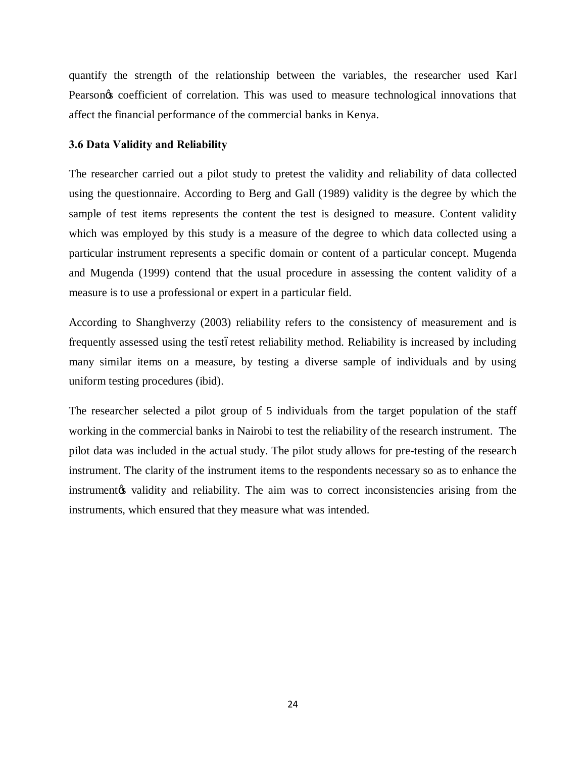quantify the strength of the relationship between the variables, the researcher used Karl Pearson's coefficient of correlation. This was used to measure technological innovations that affect the financial performance of the commercial banks in Kenya.

### 3.6 Data Validity and Reliability

The researcher carried out a pilot study to pretest the validity and reliability of data collected using the questionnaire. According to Berg and Gall (1989) validity is the degree by which the sample of test items represents the content the test is designed to measure. Content validity which was employed by this study is a measure of the degree to which data collected using a particular instrument represents a specific domain or content of a particular concept. Mugenda and Mugenda (1999) contend that the usual procedure in assessing the content validity of a measure is to use a professional or expert in a particular field.

According to Shanghverzy (2003) reliability refers to the consistency of measurement and is frequently assessed using the test–retest reliability method. Reliability is increased by including many similar items on a measure, by testing a diverse sample of individuals and by using uniform testing procedures (ibid).

The researcher selected a pilot group of 5 individuals from the target population of the staff working in the commercial banks in Nairobi to test the reliability of the research instrument. The pilot data was included in the actual study. The pilot study allows for pre-testing of the research instrument. The clarity of the instrument items to the respondents necessary so as to enhance the instrument's validity and reliability. The aim was to correct inconsistencies arising from the instruments, which ensured that they measure what was intended.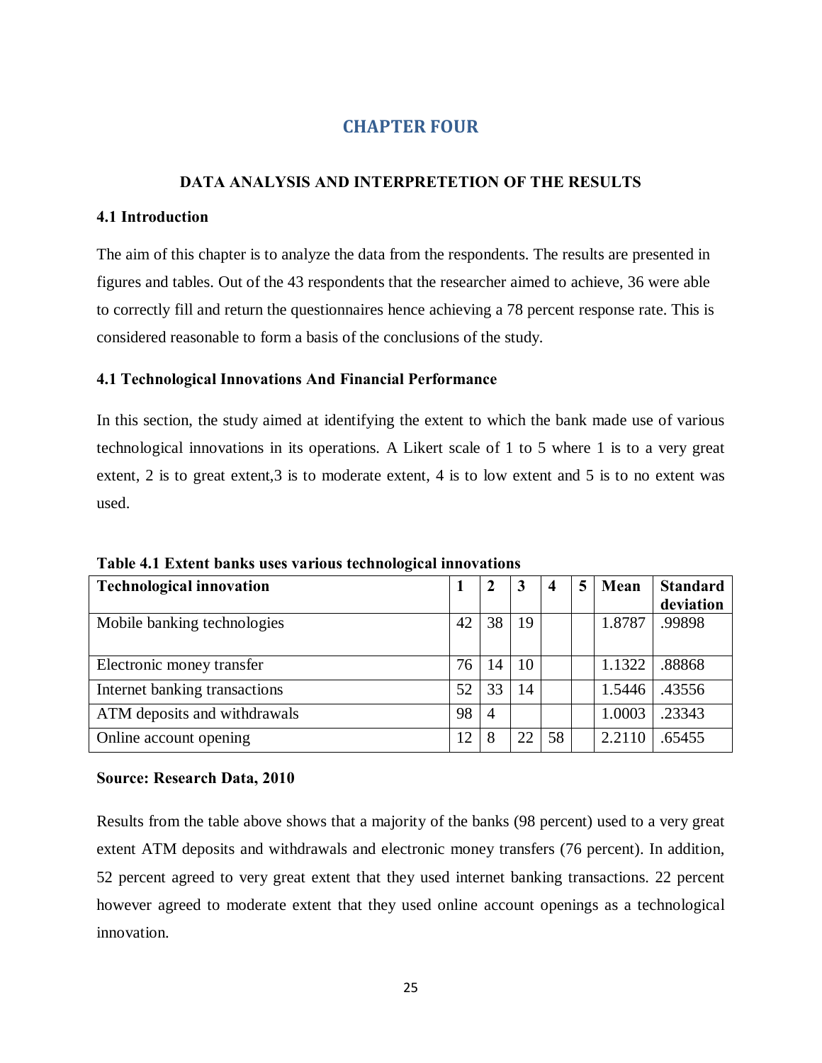# CHAPTER FOUR

## DATA ANALYSIS AND INTERPRETETION OF THE RESULTS

### 4.1 Introduction

The aim of this chapter is to analyze the data from the respondents. The results are presented in figures and tables. Out of the 43 respondents that the researcher aimed to achieve, 36 were able to correctly fill and return the questionnaires hence achieving a 78 percent response rate. This is considered reasonable to form a basis of the conclusions of the study.

### 4.1 Technological Innovations And Financial Performance

In this section, the study aimed at identifying the extent to which the bank made use of various technological innovations in its operations. A Likert scale of 1 to 5 where 1 is to a very great extent, 2 is to great extent,3 is to moderate extent, 4 is to low extent and 5 is to no extent was used.

**Table 4.1 Extent banks uses various technological innovations**

| Technological innovation | 1 | 2 | 3 | 4 | 5 | Mean | Standard deviation |
|---|---|---|---|---|---|---|---|
| Mobile banking technologies | 42 | 38 | 19 | | | 1.8787 | .99898 |
| Electronic money transfer | 76 | 14 | 10 | | | 1.1322 | .88868 |
| Internet banking transactions | 52 | 33 | 14 | | | 1.5446 | .43556 |
| ATM deposits and withdrawals | 98 | 4 | | | | 1.0003 | .23343 |
| Online account opening | 12 | 8 | 22 | 58 | | 2.2110 | .65455 |

**Source: Research Data, 2010**

Results from the table above shows that a majority of the banks (98 percent) used to a very great extent ATM deposits and withdrawals and electronic money transfers (76 percent). In addition, 52 percent agreed to very great extent that they used internet banking transactions. 22 percent however agreed to moderate extent that they used online account openings as a technological innovation.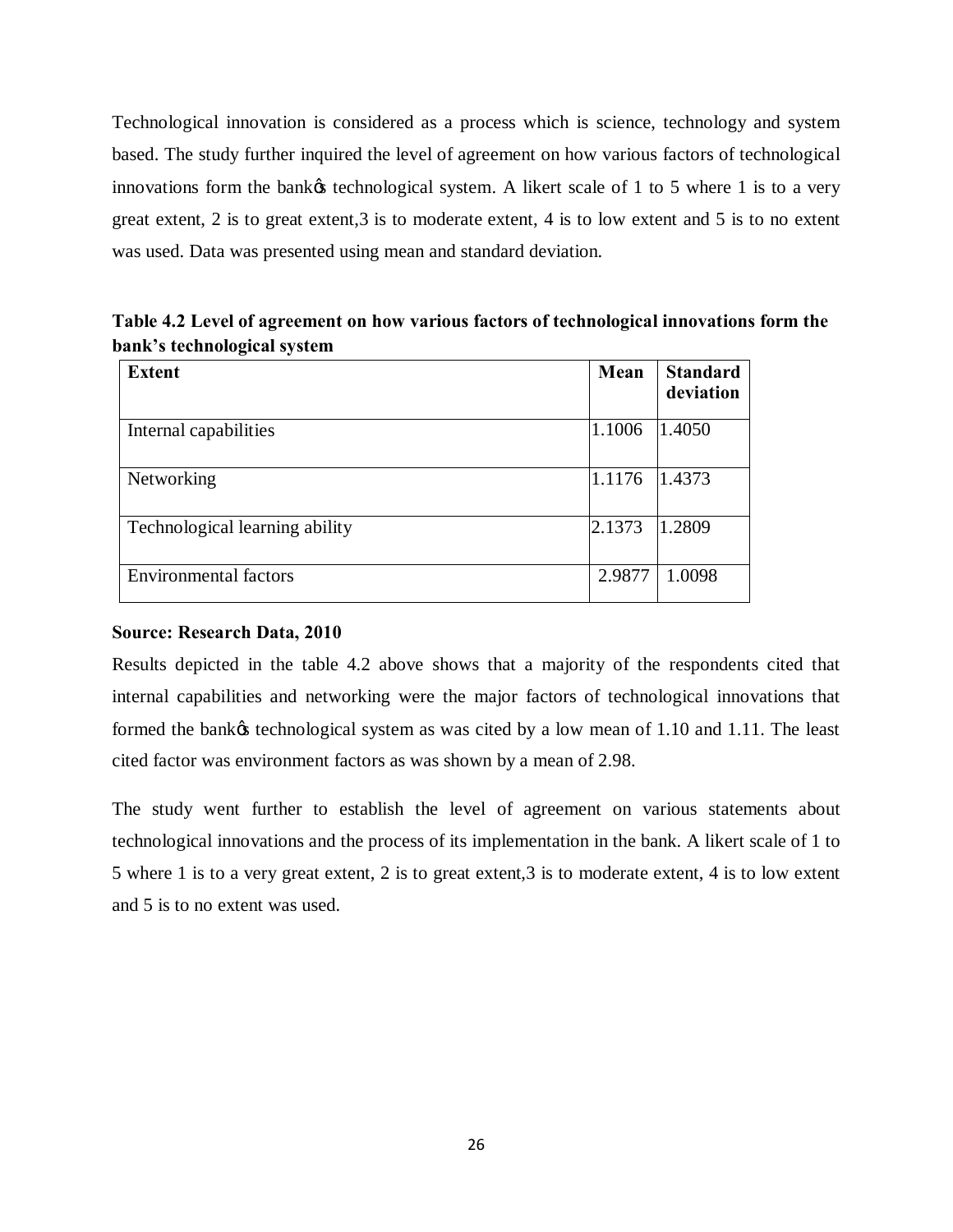Technological innovation is considered as a process which is science, technology and system based. The study further inquired the level of agreement on how various factors of technological innovations form the bankðs technological system. A likert scale of 1 to 5 where 1 is to a very great extent, 2 is to great extent,3 is to moderate extent, 4 is to low extent and 5 is to no extent was used. Data was presented using mean and standard deviation.

**Table 4.2 Level of agreement on how various factors of technological innovations form the bank's technological system**

| Extent | Mean | Standard deviation |
|---|---|---|
| Internal capabilities | 1.1006 | 1.4050 |
| Networking | 1.1176 | 1.4373 |
| Technological learning ability | 2.1373 | 1.2809 |
| Environmental factors | 2.9877 | 1.0098 |

**Source: Research Data, 2010**

Results depicted in the table 4.2 above shows that a majority of the respondents cited that internal capabilities and networking were the major factors of technological innovations that formed the bankðs technological system as was cited by a low mean of 1.10 and 1.11. The least cited factor was environment factors as was shown by a mean of 2.98.

The study went further to establish the level of agreement on various statements about technological innovations and the process of its implementation in the bank. A likert scale of 1 to 5 where 1 is to a very great extent, 2 is to great extent,3 is to moderate extent, 4 is to low extent and 5 is to no extent was used.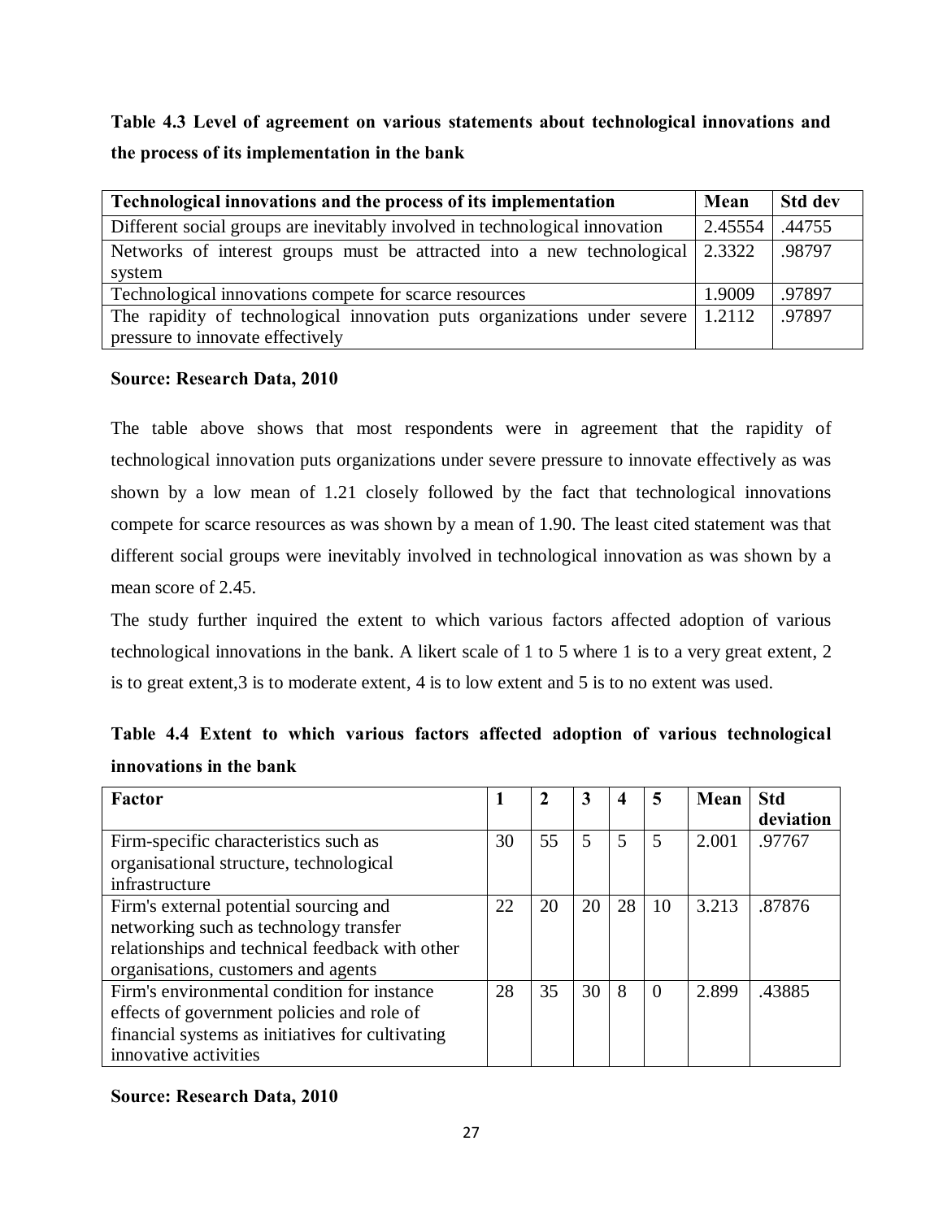**Table 4.3 Level of agreement on various statements about technological innovations and the process of its implementation in the bank**

| Technological innovations and the process of its implementation | Mean | Std dev |
|---|---|---|
| Different social groups are inevitably involved in technological innovation | 2.45554 | .44755 |
| Networks of interest groups must be attracted into a new technological system | 2.3322 | .98797 |
| Technological innovations compete for scarce resources | 1.9009 | .97897 |
| The rapidity of technological innovation puts organizations under severe pressure to innovate effectively | 1.2112 | .97897 |

**Source: Research Data, 2010**

The table above shows that most respondents were in agreement that the rapidity of technological innovation puts organizations under severe pressure to innovate effectively as was shown by a low mean of 1.21 closely followed by the fact that technological innovations compete for scarce resources as was shown by a mean of 1.90. The least cited statement was that different social groups were inevitably involved in technological innovation as was shown by a mean score of 2.45.

The study further inquired the extent to which various factors affected adoption of various technological innovations in the bank. A likert scale of 1 to 5 where 1 is to a very great extent, 2 is to great extent,3 is to moderate extent, 4 is to low extent and 5 is to no extent was used.

**Table 4.4 Extent to which various factors affected adoption of various technological innovations in the bank**

| Factor | 1 | 2 | 3 | 4 | 5 | Mean | Std deviation |
|---|---|---|---|---|---|---|---|
| Firm-specific characteristics such as organisational structure, technological infrastructure | 30 | 55 | 5 | 5 | 5 | 2.001 | .97767 |
| Firm's external potential sourcing and networking such as technology transfer relationships and technical feedback with other organisations, customers and agents | 22 | 20 | 20 | 28 | 10 | 3.213 | .87876 |
| Firm's environmental condition for instance effects of government policies and role of financial systems as initiatives for cultivating innovative activities | 28 | 35 | 30 | 8 | 0 | 2.899 | .43885 |

**Source: Research Data, 2010**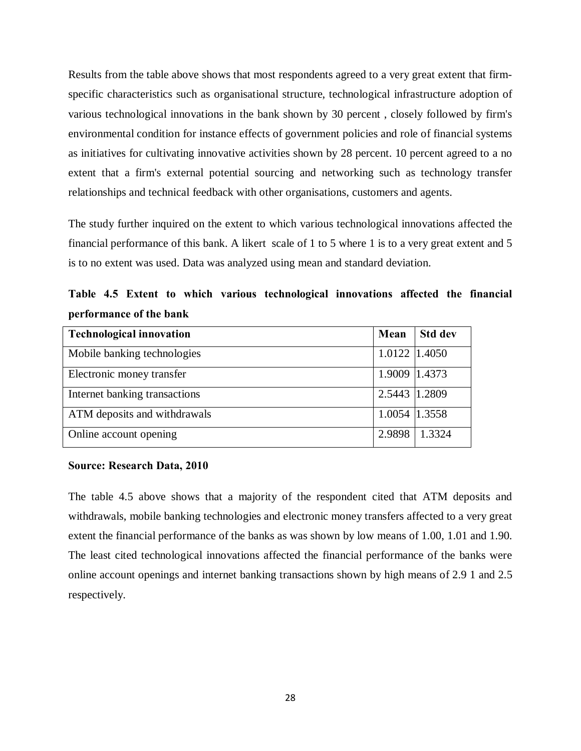Results from the table above shows that most respondents agreed to a very great extent that firm-specific characteristics such as organisational structure, technological infrastructure adoption of various technological innovations in the bank shown by 30 percent , closely followed by firm's environmental condition for instance effects of government policies and role of financial systems as initiatives for cultivating innovative activities shown by 28 percent. 10 percent agreed to a no extent that a firm's external potential sourcing and networking such as technology transfer relationships and technical feedback with other organisations, customers and agents.

The study further inquired on the extent to which various technological innovations affected the financial performance of this bank. A likert scale of 1 to 5 where 1 is to a very great extent and 5 is to no extent was used. Data was analyzed using mean and standard deviation.

**Table 4.5 Extent to which various technological innovations affected the financial performance of the bank**

| Technological innovation | Mean | Std dev |
|---|---|---|
| Mobile banking technologies | 1.0122 | 1.4050 |
| Electronic money transfer | 1.9009 | 1.4373 |
| Internet banking transactions | 2.5443 | 1.2809 |
| ATM deposits and withdrawals | 1.0054 | 1.3558 |
| Online account opening | 2.9898 | 1.3324 |

**Source: Research Data, 2010**

The table 4.5 above shows that a majority of the respondent cited that ATM deposits and withdrawals, mobile banking technologies and electronic money transfers affected to a very great extent the financial performance of the banks as was shown by low means of 1.00, 1.01 and 1.90. The least cited technological innovations affected the financial performance of the banks were online account openings and internet banking transactions shown by high means of 2.9 1 and 2.5 respectively.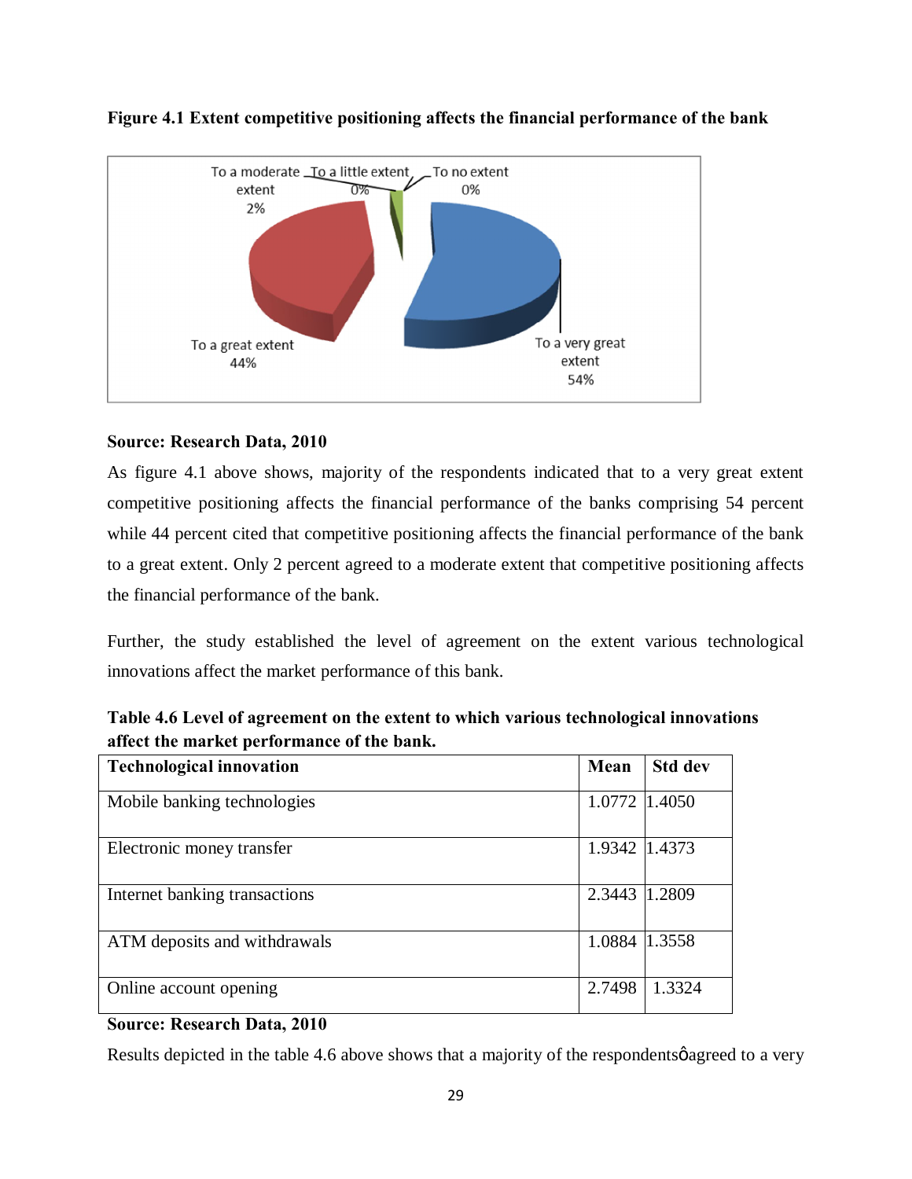**Figure 4.1 Extent competitive positioning affects the financial performance of the bank**

**Source: Research Data, 2010**

As figure 4.1 above shows, majority of the respondents indicated that to a very great extent competitive positioning affects the financial performance of the banks comprising 54 percent while 44 percent cited that competitive positioning affects the financial performance of the bank to a great extent. Only 2 percent agreed to a moderate extent that competitive positioning affects the financial performance of the bank.

Further, the study established the level of agreement on the extent various technological innovations affect the market performance of this bank.

**Table 4.6 Level of agreement on the extent to which various technological innovations affect the market performance of the bank.**

| Technological innovation | Mean | Std dev |
|---|---|---|
| Mobile banking technologies | 1.0772 | 1.4050 |
| Electronic money transfer | 1.9342 | 1.4373 |
| Internet banking transactions | 2.3443 | 1.2809 |
| ATM deposits and withdrawals | 1.0884 | 1.3558 |
| Online account opening | 2.7498 | 1.3324 |

**Source: Research Data, 2010**

Results depicted in the table 4.6 above shows that a majority of the respondentsφagreed to a very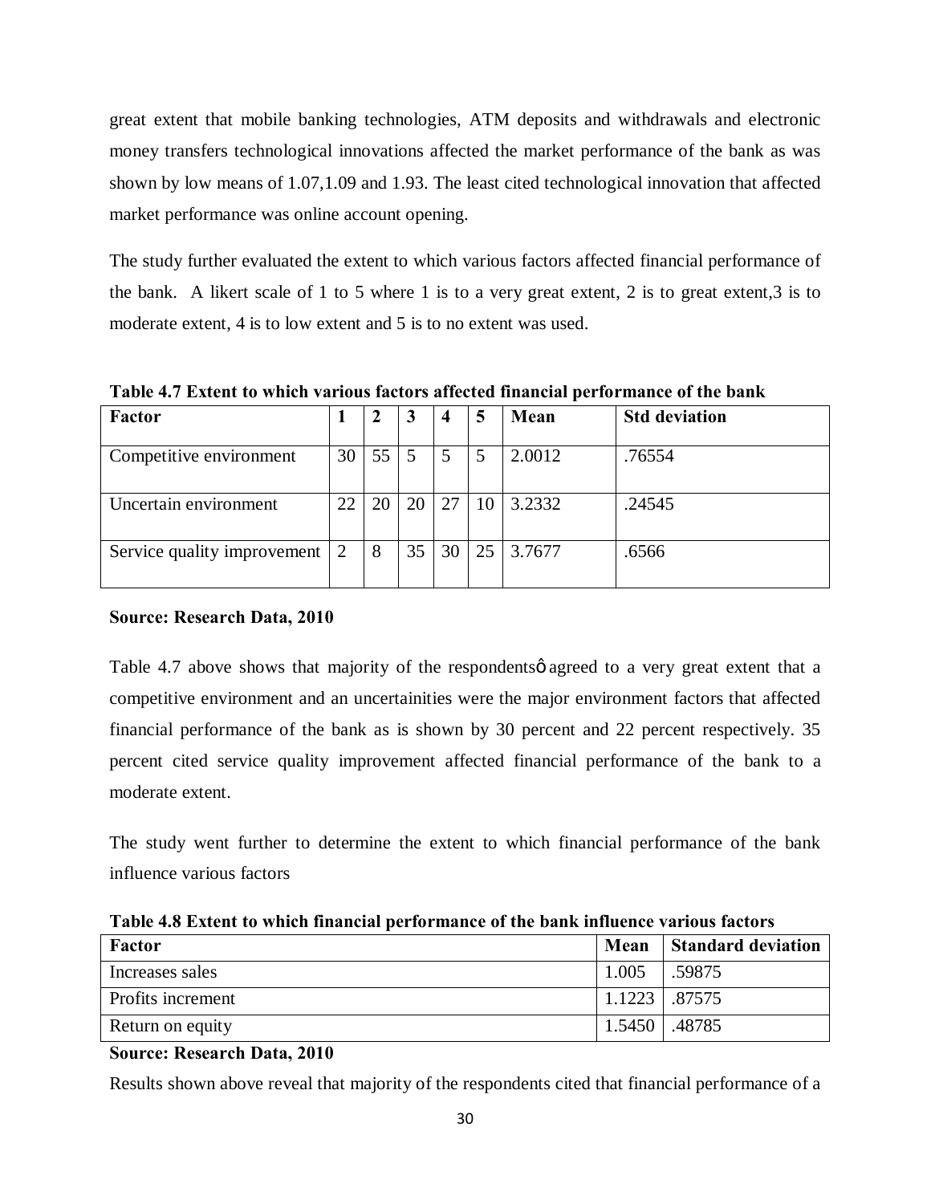great extent that mobile banking technologies, ATM deposits and withdrawals and electronic money transfers technological innovations affected the market performance of the bank as was shown by low means of 1.07,1.09 and 1.93. The least cited technological innovation that affected market performance was online account opening.

The study further evaluated the extent to which various factors affected financial performance of the bank. A likert scale of 1 to 5 where 1 is to a very great extent, 2 is to great extent,3 is to moderate extent, 4 is to low extent and 5 is to no extent was used.

**Table 4.7 Extent to which various factors affected financial performance of the bank**

| Factor | 1 | 2 | 3 | 4 | 5 | Mean | Std deviation |
|---|---|---|---|---|---|---|---|
| Competitive environment | 30 | 55 | 5 | 5 | 5 | 2.0012 | .76554 |
| Uncertain environment | 22 | 20 | 20 | 27 | 10 | 3.2332 | .24545 |
| Service quality improvement | 2 | 8 | 35 | 30 | 25 | 3.7677 | .6566 |

**Source: Research Data, 2010**

Table 4.7 above shows that majority of the respondentsö agreed to a very great extent that a competitive environment and an uncertainities were the major environment factors that affected financial performance of the bank as is shown by 30 percent and 22 percent respectively. 35 percent cited service quality improvement affected financial performance of the bank to a moderate extent.

The study went further to determine the extent to which financial performance of the bank influence various factors

**Table 4.8 Extent to which financial performance of the bank influence various factors**

| Factor | Mean | Standard deviation |
|---|---|---|
| Increases sales | 1.005 | .59875 |
| Profits increment | 1.1223 | .87575 |
| Return on equity | 1.5450 | .48785 |

**Source: Research Data, 2010**

Results shown above reveal that majority of the respondents cited that financial performance of a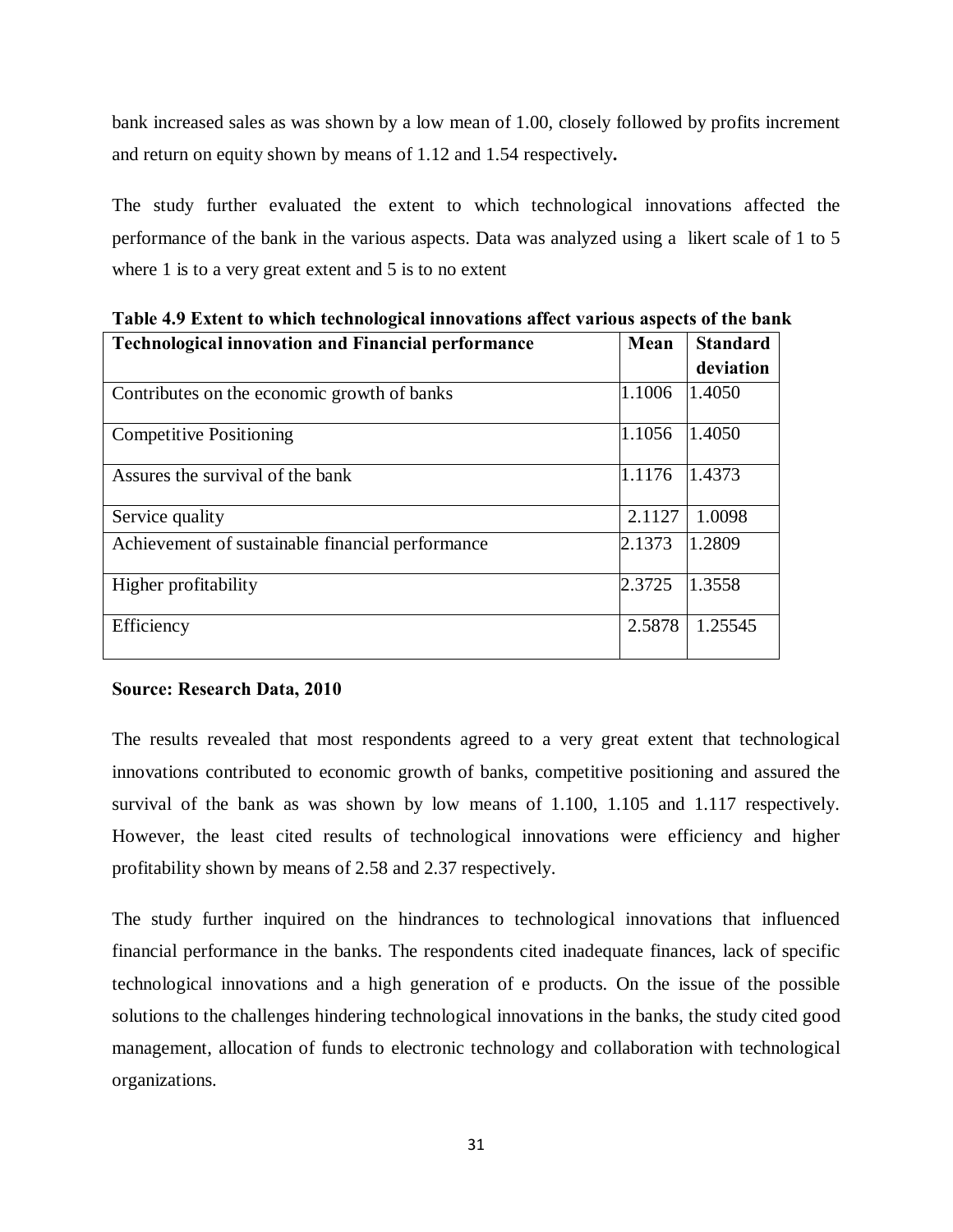bank increased sales as was shown by a low mean of 1.00, closely followed by profits increment and return on equity shown by means of 1.12 and 1.54 respectively**.**

The study further evaluated the extent to which technological innovations affected the performance of the bank in the various aspects. Data was analyzed using a likert scale of 1 to 5 where 1 is to a very great extent and 5 is to no extent

**Table 4.9 Extent to which technological innovations affect various aspects of the bank**

| Technological innovation and Financial performance | Mean | Standard deviation |
|---|---|---|
| Contributes on the economic growth of banks | 1.1006 | 1.4050 |
| Competitive Positioning | 1.1056 | 1.4050 |
| Assures the survival of the bank | 1.1176 | 1.4373 |
| Service quality | 2.1127 | 1.0098 |
| Achievement of sustainable financial performance | 2.1373 | 1.2809 |
| Higher profitability | 2.3725 | 1.3558 |
| Efficiency | 2.5878 | 1.25545 |

**Source: Research Data, 2010**

The results revealed that most respondents agreed to a very great extent that technological innovations contributed to economic growth of banks, competitive positioning and assured the survival of the bank as was shown by low means of 1.100, 1.105 and 1.117 respectively. However, the least cited results of technological innovations were efficiency and higher profitability shown by means of 2.58 and 2.37 respectively.

The study further inquired on the hindrances to technological innovations that influenced financial performance in the banks. The respondents cited inadequate finances, lack of specific technological innovations and a high generation of e products. On the issue of the possible solutions to the challenges hindering technological innovations in the banks, the study cited good management, allocation of funds to electronic technology and collaboration with technological organizations.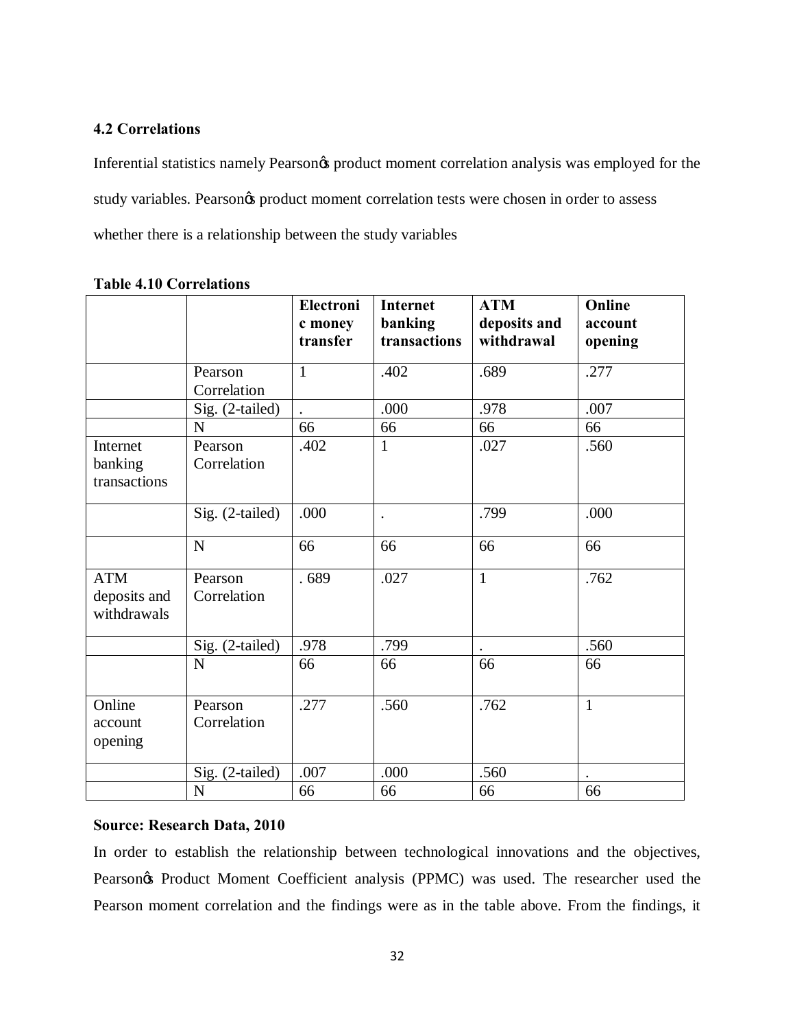### 4.2 Correlations

Inferential statistics namely Pearsonǿs product moment correlation analysis was employed for the study variables. Pearsonǿs product moment correlation tests were chosen in order to assess whether there is a relationship between the study variables

**Table 4.10 Correlations**

| | | Electronic money transfer | Internet banking transactions | ATM deposits and withdrawal | Online account opening |
|---|---|---|---|---|---|
| | Pearson Correlation | 1 | .402 | .689 | .277 |
| | Sig. (2-tailed) | . | .000 | .978 | .007 |
| | N | 66 | 66 | 66 | 66 |
| Internet banking transactions | Pearson Correlation | .402 | 1 | .027 | .560 |
| | Sig. (2-tailed) | .000 | . | .799 | .000 |
| | N | 66 | 66 | 66 | 66 |
| ATM deposits and withdrawals | Pearson Correlation | . 689 | .027 | 1 | .762 |
| | Sig. (2-tailed) | .978 | .799 | . | .560 |
| | N | 66 | 66 | 66 | 66 |
| Online account opening | Pearson Correlation | .277 | .560 | .762 | 1 |
| | Sig. (2-tailed) | .007 | .000 | .560 | . |
| | N | 66 | 66 | 66 | 66 |

**Source: Research Data, 2010**

In order to establish the relationship between technological innovations and the objectives, Pearsonǿs Product Moment Coefficient analysis (PPMC) was used. The researcher used the Pearson moment correlation and the findings were as in the table above. From the findings, it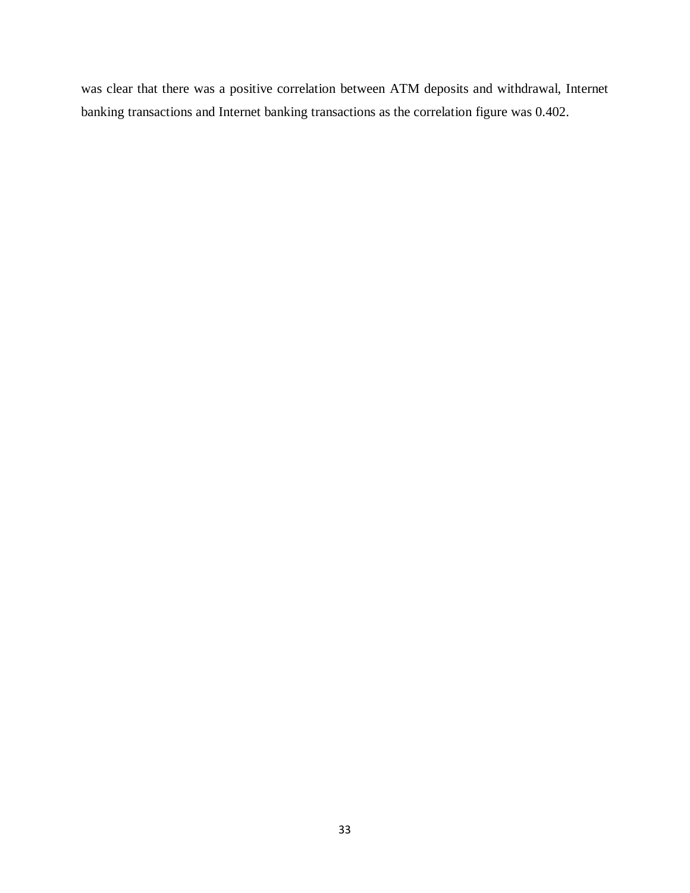was clear that there was a positive correlation between ATM deposits and withdrawal, Internet banking transactions and Internet banking transactions as the correlation figure was 0.402.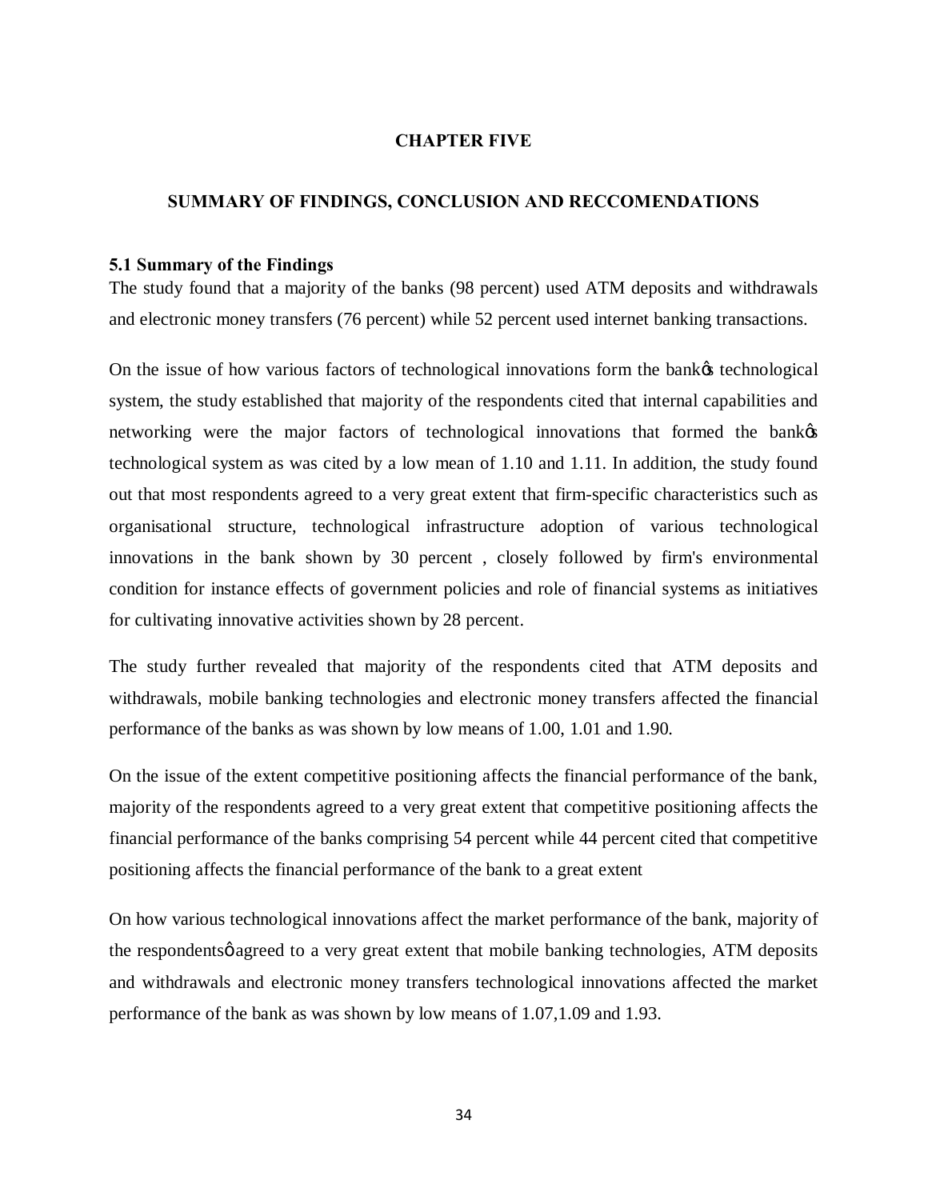# CHAPTER FIVE

## SUMMARY OF FINDINGS, CONCLUSION AND RECCOMENDATIONS

### 5.1 Summary of the Findings

The study found that a majority of the banks (98 percent) used ATM deposits and withdrawals and electronic money transfers (76 percent) while 52 percent used internet banking transactions.

On the issue of how various factors of technological innovations form the bank's technological system, the study established that majority of the respondents cited that internal capabilities and networking were the major factors of technological innovations that formed the bank's technological system as was cited by a low mean of 1.10 and 1.11. In addition, the study found out that most respondents agreed to a very great extent that firm-specific characteristics such as organisational structure, technological infrastructure adoption of various technological innovations in the bank shown by 30 percent , closely followed by firm's environmental condition for instance effects of government policies and role of financial systems as initiatives for cultivating innovative activities shown by 28 percent.

The study further revealed that majority of the respondents cited that ATM deposits and withdrawals, mobile banking technologies and electronic money transfers affected the financial performance of the banks as was shown by low means of 1.00, 1.01 and 1.90.

On the issue of the extent competitive positioning affects the financial performance of the bank, majority of the respondents agreed to a very great extent that competitive positioning affects the financial performance of the banks comprising 54 percent while 44 percent cited that competitive positioning affects the financial performance of the bank to a great extent

On how various technological innovations affect the market performance of the bank, majority of the respondents' agreed to a very great extent that mobile banking technologies, ATM deposits and withdrawals and electronic money transfers technological innovations affected the market performance of the bank as was shown by low means of 1.07,1.09 and 1.93.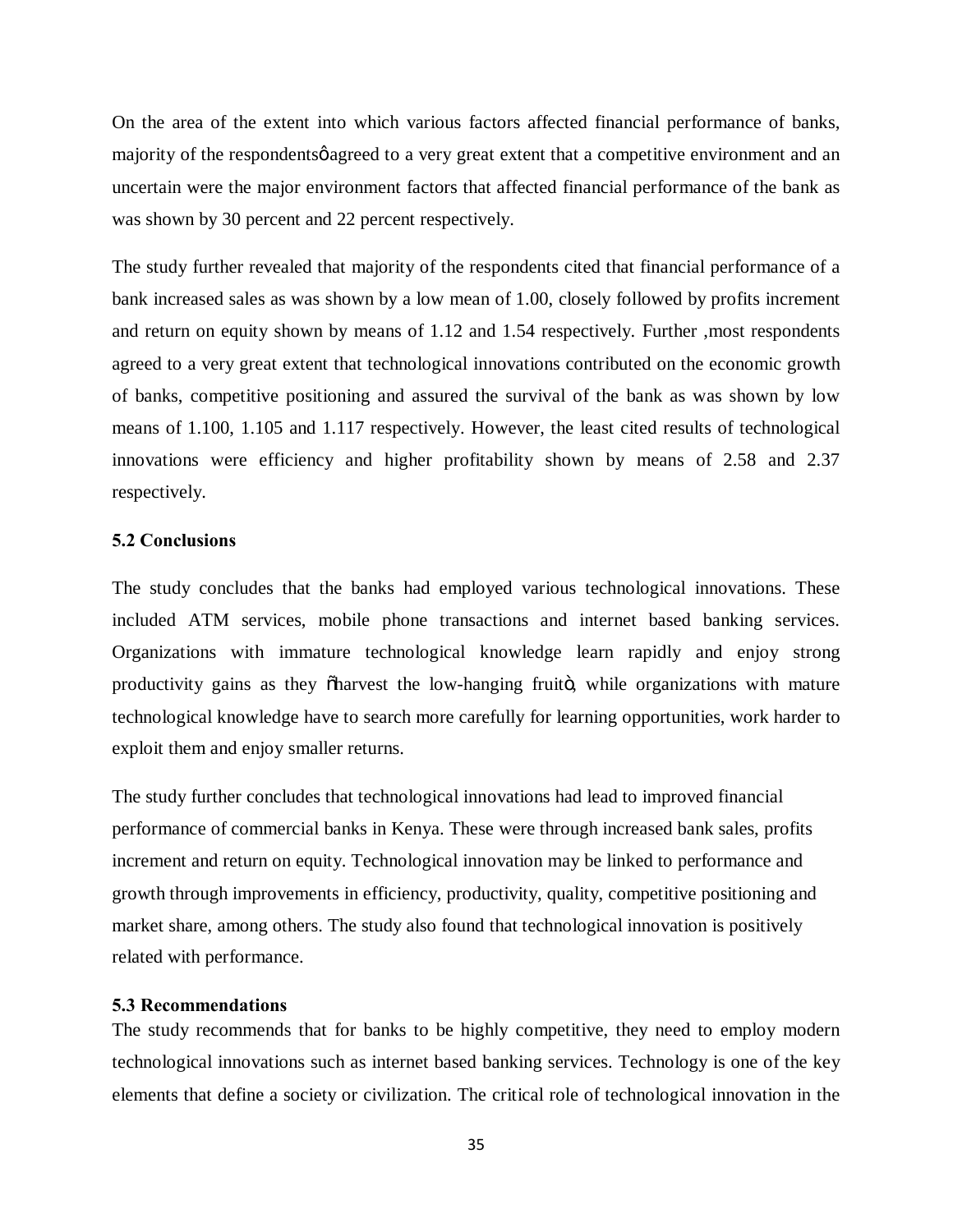On the area of the extent into which various factors affected financial performance of banks, majority of the respondentsø agreed to a very great extent that a competitive environment and an uncertain were the major environment factors that affected financial performance of the bank as was shown by 30 percent and 22 percent respectively.

The study further revealed that majority of the respondents cited that financial performance of a bank increased sales as was shown by a low mean of 1.00, closely followed by profits increment and return on equity shown by means of 1.12 and 1.54 respectively. Further ,most respondents agreed to a very great extent that technological innovations contributed on the economic growth of banks, competitive positioning and assured the survival of the bank as was shown by low means of 1.100, 1.105 and 1.117 respectively. However, the least cited results of technological innovations were efficiency and higher profitability shown by means of 2.58 and 2.37 respectively.

**5.2 Conclusions**

The study concludes that the banks had employed various technological innovations. These included ATM services, mobile phone transactions and internet based banking services. Organizations with immature technological knowledge learn rapidly and enjoy strong productivity gains as they õharvest the low-hanging fruitö, while organizations with mature technological knowledge have to search more carefully for learning opportunities, work harder to exploit them and enjoy smaller returns.

The study further concludes that technological innovations had lead to improved financial performance of commercial banks in Kenya. These were through increased bank sales, profits increment and return on equity. Technological innovation may be linked to performance and growth through improvements in efficiency, productivity, quality, competitive positioning and market share, among others. The study also found that technological innovation is positively related with performance.

**5.3 Recommendations**

The study recommends that for banks to be highly competitive, they need to employ modern technological innovations such as internet based banking services. Technology is one of the key elements that define a society or civilization. The critical role of technological innovation in the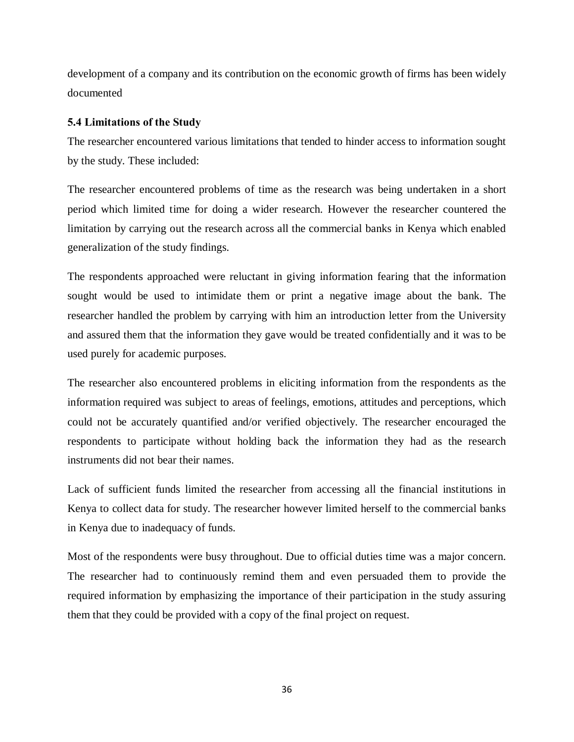development of a company and its contribution on the economic growth of firms has been widely documented

### 5.4 Limitations of the Study

The researcher encountered various limitations that tended to hinder access to information sought by the study. These included:

The researcher encountered problems of time as the research was being undertaken in a short period which limited time for doing a wider research. However the researcher countered the limitation by carrying out the research across all the commercial banks in Kenya which enabled generalization of the study findings.

The respondents approached were reluctant in giving information fearing that the information sought would be used to intimidate them or print a negative image about the bank. The researcher handled the problem by carrying with him an introduction letter from the University and assured them that the information they gave would be treated confidentially and it was to be used purely for academic purposes.

The researcher also encountered problems in eliciting information from the respondents as the information required was subject to areas of feelings, emotions, attitudes and perceptions, which could not be accurately quantified and/or verified objectively. The researcher encouraged the respondents to participate without holding back the information they had as the research instruments did not bear their names.

Lack of sufficient funds limited the researcher from accessing all the financial institutions in Kenya to collect data for study. The researcher however limited herself to the commercial banks in Kenya due to inadequacy of funds.

Most of the respondents were busy throughout. Due to official duties time was a major concern. The researcher had to continuously remind them and even persuaded them to provide the required information by emphasizing the importance of their participation in the study assuring them that they could be provided with a copy of the final project on request.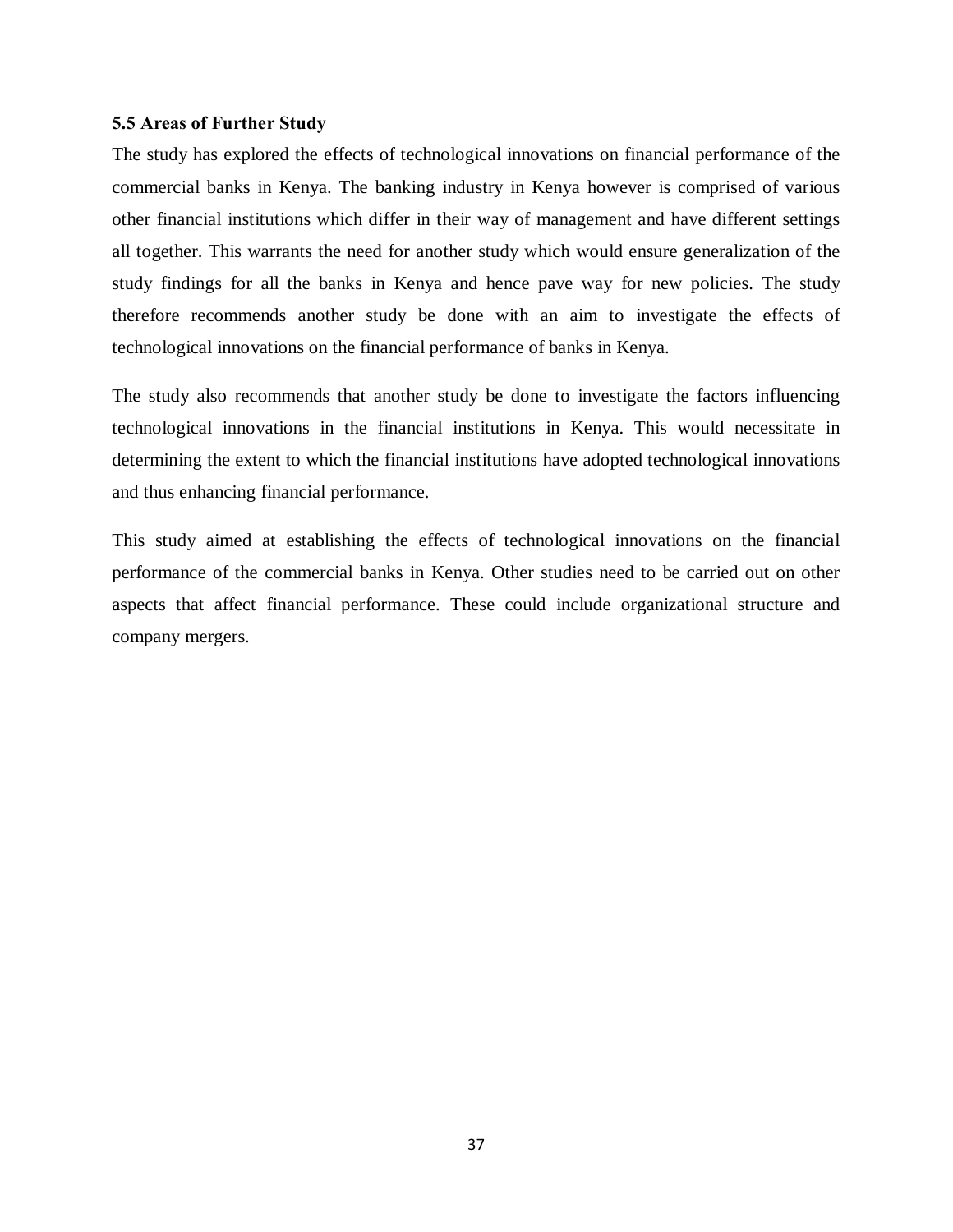### 5.5 Areas of Further Study

The study has explored the effects of technological innovations on financial performance of the commercial banks in Kenya. The banking industry in Kenya however is comprised of various other financial institutions which differ in their way of management and have different settings all together. This warrants the need for another study which would ensure generalization of the study findings for all the banks in Kenya and hence pave way for new policies. The study therefore recommends another study be done with an aim to investigate the effects of technological innovations on the financial performance of banks in Kenya.

The study also recommends that another study be done to investigate the factors influencing technological innovations in the financial institutions in Kenya. This would necessitate in determining the extent to which the financial institutions have adopted technological innovations and thus enhancing financial performance.

This study aimed at establishing the effects of technological innovations on the financial performance of the commercial banks in Kenya. Other studies need to be carried out on other aspects that affect financial performance. These could include organizational structure and company mergers.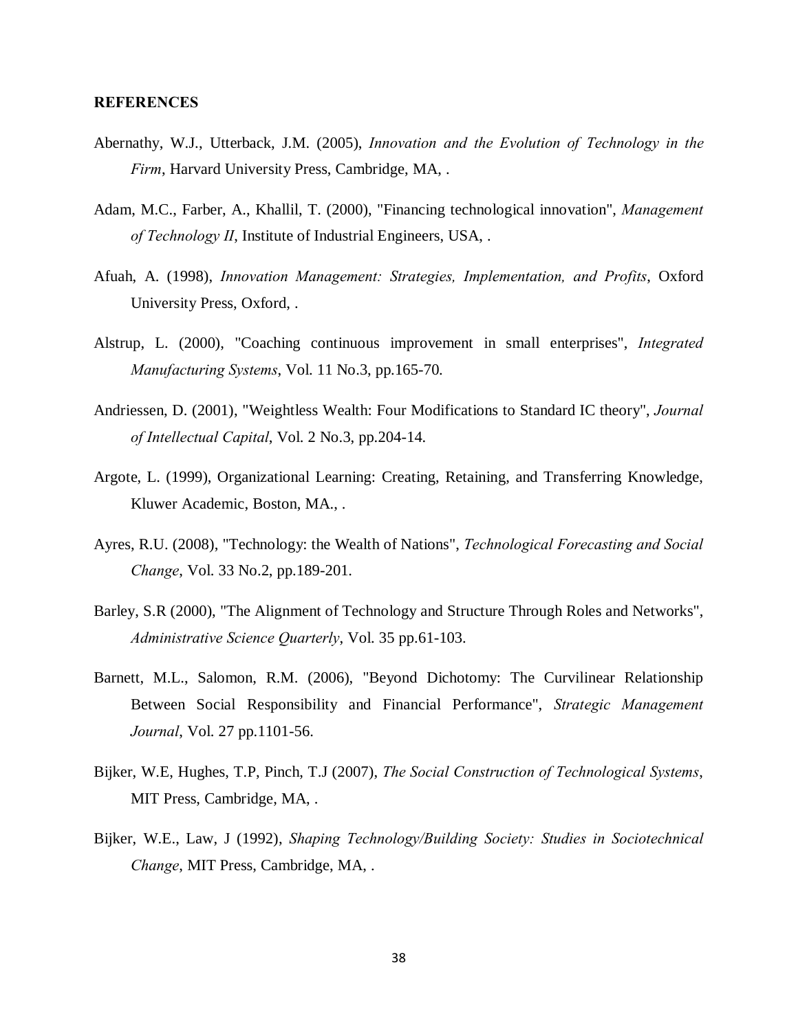## REFERENCES

Abernathy, W.J., Utterback, J.M. (2005), *Innovation and the Evolution of Technology in the Firm*, Harvard University Press, Cambridge, MA, .

Adam, M.C., Farber, A., Khallil, T. (2000), "Financing technological innovation", *Management of Technology II*, Institute of Industrial Engineers, USA, .

Afuah, A. (1998), *Innovation Management: Strategies, Implementation, and Profits*, Oxford University Press, Oxford, .

Alstrup, L. (2000), "Coaching continuous improvement in small enterprises", *Integrated Manufacturing Systems*, Vol. 11 No.3, pp.165-70.

Andriessen, D. (2001), "Weightless Wealth: Four Modifications to Standard IC theory", *Journal of Intellectual Capital*, Vol. 2 No.3, pp.204-14.

Argote, L. (1999), Organizational Learning: Creating, Retaining, and Transferring Knowledge, Kluwer Academic, Boston, MA., .

Ayres, R.U. (2008), "Technology: the Wealth of Nations", *Technological Forecasting and Social Change*, Vol. 33 No.2, pp.189-201.

Barley, S.R (2000), "The Alignment of Technology and Structure Through Roles and Networks", *Administrative Science Quarterly*, Vol. 35 pp.61-103.

Barnett, M.L., Salomon, R.M. (2006), "Beyond Dichotomy: The Curvilinear Relationship Between Social Responsibility and Financial Performance", *Strategic Management Journal*, Vol. 27 pp.1101-56.

Bijker, W.E, Hughes, T.P, Pinch, T.J (2007), *The Social Construction of Technological Systems*, MIT Press, Cambridge, MA, .

Bijker, W.E., Law, J (1992), *Shaping Technology/Building Society: Studies in Sociotechnical Change*, MIT Press, Cambridge, MA, .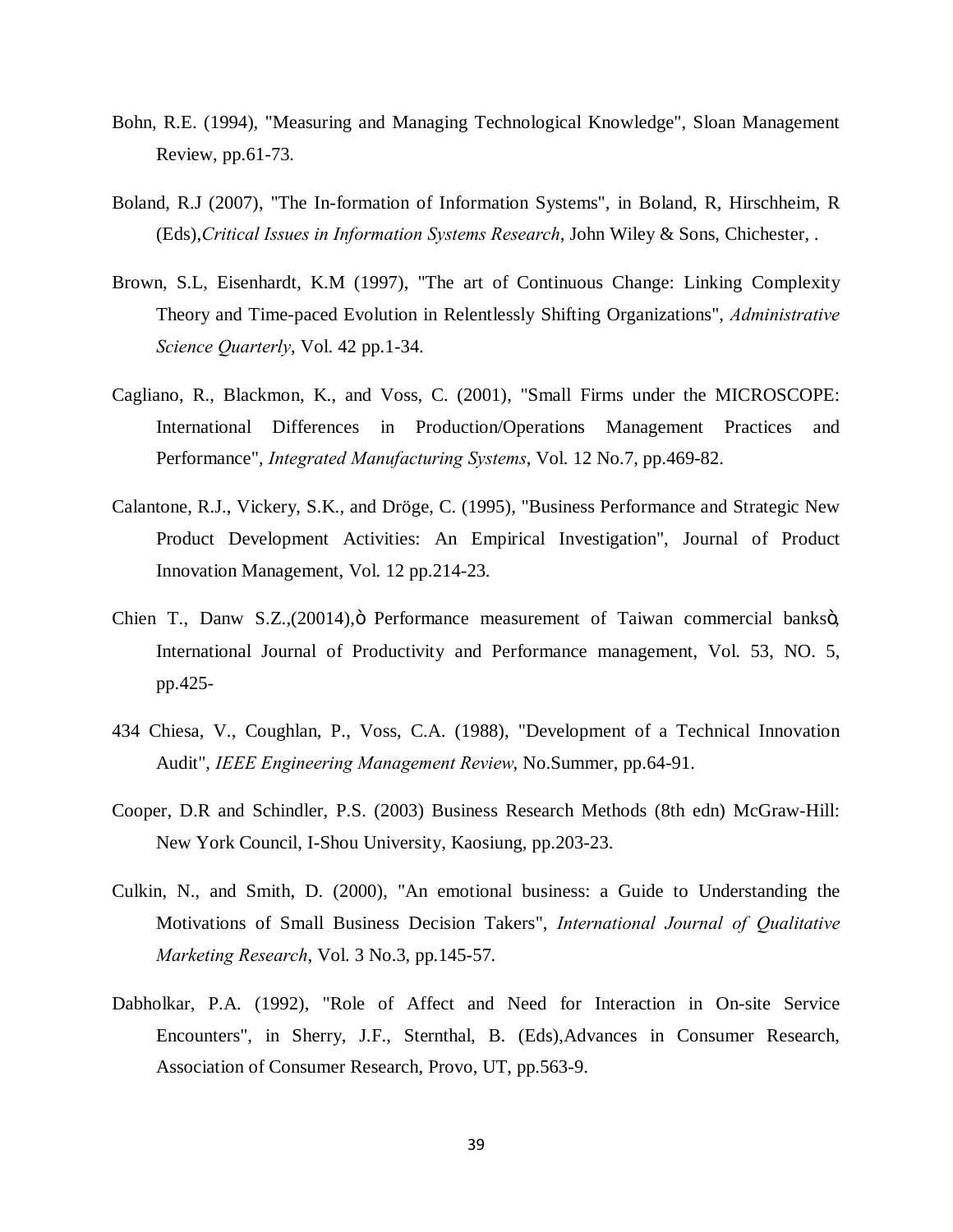Bohn, R.E. (1994), "Measuring and Managing Technological Knowledge", Sloan Management Review, pp.61-73.

Boland, R.J (2007), "The In-formation of Information Systems", in Boland, R, Hirschheim, R (Eds),*Critical Issues in Information Systems Research*, John Wiley & Sons, Chichester, .

Brown, S.L, Eisenhardt, K.M (1997), "The art of Continuous Change: Linking Complexity Theory and Time-paced Evolution in Relentlessly Shifting Organizations", *Administrative Science Quarterly*, Vol. 42 pp.1-34.

Cagliano, R., Blackmon, K., and Voss, C. (2001), "Small Firms under the MICROSCOPE: International Differences in Production/Operations Management Practices and Performance", *Integrated Manufacturing Systems*, Vol. 12 No.7, pp.469-82.

Calantone, R.J., Vickery, S.K., and Dröge, C. (1995), "Business Performance and Strategic New Product Development Activities: An Empirical Investigation", Journal of Product Innovation Management, Vol. 12 pp.214-23.

Chien T., Danw S.Z.,(20014),ò Performance measurement of Taiwan commercial banksö, International Journal of Productivity and Performance management, Vol. 53, NO. 5, pp.425-

434 Chiesa, V., Coughlan, P., Voss, C.A. (1988), "Development of a Technical Innovation Audit", *IEEE Engineering Management Review*, No.Summer, pp.64-91.

Cooper, D.R and Schindler, P.S. (2003) Business Research Methods (8th edn) McGraw-Hill: New York Council, I-Shou University, Kaosiung, pp.203-23.

Culkin, N., and Smith, D. (2000), "An emotional business: a Guide to Understanding the Motivations of Small Business Decision Takers", *International Journal of Qualitative Marketing Research*, Vol. 3 No.3, pp.145-57.

Dabholkar, P.A. (1992), "Role of Affect and Need for Interaction in On-site Service Encounters", in Sherry, J.F., Sternthal, B. (Eds),Advances in Consumer Research, Association of Consumer Research, Provo, UT, pp.563-9.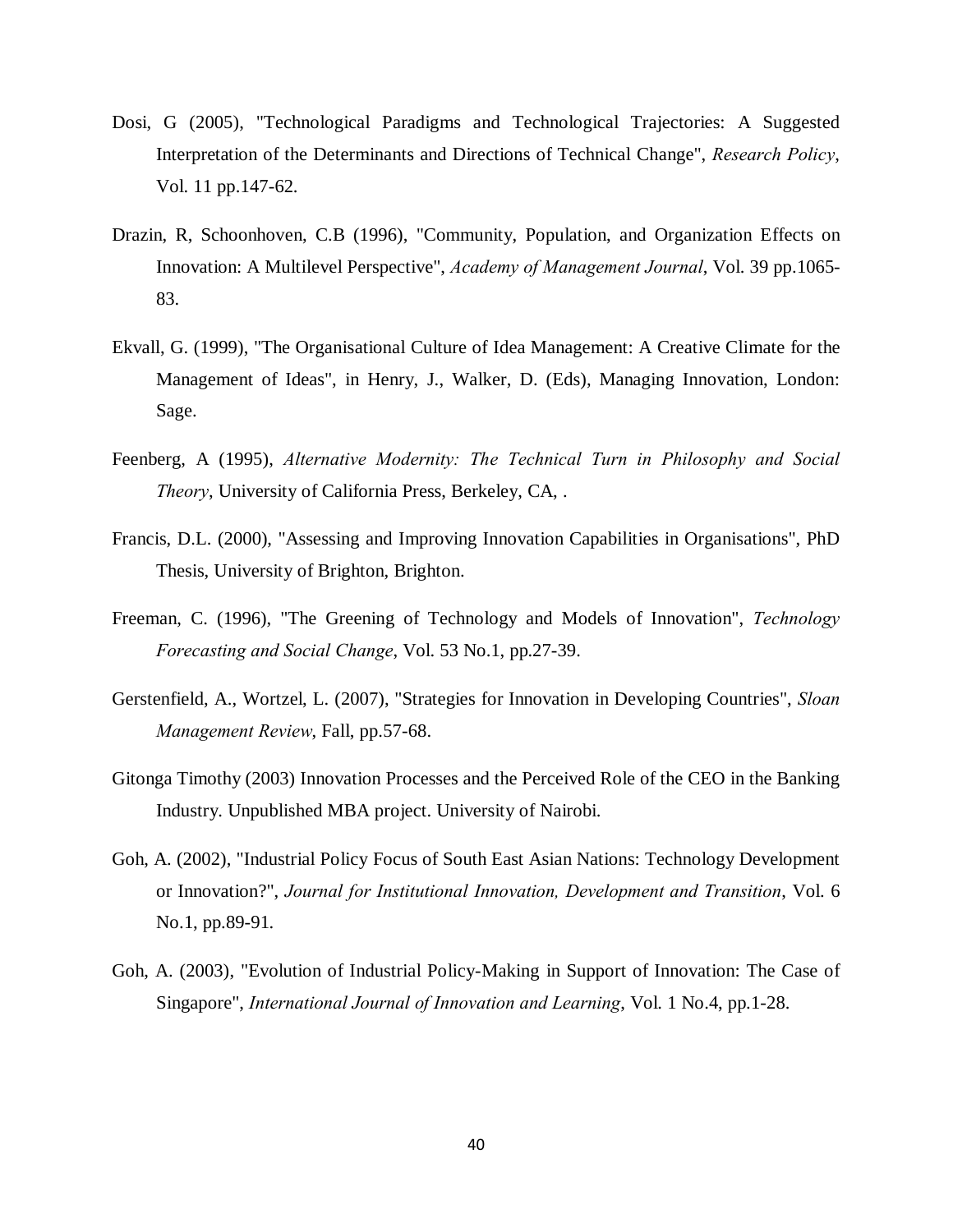Dosi, G (2005), "Technological Paradigms and Technological Trajectories: A Suggested Interpretation of the Determinants and Directions of Technical Change", *Research Policy*, Vol. 11 pp.147-62.

Drazin, R, Schoonhoven, C.B (1996), "Community, Population, and Organization Effects on Innovation: A Multilevel Perspective", *Academy of Management Journal*, Vol. 39 pp.1065-83.

Ekvall, G. (1999), "The Organisational Culture of Idea Management: A Creative Climate for the Management of Ideas", in Henry, J., Walker, D. (Eds), Managing Innovation, London: Sage.

Feenberg, A (1995), *Alternative Modernity: The Technical Turn in Philosophy and Social Theory*, University of California Press, Berkeley, CA, .

Francis, D.L. (2000), "Assessing and Improving Innovation Capabilities in Organisations", PhD Thesis, University of Brighton, Brighton.

Freeman, C. (1996), "The Greening of Technology and Models of Innovation", *Technology Forecasting and Social Change*, Vol. 53 No.1, pp.27-39.

Gerstenfield, A., Wortzel, L. (2007), "Strategies for Innovation in Developing Countries", *Sloan Management Review*, Fall, pp.57-68.

Gitonga Timothy (2003) Innovation Processes and the Perceived Role of the CEO in the Banking Industry. Unpublished MBA project. University of Nairobi.

Goh, A. (2002), "Industrial Policy Focus of South East Asian Nations: Technology Development or Innovation?", *Journal for Institutional Innovation, Development and Transition*, Vol. 6 No.1, pp.89-91.

Goh, A. (2003), "Evolution of Industrial Policy-Making in Support of Innovation: The Case of Singapore", *International Journal of Innovation and Learning*, Vol. 1 No.4, pp.1-28.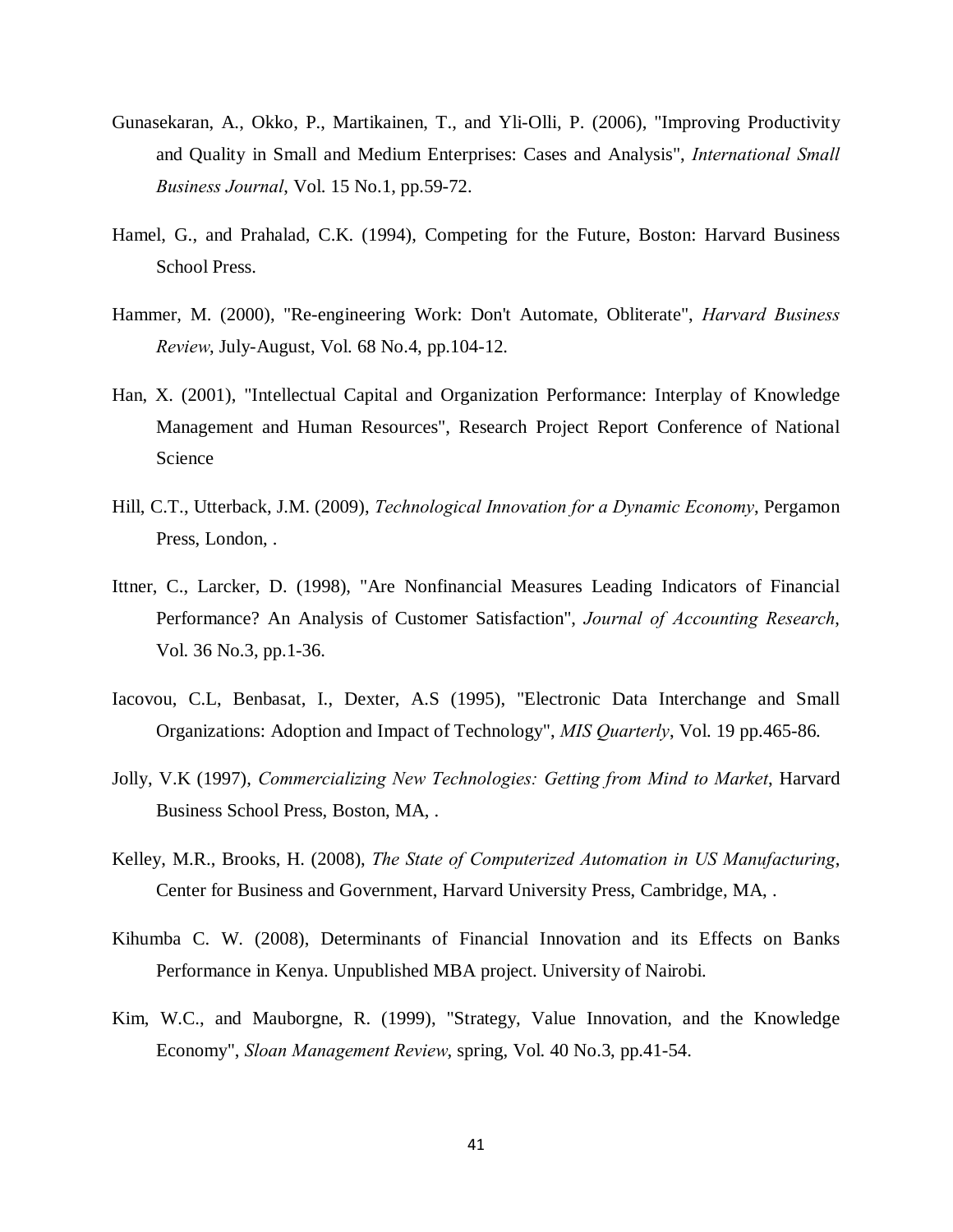Gunasekaran, A., Okko, P., Martikainen, T., and Yli-Olli, P. (2006), "Improving Productivity and Quality in Small and Medium Enterprises: Cases and Analysis", *International Small Business Journal*, Vol. 15 No.1, pp.59-72.

Hamel, G., and Prahalad, C.K. (1994), Competing for the Future, Boston: Harvard Business School Press.

Hammer, M. (2000), "Re-engineering Work: Don't Automate, Obliterate", *Harvard Business Review*, July-August, Vol. 68 No.4, pp.104-12.

Han, X. (2001), "Intellectual Capital and Organization Performance: Interplay of Knowledge Management and Human Resources", Research Project Report Conference of National Science

Hill, C.T., Utterback, J.M. (2009), *Technological Innovation for a Dynamic Economy*, Pergamon Press, London, .

Ittner, C., Larcker, D. (1998), "Are Nonfinancial Measures Leading Indicators of Financial Performance? An Analysis of Customer Satisfaction", *Journal of Accounting Research*, Vol. 36 No.3, pp.1-36.

Iacovou, C.L, Benbasat, I., Dexter, A.S (1995), "Electronic Data Interchange and Small Organizations: Adoption and Impact of Technology", *MIS Quarterly*, Vol. 19 pp.465-86.

Jolly, V.K (1997), *Commercializing New Technologies: Getting from Mind to Market*, Harvard Business School Press, Boston, MA, .

Kelley, M.R., Brooks, H. (2008), *The State of Computerized Automation in US Manufacturing*, Center for Business and Government, Harvard University Press, Cambridge, MA, .

Kihumba C. W. (2008), Determinants of Financial Innovation and its Effects on Banks Performance in Kenya. Unpublished MBA project. University of Nairobi.

Kim, W.C., and Mauborgne, R. (1999), "Strategy, Value Innovation, and the Knowledge Economy", *Sloan Management Review*, spring, Vol. 40 No.3, pp.41-54.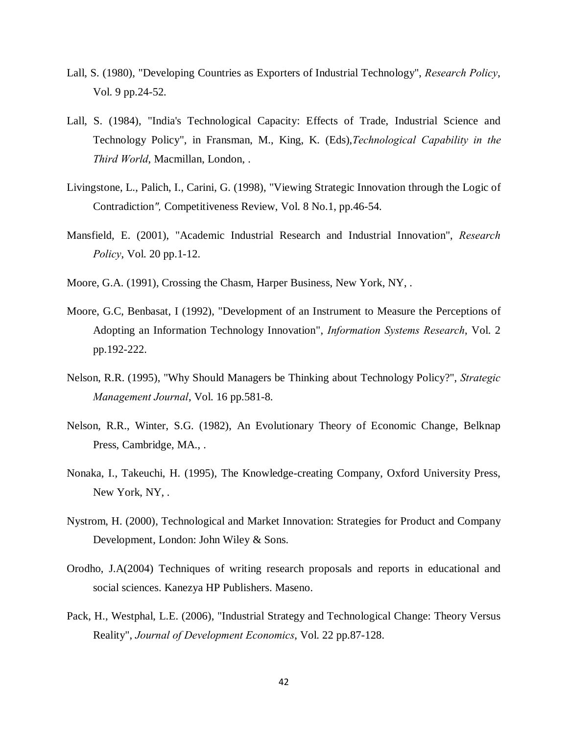Lall, S. (1980), "Developing Countries as Exporters of Industrial Technology", *Research Policy*, Vol. 9 pp.24-52.

Lall, S. (1984), "India's Technological Capacity: Effects of Trade, Industrial Science and Technology Policy", in Fransman, M., King, K. (Eds),*Technological Capability in the Third World*, Macmillan, London, .

Livingstone, L., Palich, I., Carini, G. (1998), "Viewing Strategic Innovation through the Logic of Contradiction*",* Competitiveness Review, Vol. 8 No.1, pp.46-54.

Mansfield, E. (2001), "Academic Industrial Research and Industrial Innovation", *Research Policy*, Vol. 20 pp.1-12.

Moore, G.A. (1991), Crossing the Chasm, Harper Business, New York, NY, .

Moore, G.C, Benbasat, I (1992), "Development of an Instrument to Measure the Perceptions of Adopting an Information Technology Innovation", *Information Systems Research*, Vol. 2 pp.192-222.

Nelson, R.R. (1995), "Why Should Managers be Thinking about Technology Policy?", *Strategic Management Journal*, Vol. 16 pp.581-8.

Nelson, R.R., Winter, S.G. (1982), An Evolutionary Theory of Economic Change, Belknap Press, Cambridge, MA., .

Nonaka, I., Takeuchi, H. (1995), The Knowledge-creating Company, Oxford University Press, New York, NY, .

Nystrom, H. (2000), Technological and Market Innovation: Strategies for Product and Company Development, London: John Wiley & Sons.

Orodho, J.A(2004) Techniques of writing research proposals and reports in educational and social sciences. Kanezya HP Publishers. Maseno.

Pack, H., Westphal, L.E. (2006), "Industrial Strategy and Technological Change: Theory Versus Reality", *Journal of Development Economics*, Vol. 22 pp.87-128.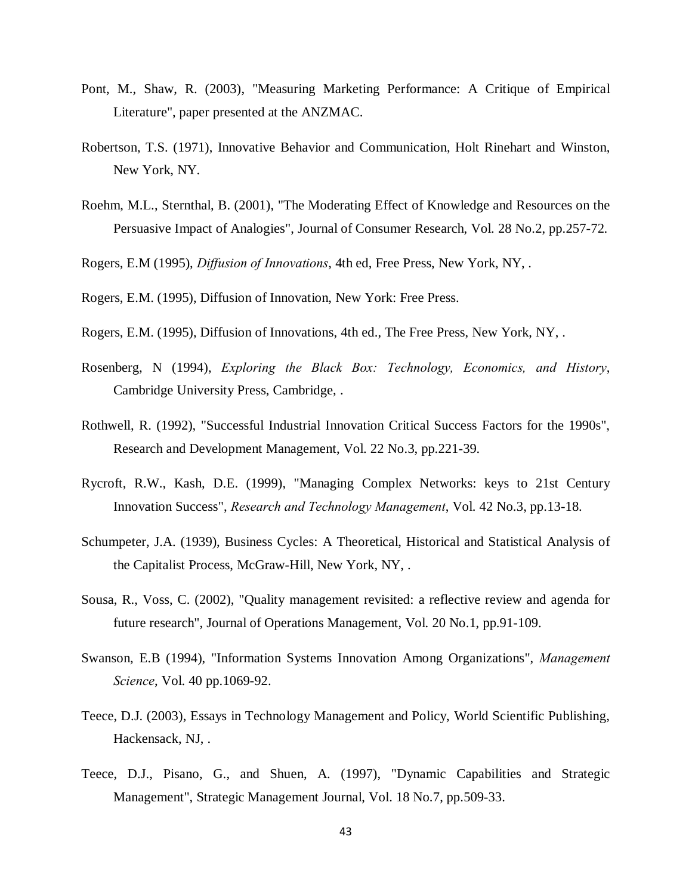Pont, M., Shaw, R. (2003), "Measuring Marketing Performance: A Critique of Empirical Literature", paper presented at the ANZMAC.

Robertson, T.S. (1971), Innovative Behavior and Communication, Holt Rinehart and Winston, New York, NY.

Roehm, M.L., Sternthal, B. (2001), "The Moderating Effect of Knowledge and Resources on the Persuasive Impact of Analogies", Journal of Consumer Research, Vol. 28 No.2, pp.257-72.

Rogers, E.M (1995), *Diffusion of Innovations*, 4th ed, Free Press, New York, NY, .

Rogers, E.M. (1995), Diffusion of Innovation, New York: Free Press.

Rogers, E.M. (1995), Diffusion of Innovations, 4th ed., The Free Press, New York, NY, .

Rosenberg, N (1994), *Exploring the Black Box: Technology, Economics, and History*, Cambridge University Press, Cambridge, .

Rothwell, R. (1992), "Successful Industrial Innovation Critical Success Factors for the 1990s", Research and Development Management, Vol. 22 No.3, pp.221-39.

Rycroft, R.W., Kash, D.E. (1999), "Managing Complex Networks: keys to 21st Century Innovation Success", *Research and Technology Management*, Vol. 42 No.3, pp.13-18.

Schumpeter, J.A. (1939), Business Cycles: A Theoretical, Historical and Statistical Analysis of the Capitalist Process, McGraw-Hill, New York, NY, .

Sousa, R., Voss, C. (2002), "Quality management revisited: a reflective review and agenda for future research", Journal of Operations Management, Vol. 20 No.1, pp.91-109.

Swanson, E.B (1994), "Information Systems Innovation Among Organizations", *Management Science*, Vol. 40 pp.1069-92.

Teece, D.J. (2003), Essays in Technology Management and Policy, World Scientific Publishing, Hackensack, NJ, .

Teece, D.J., Pisano, G., and Shuen, A. (1997), "Dynamic Capabilities and Strategic Management", Strategic Management Journal, Vol. 18 No.7, pp.509-33.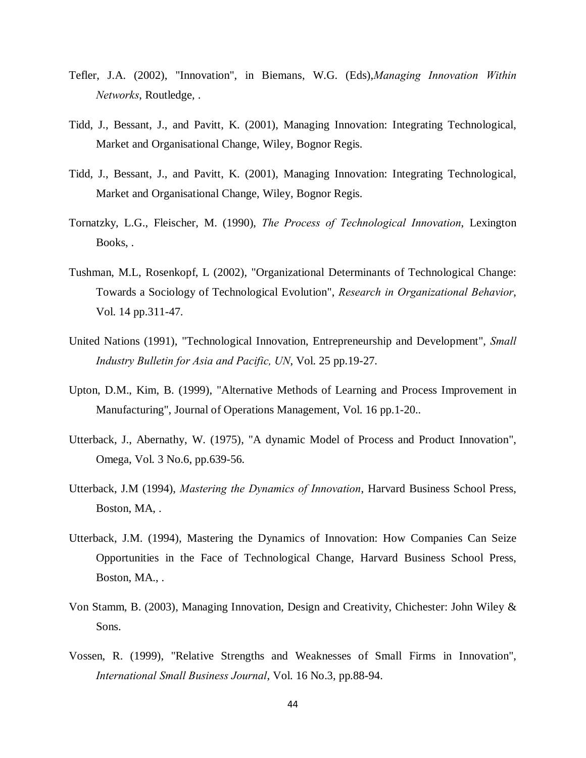Tefler, J.A. (2002), "Innovation", in Biemans, W.G. (Eds),*Managing Innovation Within Networks*, Routledge, .

Tidd, J., Bessant, J., and Pavitt, K. (2001), Managing Innovation: Integrating Technological, Market and Organisational Change, Wiley, Bognor Regis.

Tidd, J., Bessant, J., and Pavitt, K. (2001), Managing Innovation: Integrating Technological, Market and Organisational Change, Wiley, Bognor Regis.

Tornatzky, L.G., Fleischer, M. (1990), *The Process of Technological Innovation*, Lexington Books, .

Tushman, M.L, Rosenkopf, L (2002), "Organizational Determinants of Technological Change: Towards a Sociology of Technological Evolution", *Research in Organizational Behavior*, Vol. 14 pp.311-47.

United Nations (1991), "Technological Innovation, Entrepreneurship and Development", *Small Industry Bulletin for Asia and Pacific, UN*, Vol. 25 pp.19-27.

Upton, D.M., Kim, B. (1999), "Alternative Methods of Learning and Process Improvement in Manufacturing", Journal of Operations Management, Vol. 16 pp.1-20..

Utterback, J., Abernathy, W. (1975), "A dynamic Model of Process and Product Innovation", Omega, Vol. 3 No.6, pp.639-56.

Utterback, J.M (1994), *Mastering the Dynamics of Innovation*, Harvard Business School Press, Boston, MA, .

Utterback, J.M. (1994), Mastering the Dynamics of Innovation: How Companies Can Seize Opportunities in the Face of Technological Change, Harvard Business School Press, Boston, MA., .

Von Stamm, B. (2003), Managing Innovation, Design and Creativity, Chichester: John Wiley & Sons.

Vossen, R. (1999), "Relative Strengths and Weaknesses of Small Firms in Innovation", *International Small Business Journal*, Vol. 16 No.3, pp.88-94.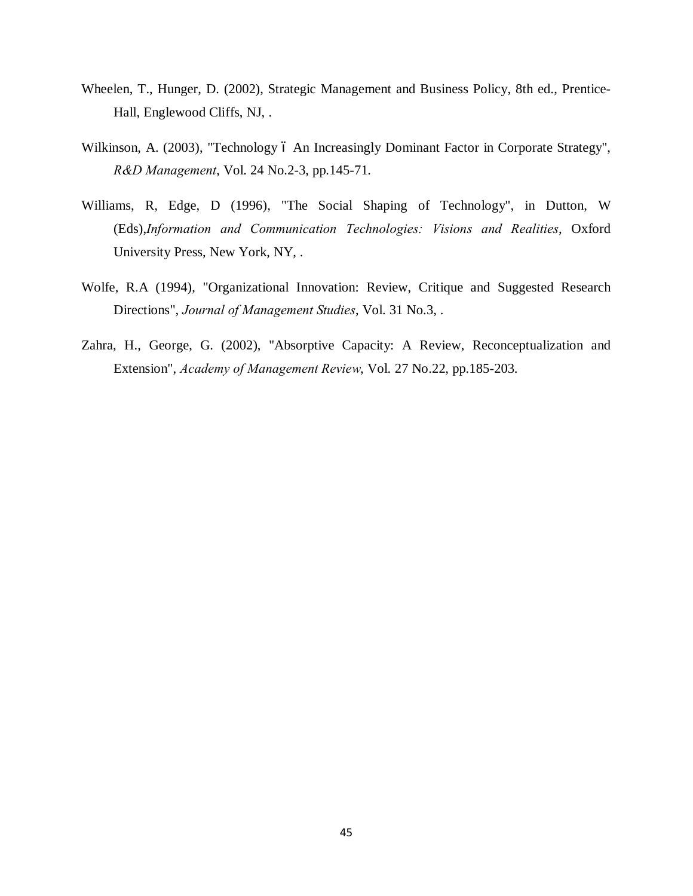Wheelen, T., Hunger, D. (2002), Strategic Management and Business Policy, 8th ed., Prentice-Hall, Englewood Cliffs, NJ, .

Wilkinson, A. (2003), "Technology ó An Increasingly Dominant Factor in Corporate Strategy", *R&D Management*, Vol. 24 No.2-3, pp.145-71.

Williams, R, Edge, D (1996), "The Social Shaping of Technology", in Dutton, W (Eds),*Information and Communication Technologies: Visions and Realities*, Oxford University Press, New York, NY, .

Wolfe, R.A (1994), "Organizational Innovation: Review, Critique and Suggested Research Directions", *Journal of Management Studies*, Vol. 31 No.3, .

Zahra, H., George, G. (2002), "Absorptive Capacity: A Review, Reconceptualization and Extension", *Academy of Management Review*, Vol. 27 No.22, pp.185-203.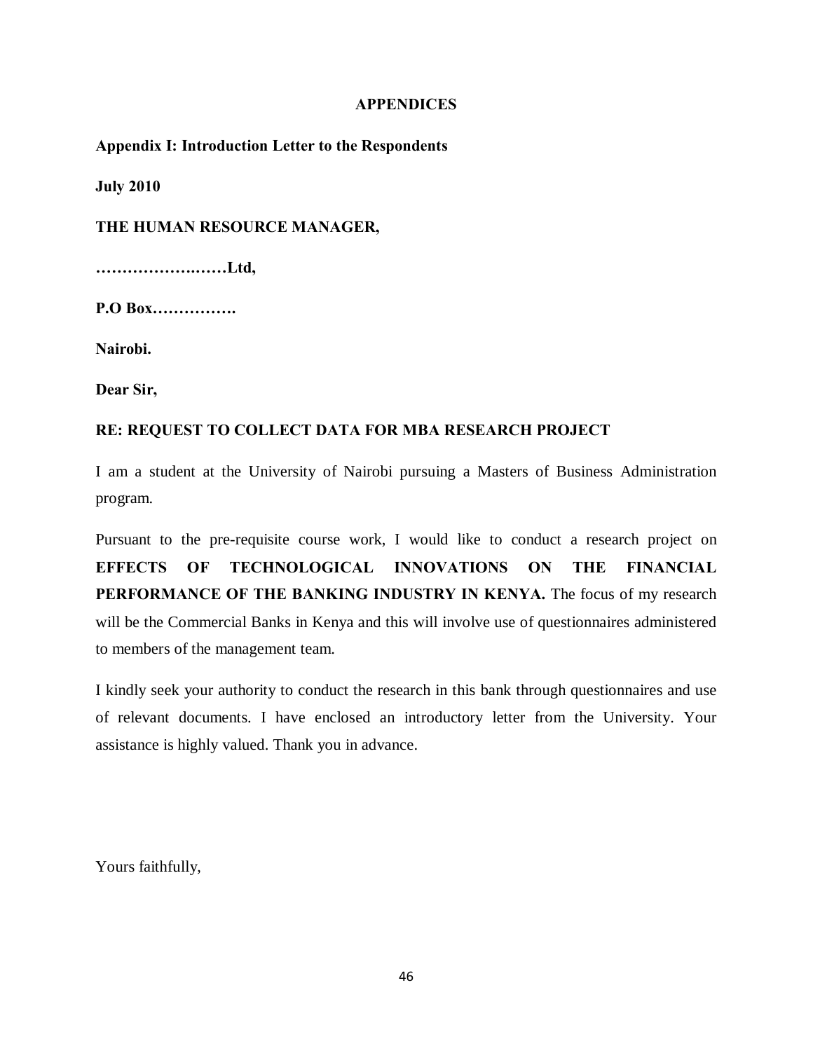# APPENDICES

## Appendix I: Introduction Letter to the Respondents

**July 2010**

**THE HUMAN RESOURCE MANAGER,**

**……………….……Ltd,**

**P.O Box…………….**

**Nairobi.**

**Dear Sir,**

**RE: REQUEST TO COLLECT DATA FOR MBA RESEARCH PROJECT**

I am a student at the University of Nairobi pursuing a Masters of Business Administration program.

Pursuant to the pre-requisite course work, I would like to conduct a research project on **EFFECTS OF TECHNOLOGICAL INNOVATIONS ON THE FINANCIAL PERFORMANCE OF THE BANKING INDUSTRY IN KENYA.** The focus of my research will be the Commercial Banks in Kenya and this will involve use of questionnaires administered to members of the management team.

I kindly seek your authority to conduct the research in this bank through questionnaires and use of relevant documents. I have enclosed an introductory letter from the University. Your assistance is highly valued. Thank you in advance.

Yours faithfully,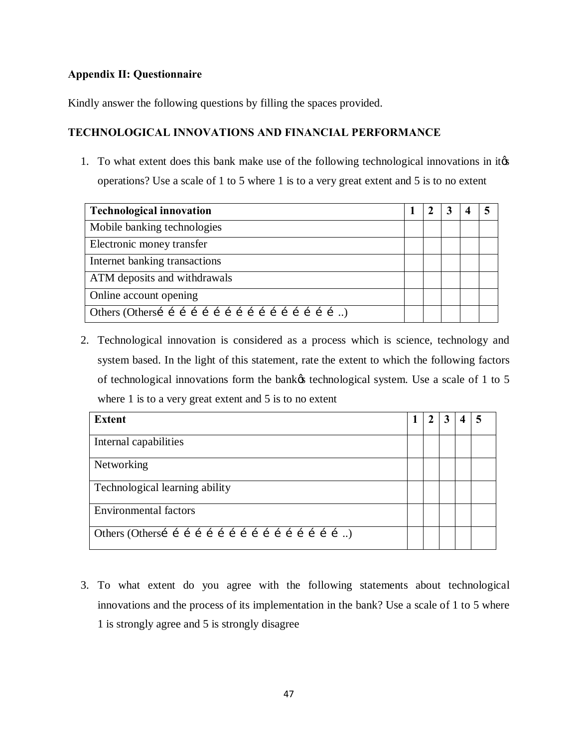**Appendix II: Questionnaire**

Kindly answer the following questions by filling the spaces provided.

**TECHNOLOGICAL INNOVATIONS AND FINANCIAL PERFORMANCE**

1. To what extent does this bank make use of the following technological innovations in itǿs operations? Use a scale of 1 to 5 where 1 is to a very great extent and 5 is to no extent

| Technological innovation | 1 | 2 | 3 | 4 | 5 |
|---|---|---|---|---|---|
| Mobile banking technologies | | | | | |
| Electronic money transfer | | | | | |
| Internet banking transactions | | | | | |
| ATM deposits and withdrawals | | | | | |
| Online account opening | | | | | |
| Others (Othersé é é é é é é é é é é é é é é é ..) | | | | | |

2. Technological innovation is considered as a process which is science, technology and system based. In the light of this statement, rate the extent to which the following factors of technological innovations form the bankǿs technological system. Use a scale of 1 to 5 where 1 is to a very great extent and 5 is to no extent

| Extent | 1 | 2 | 3 | 4 | 5 |
|---|---|---|---|---|---|
| Internal capabilities | | | | | |
| Networking | | | | | |
| Technological learning ability | | | | | |
| Environmental factors | | | | | |
| Others (Othersé é é é é é é é é é é é é é é é ..) | | | | | |

3. To what extent do you agree with the following statements about technological innovations and the process of its implementation in the bank? Use a scale of 1 to 5 where 1 is strongly agree and 5 is strongly disagree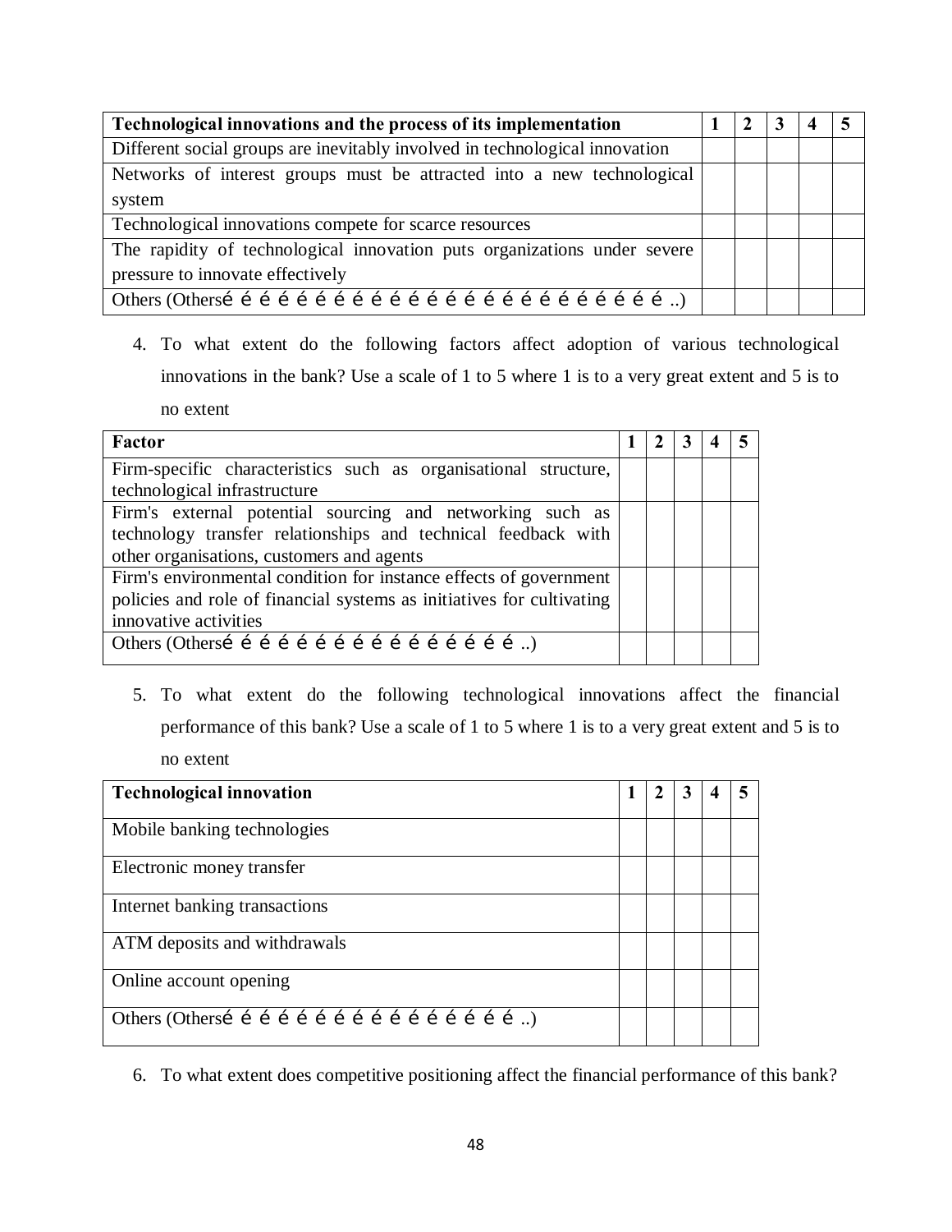| Technological innovations and the process of its implementation | 1 | 2 | 3 | 4 | 5 |
|---|---|---|---|---|---|
| Different social groups are inevitably involved in technological innovation | | | | | |
| Networks of interest groups must be attracted into a new technological system | | | | | |
| Technological innovations compete for scarce resources | | | | | |
| The rapidity of technological innovation puts organizations under severe pressure to innovate effectively | | | | | |
| Others (Othersé é é é é é é é é é é é é é é é é é é é é é é é ..) | | | | | |

4. To what extent do the following factors affect adoption of various technological innovations in the bank? Use a scale of 1 to 5 where 1 is to a very great extent and 5 is to no extent

| Factor | 1 | 2 | 3 | 4 | 5 |
|---|---|---|---|---|---|
| Firm-specific characteristics such as organisational structure, technological infrastructure | | | | | |
| Firm's external potential sourcing and networking such as technology transfer relationships and technical feedback with other organisations, customers and agents | | | | | |
| Firm's environmental condition for instance effects of government policies and role of financial systems as initiatives for cultivating innovative activities | | | | | |
| Others (Othersé é é é é é é é é é é é é é é é ..) | | | | | |

5. To what extent do the following technological innovations affect the financial performance of this bank? Use a scale of 1 to 5 where 1 is to a very great extent and 5 is to no extent

| Technological innovation | 1 | 2 | 3 | 4 | 5 |
|---|---|---|---|---|---|
| Mobile banking technologies | | | | | |
| Electronic money transfer | | | | | |
| Internet banking transactions | | | | | |
| ATM deposits and withdrawals | | | | | |
| Online account opening | | | | | |
| Others (Othersé é é é é é é é é é é é é é é é ..) | | | | | |

6. To what extent does competitive positioning affect the financial performance of this bank?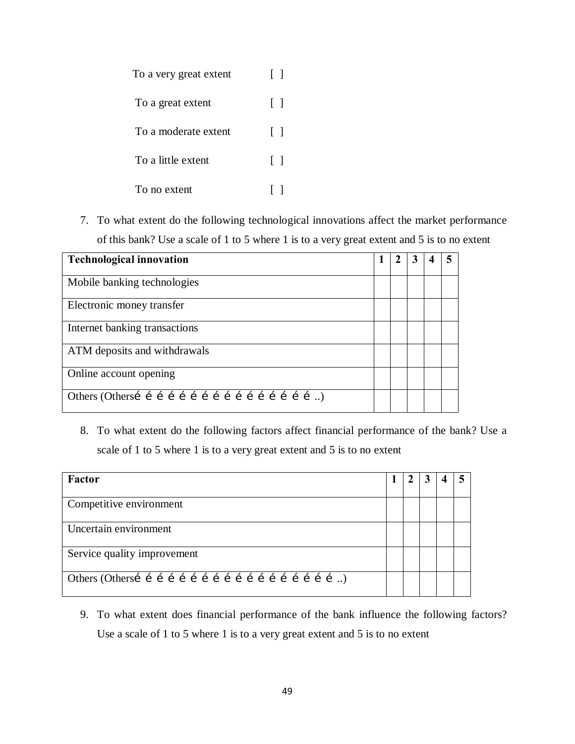To a very great extent [ ]

To a great extent [ ]

To a moderate extent [ ]

To a little extent [ ]

To no extent [ ]

7. To what extent do the following technological innovations affect the market performance of this bank? Use a scale of 1 to 5 where 1 is to a very great extent and 5 is to no extent

| Technological innovation | 1 | 2 | 3 | 4 | 5 |
|---|---|---|---|---|---|
| Mobile banking technologies | | | | | |
| Electronic money transfer | | | | | |
| Internet banking transactions | | | | | |
| ATM deposits and withdrawals | | | | | |
| Online account opening | | | | | |
| Others (Othersé é é é é é é é é é é é é é é é ..) | | | | | |

8. To what extent do the following factors affect financial performance of the bank? Use a scale of 1 to 5 where 1 is to a very great extent and 5 is to no extent

| Factor | 1 | 2 | 3 | 4 | 5 |
|---|---|---|---|---|---|
| Competitive environment | | | | | |
| Uncertain environment | | | | | |
| Service quality improvement | | | | | |
| Others (Othersé é é é é é é é é é é é é é é é é é ..) | | | | | |

9. To what extent does financial performance of the bank influence the following factors? Use a scale of 1 to 5 where 1 is to a very great extent and 5 is to no extent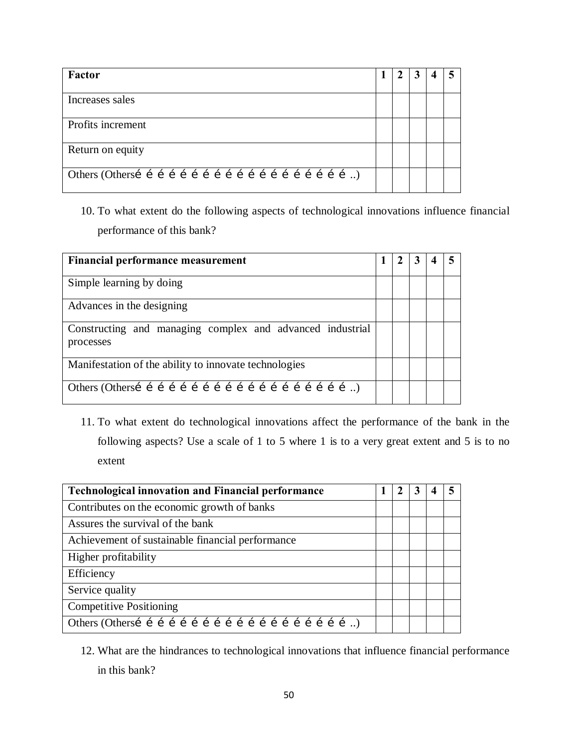| Factor | 1 | 2 | 3 | 4 | 5 |
|---|---|---|---|---|---|
| Increases sales | | | | | |
| Profits increment | | | | | |
| Return on equity | | | | | |
| Others (Othersé é é é é é é é é é é é é é é é é é é ..) | | | | | |

10. To what extent do the following aspects of technological innovations influence financial performance of this bank?

| Financial performance measurement | 1 | 2 | 3 | 4 | 5 |
|---|---|---|---|---|---|
| Simple learning by doing | | | | | |
| Advances in the designing | | | | | |
| Constructing and managing complex and advanced industrial processes | | | | | |
| Manifestation of the ability to innovate technologies | | | | | |
| Others (Othersé é é é é é é é é é é é é é é é é é é ..) | | | | | |

11. To what extent do technological innovations affect the performance of the bank in the following aspects? Use a scale of 1 to 5 where 1 is to a very great extent and 5 is to no extent

| Technological innovation and Financial performance | 1 | 2 | 3 | 4 | 5 |
|---|---|---|---|---|---|
| Contributes on the economic growth of banks | | | | | |
| Assures the survival of the bank | | | | | |
| Achievement of sustainable financial performance | | | | | |
| Higher profitability | | | | | |
| Efficiency | | | | | |
| Service quality | | | | | |
| Competitive Positioning | | | | | |
| Others (Othersé é é é é é é é é é é é é é é é é é é ..) | | | | | |

12. What are the hindrances to technological innovations that influence financial performance in this bank?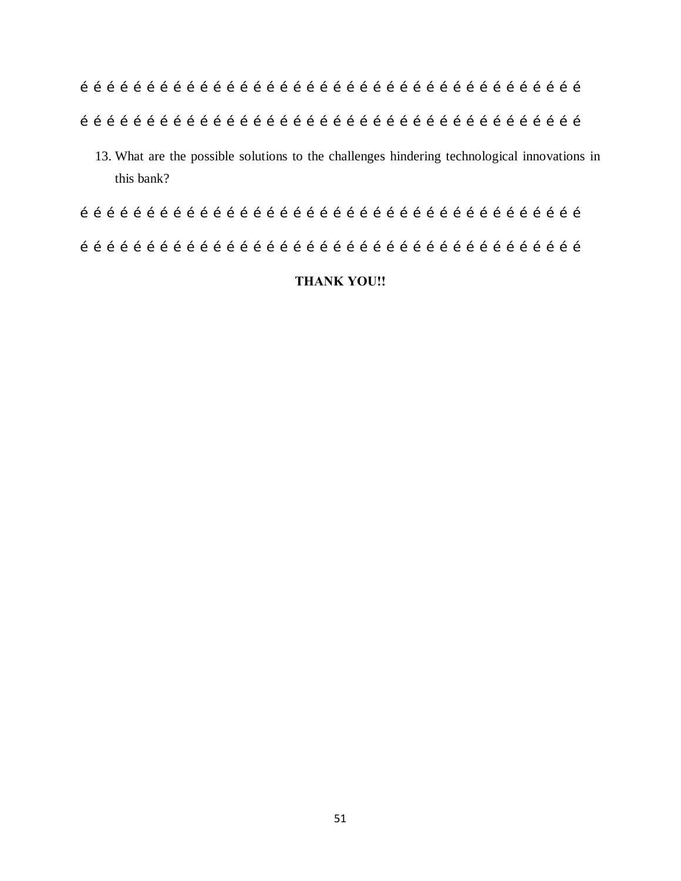é é é é é é é é é é é é é é é é é é é é é é é é é é é é é é é é é é é é é é é é é é é é é é é é é é é é é é é é é é é é é é é é é

é é é é é é é é é é é é é é é é é é é é é é é é é é é é é é é é é é é é é é é é é é é é é é é é é é é é é é é é é é é é é é é é é

13. What are the possible solutions to the challenges hindering technological innovations in this bank?

é é é é é é é é é é é é é é é é é é é é é é é é é é é é é é é é é é é é é é é é é é é é é é é é é é é é é é é é é é é é é é é é é é

é é é é é é é é é é é é é é é é é é é é é é é é é é é é é é é é é é é é é é é é é é é é é é é é é é é é é é é é é é é é é é é é é

**THANK YOU!!**